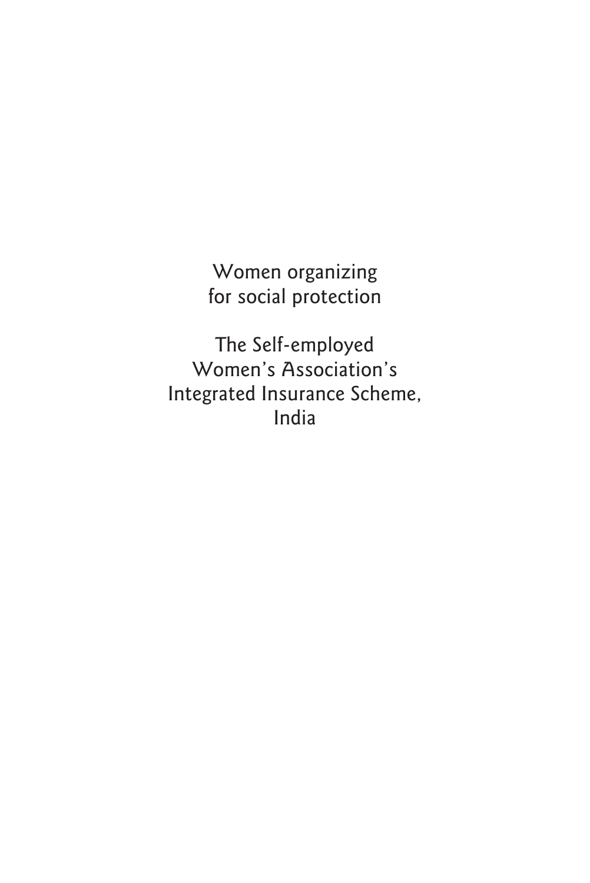# Women organizing for social protection

## The Self-employed Women's Association's Integrated Insurance Scheme, India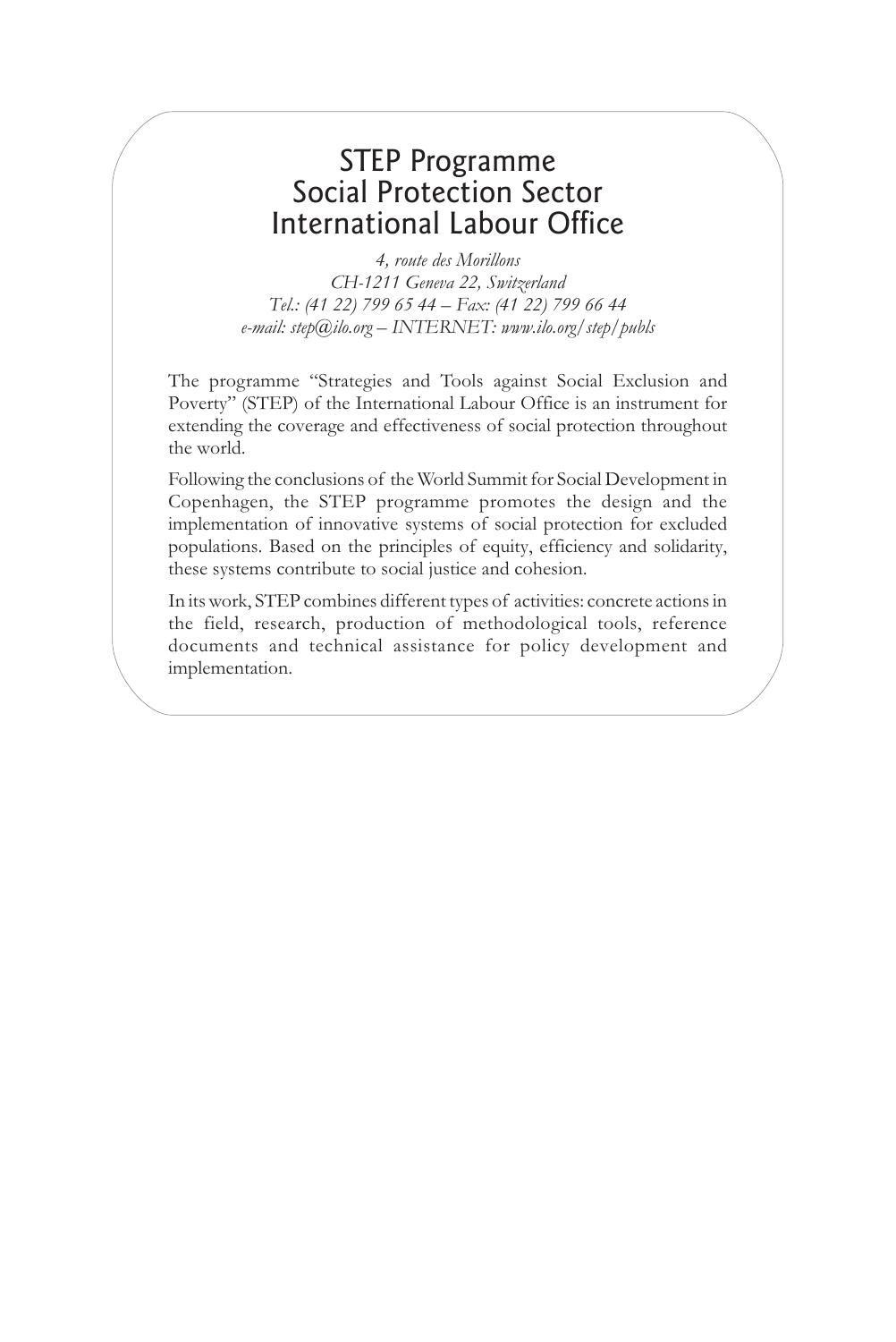# STEP Programme
# Social Protection Sector
# International Labour Office

*4, route des Morillons*
*CH-1211 Geneva 22, Switzerland*
*Tel.: (41 22) 799 65 44 – Fax: (41 22) 799 66 44*
*e-mail: step@ilo.org – INTERNET: www.ilo.org/step/publs*

The programme "Strategies and Tools against Social Exclusion and Poverty" (STEP) of the International Labour Office is an instrument for extending the coverage and effectiveness of social protection throughout the world.

Following the conclusions of the World Summit for Social Development in Copenhagen, the STEP programme promotes the design and the implementation of innovative systems of social protection for excluded populations. Based on the principles of equity, efficiency and solidarity, these systems contribute to social justice and cohesion.

In its work, STEP combines different types of activities: concrete actions in the field, research, production of methodological tools, reference documents and technical assistance for policy development and implementation.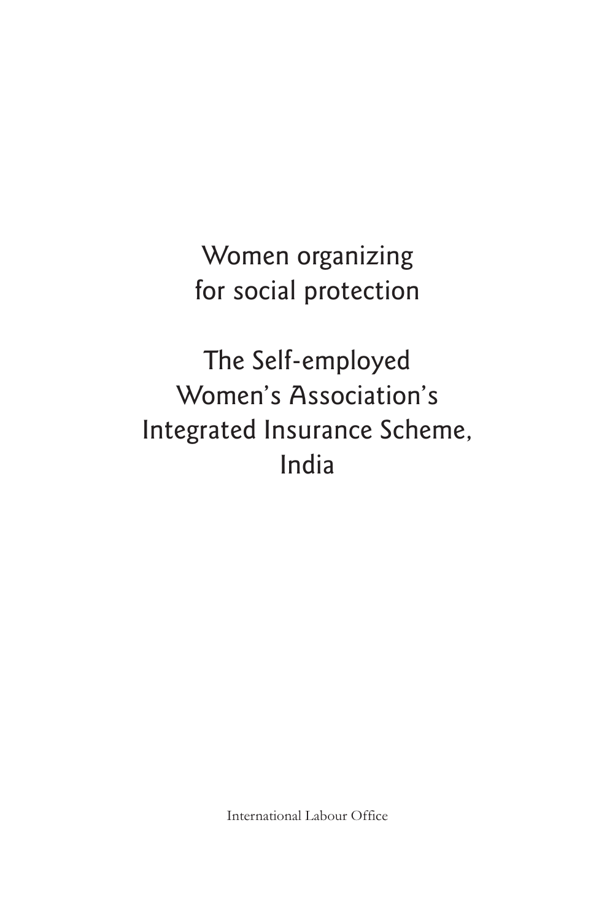# Women organizing for social protection

# The Self-employed Women's Association's Integrated Insurance Scheme, India

International Labour Office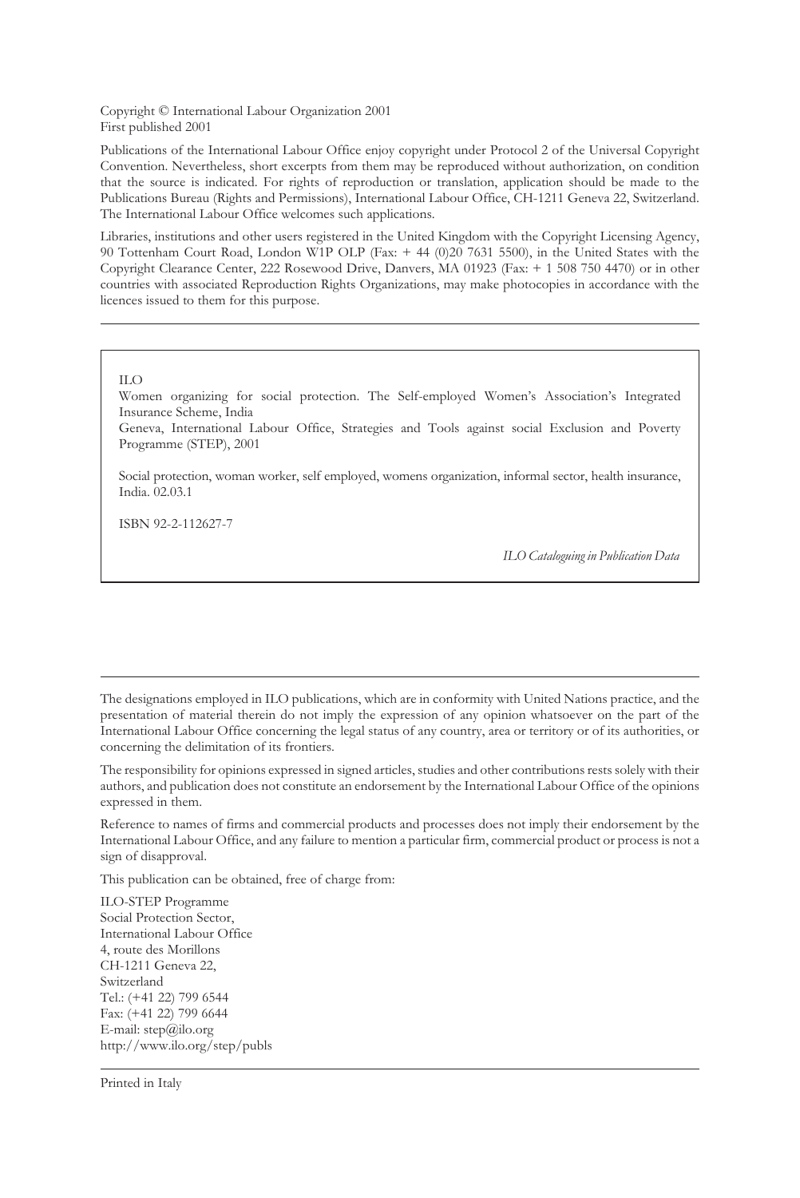Copyright © International Labour Organization 2001
First published 2001

Publications of the International Labour Office enjoy copyright under Protocol 2 of the Universal Copyright Convention. Nevertheless, short excerpts from them may be reproduced without authorization, on condition that the source is indicated. For rights of reproduction or translation, application should be made to the Publications Bureau (Rights and Permissions), International Labour Office, CH-1211 Geneva 22, Switzerland. The International Labour Office welcomes such applications.

Libraries, institutions and other users registered in the United Kingdom with the Copyright Licensing Agency, 90 Tottenham Court Road, London W1P OLP (Fax: + 44 (0)20 7631 5500), in the United States with the Copyright Clearance Center, 222 Rosewood Drive, Danvers, MA 01923 (Fax: + 1 508 750 4470) or in other countries with associated Reproduction Rights Organizations, may make photocopies in accordance with the licences issued to them for this purpose.

---

ILO
Women organizing for social protection. The Self-employed Women's Association's Integrated Insurance Scheme, India
Geneva, International Labour Office, Strategies and Tools against social Exclusion and Poverty Programme (STEP), 2001

Social protection, woman worker, self employed, womens organization, informal sector, health insurance, India. 02.03.1

ISBN 92-2-112627-7

*ILO Cataloguing in Publication Data*

---

The designations employed in ILO publications, which are in conformity with United Nations practice, and the presentation of material therein do not imply the expression of any opinion whatsoever on the part of the International Labour Office concerning the legal status of any country, area or territory or of its authorities, or concerning the delimitation of its frontiers.

The responsibility for opinions expressed in signed articles, studies and other contributions rests solely with their authors, and publication does not constitute an endorsement by the International Labour Office of the opinions expressed in them.

Reference to names of firms and commercial products and processes does not imply their endorsement by the International Labour Office, and any failure to mention a particular firm, commercial product or process is not a sign of disapproval.

This publication can be obtained, free of charge from:

ILO-STEP Programme
Social Protection Sector,
International Labour Office
4, route des Morillons
CH-1211 Geneva 22,
Switzerland
Tel.: (+41 22) 799 6544
Fax: (+41 22) 799 6644
E-mail: step@ilo.org
http://www.ilo.org/step/publs

---

Printed in Italy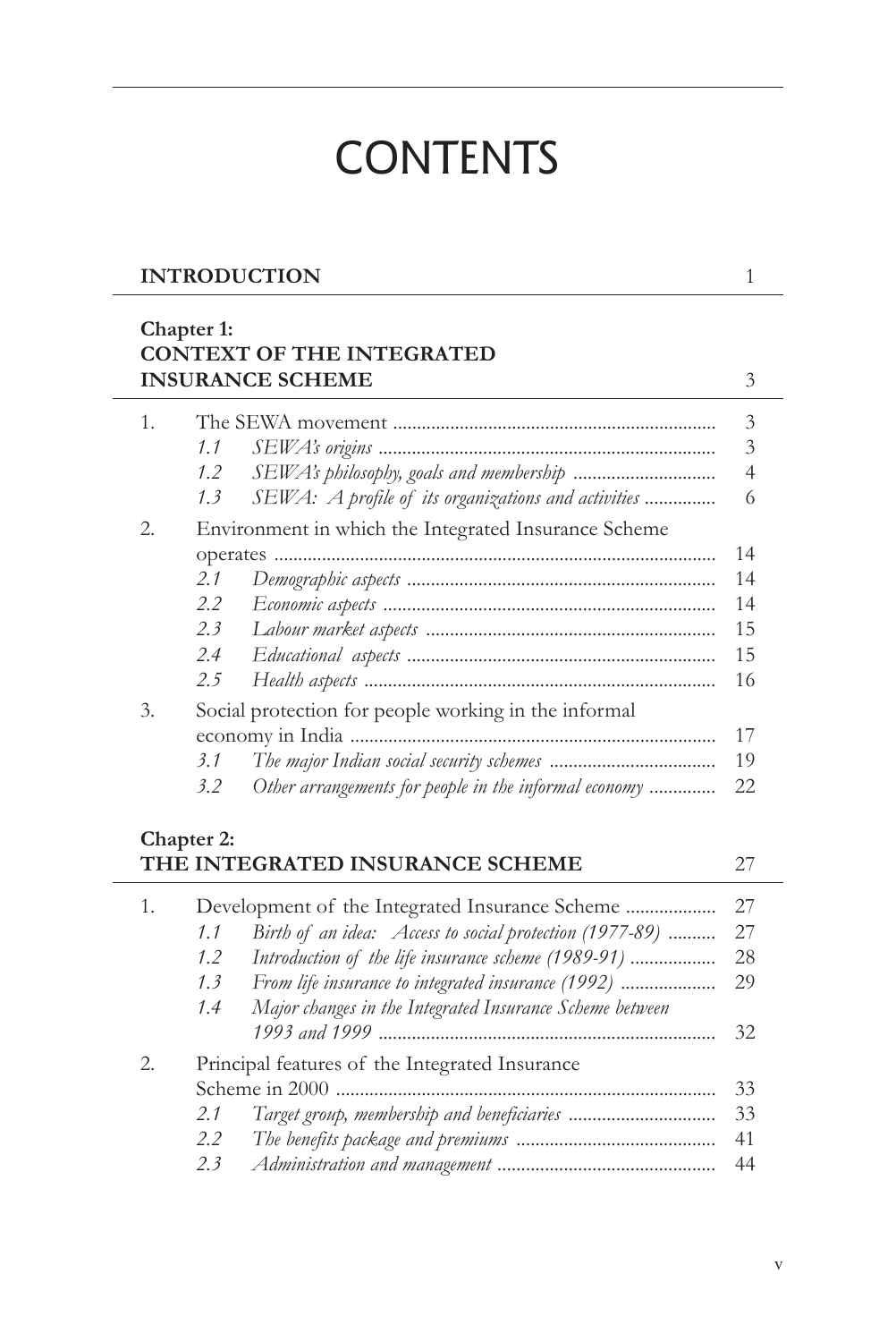# CONTENTS

**INTRODUCTION** 1

**Chapter 1:**
**CONTEXT OF THE INTEGRATED INSURANCE SCHEME** 3

1. The SEWA movement ... 3
   - *1.1 SEWA's origins* ... 3
   - *1.2 SEWA's philosophy, goals and membership* ... 4
   - *1.3 SEWA: A profile of its organizations and activities* ... 6
2. Environment in which the Integrated Insurance Scheme operates ... 14
   - *2.1 Demographic aspects* ... 14
   - *2.2 Economic aspects* ... 14
   - *2.3 Labour market aspects* ... 15
   - *2.4 Educational aspects* ... 15
   - *2.5 Health aspects* ... 16
3. Social protection for people working in the informal economy in India ... 17
   - *3.1 The major Indian social security schemes* ... 19
   - *3.2 Other arrangements for people in the informal economy* ... 22

**Chapter 2:**
**THE INTEGRATED INSURANCE SCHEME** 27

1. Development of the Integrated Insurance Scheme ... 27
   - *1.1 Birth of an idea: Access to social protection (1977-89)* ... 27
   - *1.2 Introduction of the life insurance scheme (1989-91)* ... 28
   - *1.3 From life insurance to integrated insurance (1992)* ... 29
   - *1.4 Major changes in the Integrated Insurance Scheme between 1993 and 1999* ... 32
2. Principal features of the Integrated Insurance Scheme in 2000 ... 33
   - *2.1 Target group, membership and beneficiaries* ... 33
   - *2.2 The benefits package and premiums* ... 41
   - *2.3 Administration and management* ... 44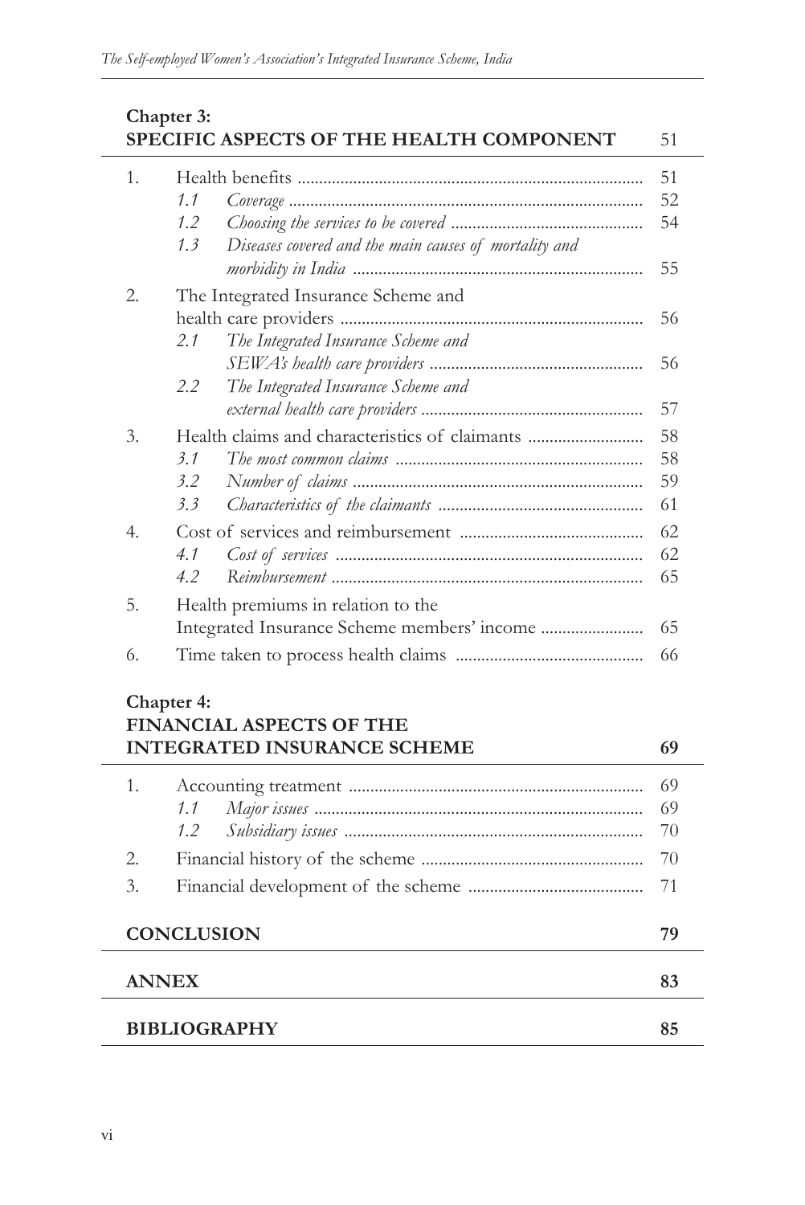**Chapter 3:**
**SPECIFIC ASPECTS OF THE HEALTH COMPONENT** 51

1. Health benefits ..... 51
   - *1.1 Coverage* ..... 52
   - *1.2 Choosing the services to be covered* ..... 54
   - *1.3 Diseases covered and the main causes of mortality and morbidity in India* ..... 55
2. The Integrated Insurance Scheme and health care providers ..... 56
   - *2.1 The Integrated Insurance Scheme and SEWA's health care providers* ..... 56
   - *2.2 The Integrated Insurance Scheme and external health care providers* ..... 57
3. Health claims and characteristics of claimants ..... 58
   - *3.1 The most common claims* ..... 58
   - *3.2 Number of claims* ..... 59
   - *3.3 Characteristics of the claimants* ..... 61
4. Cost of services and reimbursement ..... 62
   - *4.1 Cost of services* ..... 62
   - *4.2 Reimbursement* ..... 65
5. Health premiums in relation to the Integrated Insurance Scheme members' income ..... 65
6. Time taken to process health claims ..... 66

**Chapter 4:**
**FINANCIAL ASPECTS OF THE INTEGRATED INSURANCE SCHEME** 69

1. Accounting treatment ..... 69
   - *1.1 Major issues* ..... 69
   - *1.2 Subsidiary issues* ..... 70
2. Financial history of the scheme ..... 70
3. Financial development of the scheme ..... 71

**CONCLUSION** 79

**ANNEX** 83

**BIBLIOGRAPHY** 85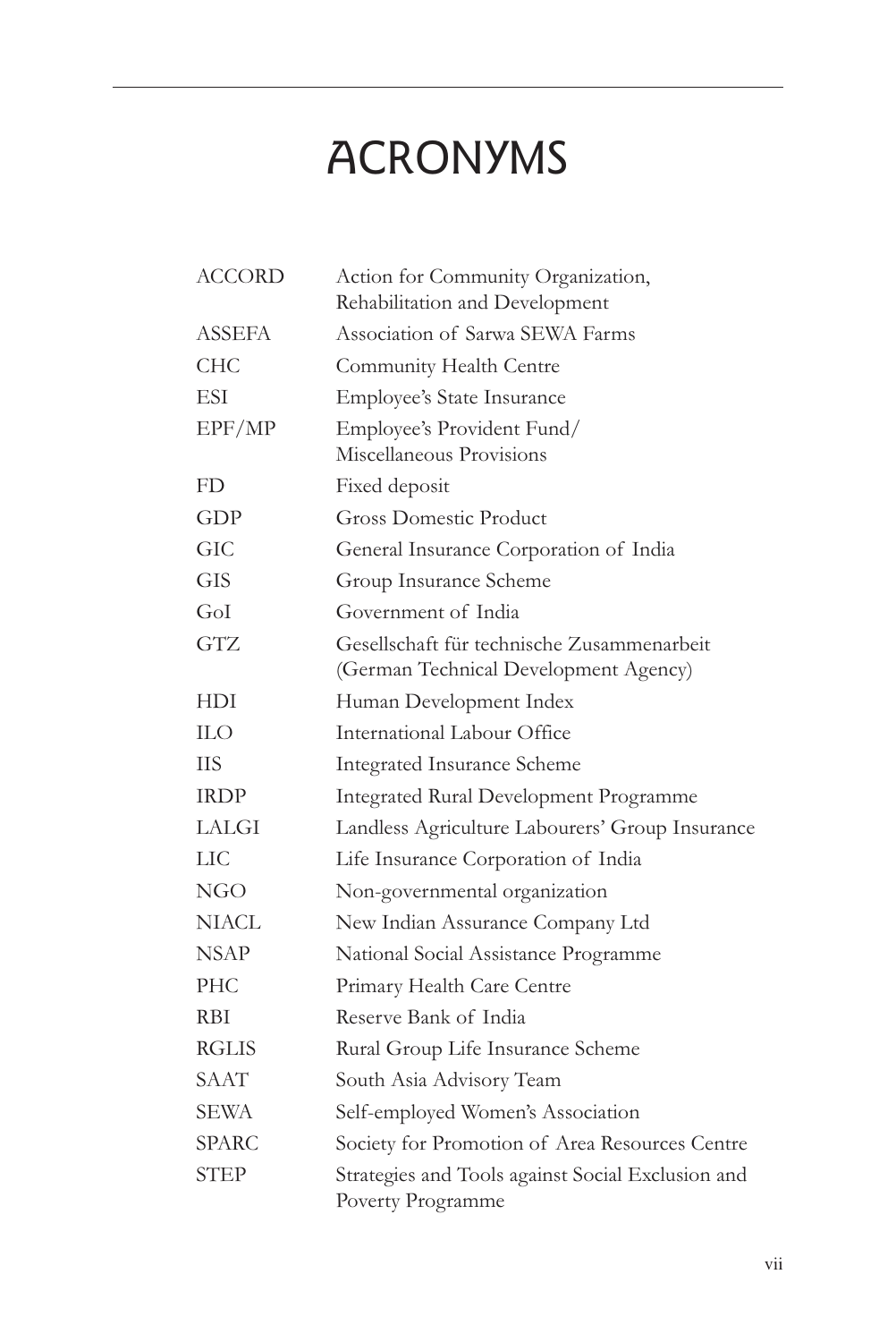# ACRONYMS

| | |
|---|---|
| ACCORD | Action for Community Organization, Rehabilitation and Development |
| ASSEFA | Association of Sarwa SEWA Farms |
| CHC | Community Health Centre |
| ESI | Employee's State Insurance |
| EPF/MP | Employee's Provident Fund/ Miscellaneous Provisions |
| FD | Fixed deposit |
| GDP | Gross Domestic Product |
| GIC | General Insurance Corporation of India |
| GIS | Group Insurance Scheme |
| GoI | Government of India |
| GTZ | Gesellschaft für technische Zusammenarbeit (German Technical Development Agency) |
| HDI | Human Development Index |
| ILO | International Labour Office |
| IIS | Integrated Insurance Scheme |
| IRDP | Integrated Rural Development Programme |
| LALGI | Landless Agriculture Labourers' Group Insurance |
| LIC | Life Insurance Corporation of India |
| NGO | Non-governmental organization |
| NIACL | New Indian Assurance Company Ltd |
| NSAP | National Social Assistance Programme |
| PHC | Primary Health Care Centre |
| RBI | Reserve Bank of India |
| RGLIS | Rural Group Life Insurance Scheme |
| SAAT | South Asia Advisory Team |
| SEWA | Self-employed Women's Association |
| SPARC | Society for Promotion of Area Resources Centre |
| STEP | Strategies and Tools against Social Exclusion and Poverty Programme |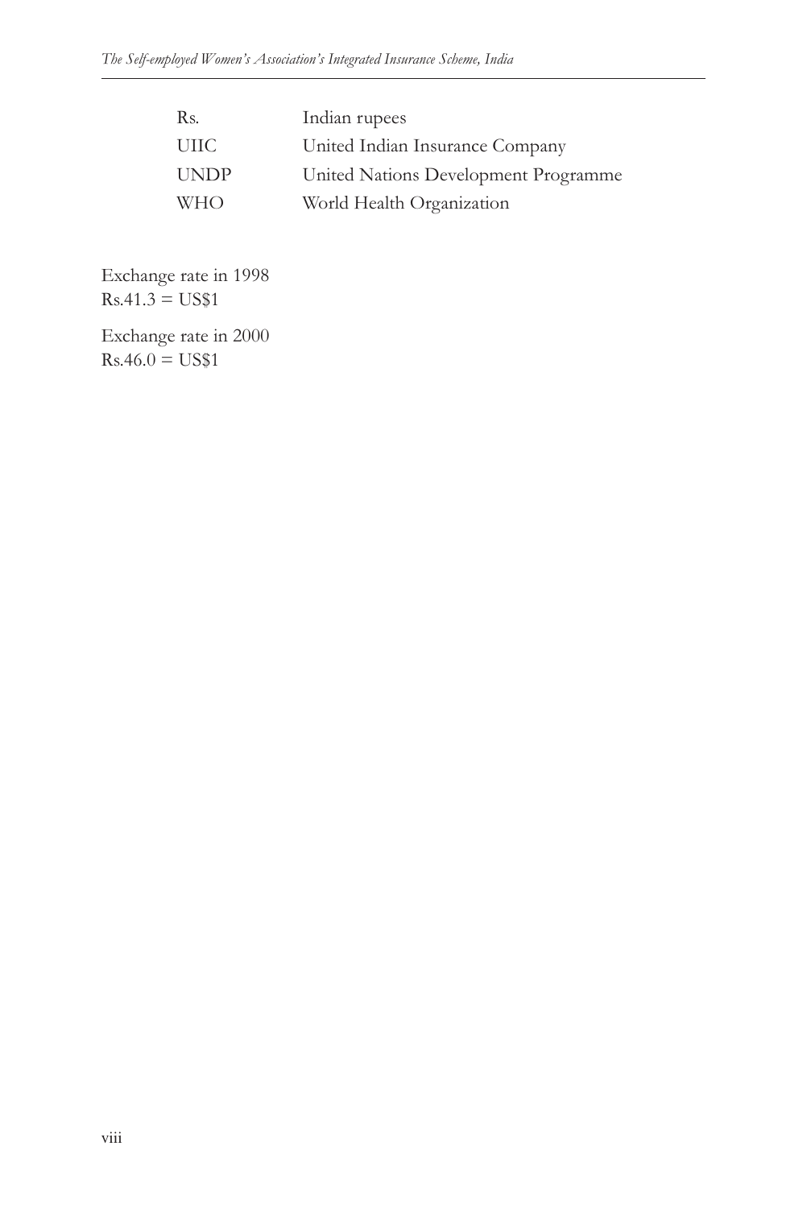| | |
|---|---|
| Rs. | Indian rupees |
| UIIC | United Indian Insurance Company |
| UNDP | United Nations Development Programme |
| WHO | World Health Organization |

Exchange rate in 1998
Rs.41.3 = US$1

Exchange rate in 2000
Rs.46.0 = US$1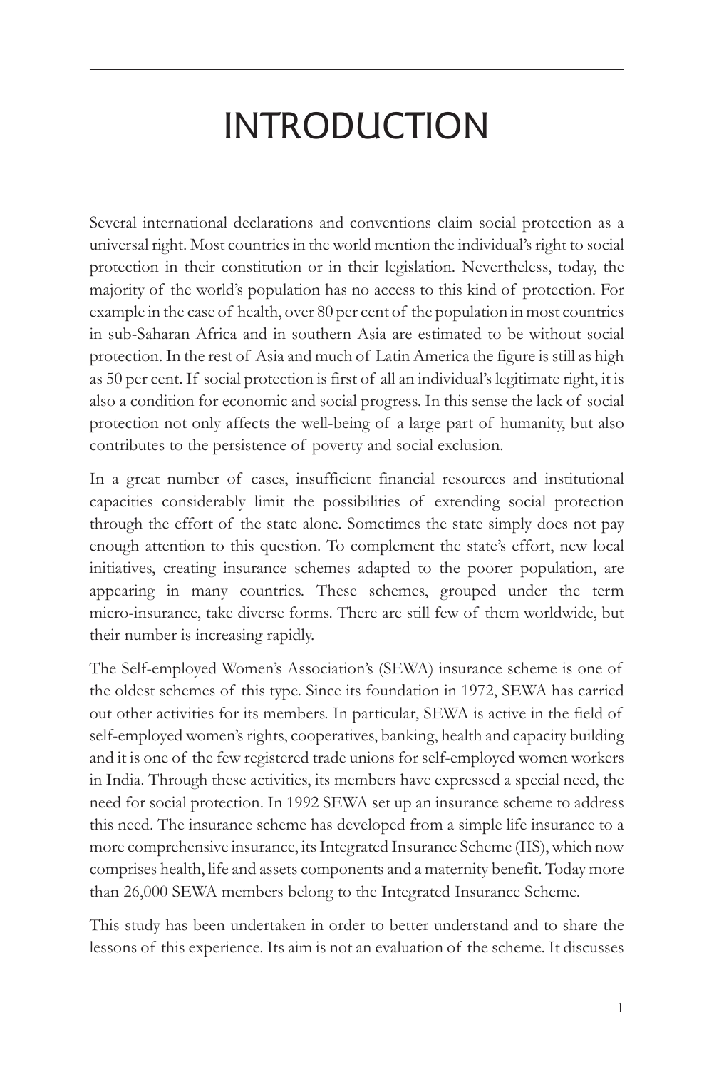# INTRODUCTION

Several international declarations and conventions claim social protection as a universal right. Most countries in the world mention the individual's right to social protection in their constitution or in their legislation. Nevertheless, today, the majority of the world's population has no access to this kind of protection. For example in the case of health, over 80 per cent of the population in most countries in sub-Saharan Africa and in southern Asia are estimated to be without social protection. In the rest of Asia and much of Latin America the figure is still as high as 50 per cent. If social protection is first of all an individual's legitimate right, it is also a condition for economic and social progress. In this sense the lack of social protection not only affects the well-being of a large part of humanity, but also contributes to the persistence of poverty and social exclusion.

In a great number of cases, insufficient financial resources and institutional capacities considerably limit the possibilities of extending social protection through the effort of the state alone. Sometimes the state simply does not pay enough attention to this question. To complement the state's effort, new local initiatives, creating insurance schemes adapted to the poorer population, are appearing in many countries. These schemes, grouped under the term micro-insurance, take diverse forms. There are still few of them worldwide, but their number is increasing rapidly.

The Self-employed Women's Association's (SEWA) insurance scheme is one of the oldest schemes of this type. Since its foundation in 1972, SEWA has carried out other activities for its members. In particular, SEWA is active in the field of self-employed women's rights, cooperatives, banking, health and capacity building and it is one of the few registered trade unions for self-employed women workers in India. Through these activities, its members have expressed a special need, the need for social protection. In 1992 SEWA set up an insurance scheme to address this need. The insurance scheme has developed from a simple life insurance to a more comprehensive insurance, its Integrated Insurance Scheme (IIS), which now comprises health, life and assets components and a maternity benefit. Today more than 26,000 SEWA members belong to the Integrated Insurance Scheme.

This study has been undertaken in order to better understand and to share the lessons of this experience. Its aim is not an evaluation of the scheme. It discusses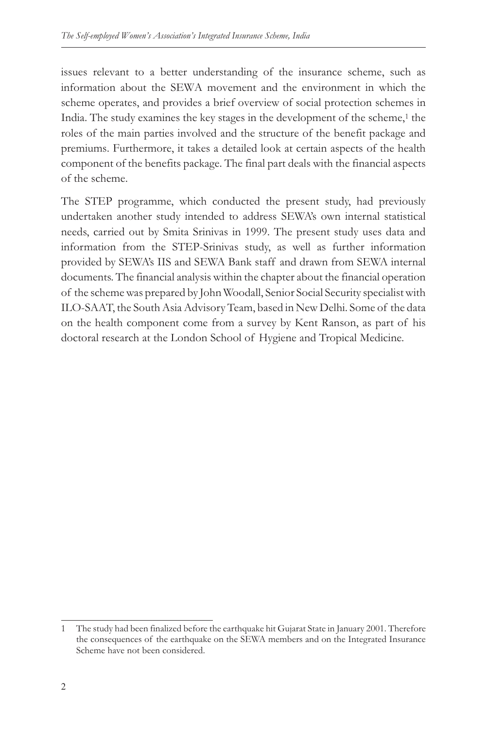issues relevant to a better understanding of the insurance scheme, such as information about the SEWA movement and the environment in which the scheme operates, and provides a brief overview of social protection schemes in India. The study examines the key stages in the development of the scheme,[1] the roles of the main parties involved and the structure of the benefit package and premiums. Furthermore, it takes a detailed look at certain aspects of the health component of the benefits package. The final part deals with the financial aspects of the scheme.

The STEP programme, which conducted the present study, had previously undertaken another study intended to address SEWA's own internal statistical needs, carried out by Smita Srinivas in 1999. The present study uses data and information from the STEP-Srinivas study, as well as further information provided by SEWA's IIS and SEWA Bank staff and drawn from SEWA internal documents. The financial analysis within the chapter about the financial operation of the scheme was prepared by John Woodall, Senior Social Security specialist with ILO-SAAT, the South Asia Advisory Team, based in New Delhi. Some of the data on the health component come from a survey by Kent Ranson, as part of his doctoral research at the London School of Hygiene and Tropical Medicine.

---

1 The study had been finalized before the earthquake hit Gujarat State in January 2001. Therefore the consequences of the earthquake on the SEWA members and on the Integrated Insurance Scheme have not been considered.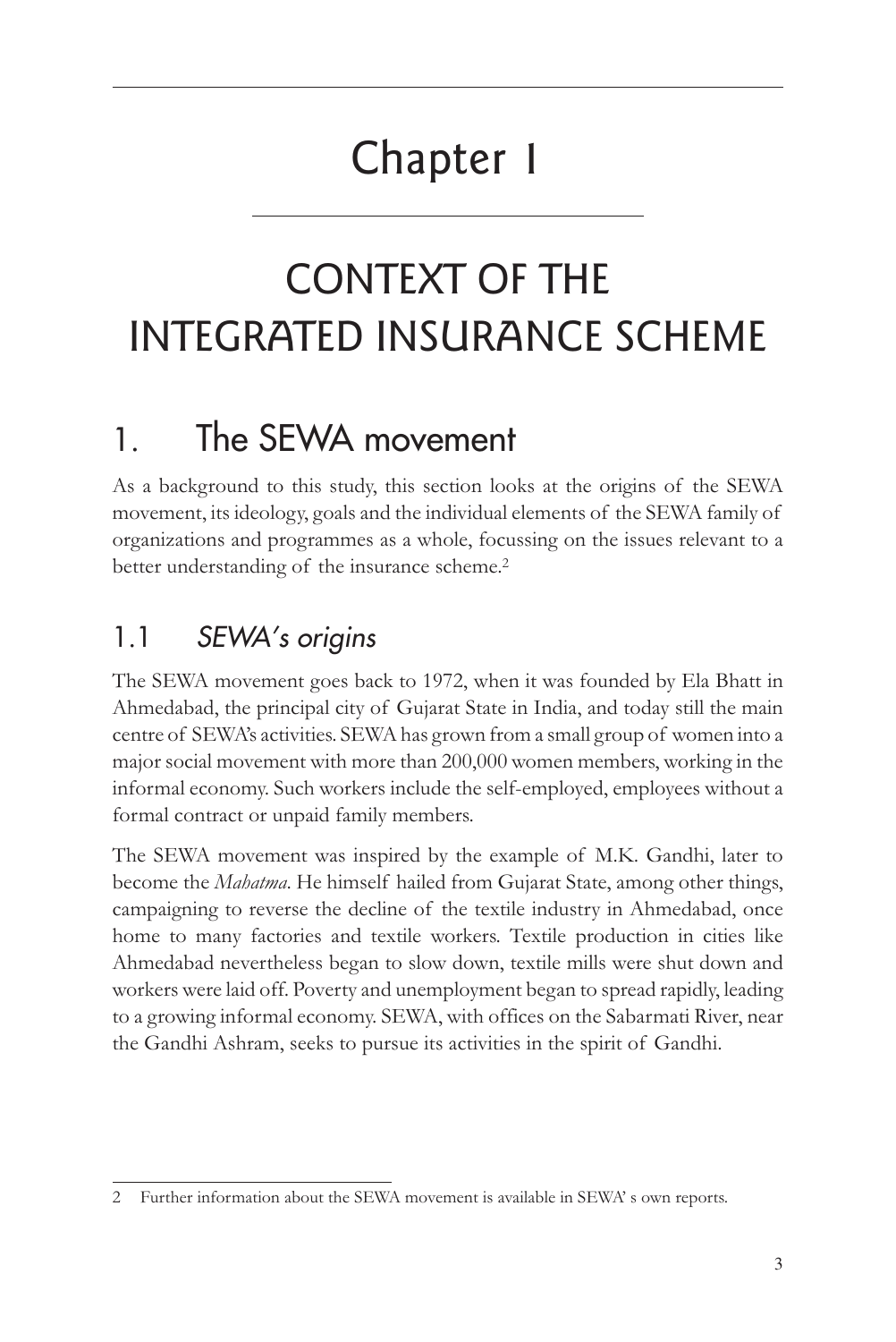# Chapter 1

# CONTEXT OF THE INTEGRATED INSURANCE SCHEME

## 1. The SEWA movement

As a background to this study, this section looks at the origins of the SEWA movement, its ideology, goals and the individual elements of the SEWA family of organizations and programmes as a whole, focussing on the issues relevant to a better understanding of the insurance scheme.[2]

### 1.1 *SEWA's origins*

The SEWA movement goes back to 1972, when it was founded by Ela Bhatt in Ahmedabad, the principal city of Gujarat State in India, and today still the main centre of SEWA's activities. SEWA has grown from a small group of women into a major social movement with more than 200,000 women members, working in the informal economy. Such workers include the self-employed, employees without a formal contract or unpaid family members.

The SEWA movement was inspired by the example of M.K. Gandhi, later to become the *Mahatma*. He himself hailed from Gujarat State, among other things, campaigning to reverse the decline of the textile industry in Ahmedabad, once home to many factories and textile workers. Textile production in cities like Ahmedabad nevertheless began to slow down, textile mills were shut down and workers were laid off. Poverty and unemployment began to spread rapidly, leading to a growing informal economy. SEWA, with offices on the Sabarmati River, near the Gandhi Ashram, seeks to pursue its activities in the spirit of Gandhi.

---

2 Further information about the SEWA movement is available in SEWA' s own reports.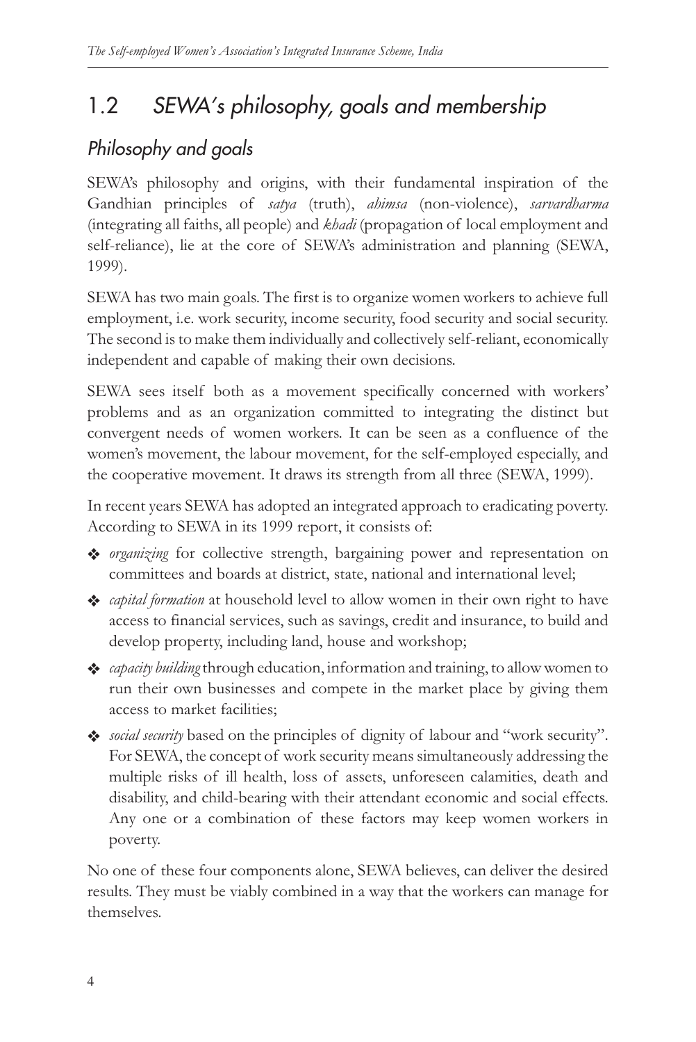## 1.2 *SEWA's philosophy, goals and membership*

### *Philosophy and goals*

SEWA's philosophy and origins, with their fundamental inspiration of the Gandhian principles of *satya* (truth), *ahimsa* (non-violence), *sarvardharma* (integrating all faiths, all people) and *khadi* (propagation of local employment and self-reliance), lie at the core of SEWA's administration and planning (SEWA, 1999).

SEWA has two main goals. The first is to organize women workers to achieve full employment, i.e. work security, income security, food security and social security. The second is to make them individually and collectively self-reliant, economically independent and capable of making their own decisions.

SEWA sees itself both as a movement specifically concerned with workers' problems and as an organization committed to integrating the distinct but convergent needs of women workers. It can be seen as a confluence of the women's movement, the labour movement, for the self-employed especially, and the cooperative movement. It draws its strength from all three (SEWA, 1999).

In recent years SEWA has adopted an integrated approach to eradicating poverty. According to SEWA in its 1999 report, it consists of:

- *organizing* for collective strength, bargaining power and representation on committees and boards at district, state, national and international level;
- *capital formation* at household level to allow women in their own right to have access to financial services, such as savings, credit and insurance, to build and develop property, including land, house and workshop;
- *capacity building* through education, information and training, to allow women to run their own businesses and compete in the market place by giving them access to market facilities;
- *social security* based on the principles of dignity of labour and "work security". For SEWA, the concept of work security means simultaneously addressing the multiple risks of ill health, loss of assets, unforeseen calamities, death and disability, and child-bearing with their attendant economic and social effects. Any one or a combination of these factors may keep women workers in poverty.

No one of these four components alone, SEWA believes, can deliver the desired results. They must be viably combined in a way that the workers can manage for themselves.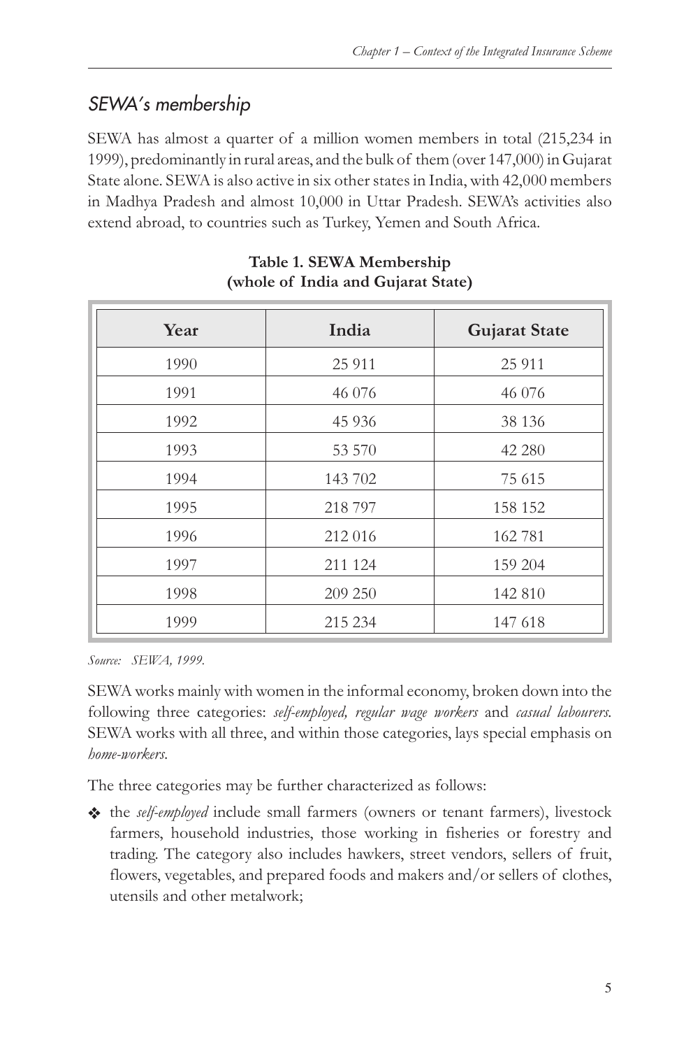## *SEWA's membership*

SEWA has almost a quarter of a million women members in total (215,234 in 1999), predominantly in rural areas, and the bulk of them (over 147,000) in Gujarat State alone. SEWA is also active in six other states in India, with 42,000 members in Madhya Pradesh and almost 10,000 in Uttar Pradesh. SEWA's activities also extend abroad, to countries such as Turkey, Yemen and South Africa.

**Table 1. SEWA Membership (whole of India and Gujarat State)**

| Year | India | Gujarat State |
|---|---|---|
| 1990 | 25 911 | 25 911 |
| 1991 | 46 076 | 46 076 |
| 1992 | 45 936 | 38 136 |
| 1993 | 53 570 | 42 280 |
| 1994 | 143 702 | 75 615 |
| 1995 | 218 797 | 158 152 |
| 1996 | 212 016 | 162 781 |
| 1997 | 211 124 | 159 204 |
| 1998 | 209 250 | 142 810 |
| 1999 | 215 234 | 147 618 |

*Source: SEWA, 1999.*

SEWA works mainly with women in the informal economy, broken down into the following three categories: *self-employed, regular wage workers* and *casual labourers*. SEWA works with all three, and within those categories, lays special emphasis on *home-workers*.

The three categories may be further characterized as follows:

- the *self-employed* include small farmers (owners or tenant farmers), livestock farmers, household industries, those working in fisheries or forestry and trading. The category also includes hawkers, street vendors, sellers of fruit, flowers, vegetables, and prepared foods and makers and/or sellers of clothes, utensils and other metalwork;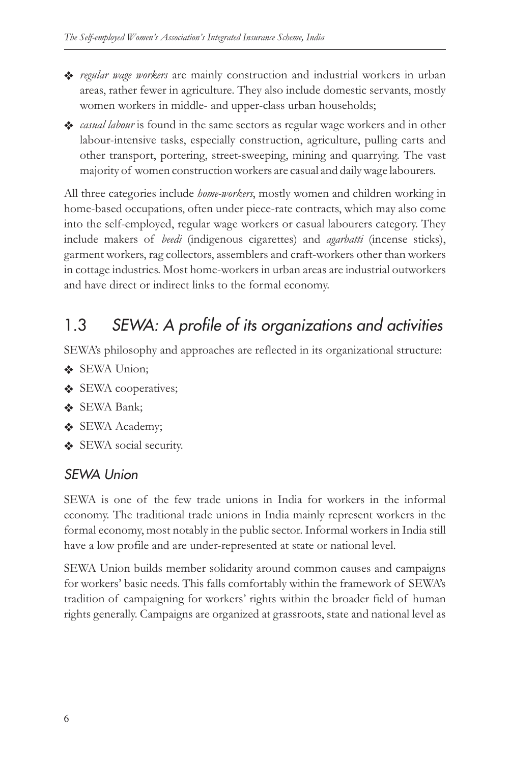- *regular wage workers* are mainly construction and industrial workers in urban areas, rather fewer in agriculture. They also include domestic servants, mostly women workers in middle- and upper-class urban households;
- *casual labour* is found in the same sectors as regular wage workers and in other labour-intensive tasks, especially construction, agriculture, pulling carts and other transport, portering, street-sweeping, mining and quarrying. The vast majority of women construction workers are casual and daily wage labourers.

All three categories include *home-workers*, mostly women and children working in home-based occupations, often under piece-rate contracts, which may also come into the self-employed, regular wage workers or casual labourers category. They include makers of *beedi* (indigenous cigarettes) and *agarbatti* (incense sticks), garment workers, rag collectors, assemblers and craft-workers other than workers in cottage industries. Most home-workers in urban areas are industrial outworkers and have direct or indirect links to the formal economy.

## 1.3 *SEWA: A profile of its organizations and activities*

SEWA's philosophy and approaches are reflected in its organizational structure:

- SEWA Union;
- SEWA cooperatives;
- SEWA Bank;
- SEWA Academy;
- SEWA social security.

### *SEWA Union*

SEWA is one of the few trade unions in India for workers in the informal economy. The traditional trade unions in India mainly represent workers in the formal economy, most notably in the public sector. Informal workers in India still have a low profile and are under-represented at state or national level.

SEWA Union builds member solidarity around common causes and campaigns for workers' basic needs. This falls comfortably within the framework of SEWA's tradition of campaigning for workers' rights within the broader field of human rights generally. Campaigns are organized at grassroots, state and national level as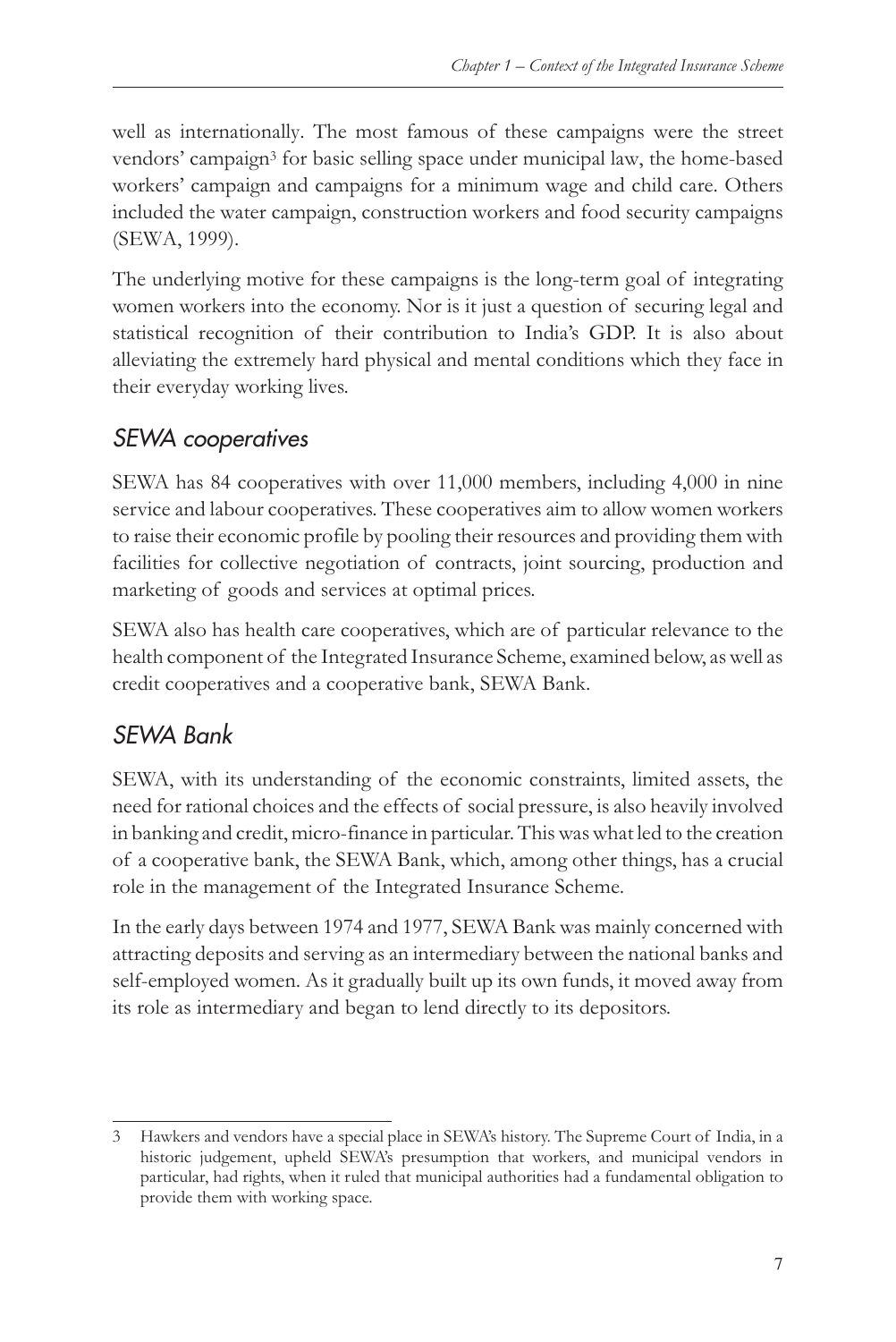well as internationally. The most famous of these campaigns were the street vendors' campaign[3] for basic selling space under municipal law, the home-based workers' campaign and campaigns for a minimum wage and child care. Others included the water campaign, construction workers and food security campaigns (SEWA, 1999).

The underlying motive for these campaigns is the long-term goal of integrating women workers into the economy. Nor is it just a question of securing legal and statistical recognition of their contribution to India's GDP. It is also about alleviating the extremely hard physical and mental conditions which they face in their everyday working lives.

## *SEWA cooperatives*

SEWA has 84 cooperatives with over 11,000 members, including 4,000 in nine service and labour cooperatives. These cooperatives aim to allow women workers to raise their economic profile by pooling their resources and providing them with facilities for collective negotiation of contracts, joint sourcing, production and marketing of goods and services at optimal prices.

SEWA also has health care cooperatives, which are of particular relevance to the health component of the Integrated Insurance Scheme, examined below, as well as credit cooperatives and a cooperative bank, SEWA Bank.

## *SEWA Bank*

SEWA, with its understanding of the economic constraints, limited assets, the need for rational choices and the effects of social pressure, is also heavily involved in banking and credit, micro-finance in particular. This was what led to the creation of a cooperative bank, the SEWA Bank, which, among other things, has a crucial role in the management of the Integrated Insurance Scheme.

In the early days between 1974 and 1977, SEWA Bank was mainly concerned with attracting deposits and serving as an intermediary between the national banks and self-employed women. As it gradually built up its own funds, it moved away from its role as intermediary and began to lend directly to its depositors.

---

3 Hawkers and vendors have a special place in SEWA's history. The Supreme Court of India, in a historic judgement, upheld SEWA's presumption that workers, and municipal vendors in particular, had rights, when it ruled that municipal authorities had a fundamental obligation to provide them with working space.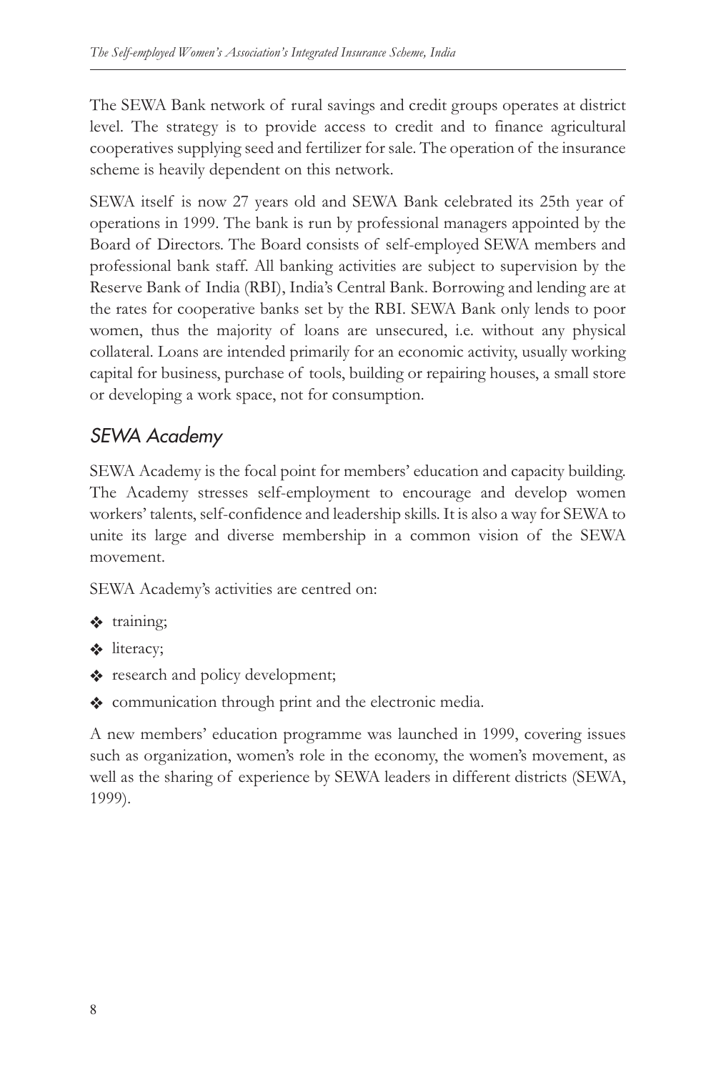The SEWA Bank network of rural savings and credit groups operates at district level. The strategy is to provide access to credit and to finance agricultural cooperatives supplying seed and fertilizer for sale. The operation of the insurance scheme is heavily dependent on this network.

SEWA itself is now 27 years old and SEWA Bank celebrated its 25th year of operations in 1999. The bank is run by professional managers appointed by the Board of Directors. The Board consists of self-employed SEWA members and professional bank staff. All banking activities are subject to supervision by the Reserve Bank of India (RBI), India's Central Bank. Borrowing and lending are at the rates for cooperative banks set by the RBI. SEWA Bank only lends to poor women, thus the majority of loans are unsecured, i.e. without any physical collateral. Loans are intended primarily for an economic activity, usually working capital for business, purchase of tools, building or repairing houses, a small store or developing a work space, not for consumption.

## SEWA Academy

SEWA Academy is the focal point for members' education and capacity building. The Academy stresses self-employment to encourage and develop women workers' talents, self-confidence and leadership skills. It is also a way for SEWA to unite its large and diverse membership in a common vision of the SEWA movement.

SEWA Academy's activities are centred on:

- training;
- literacy;
- research and policy development;
- communication through print and the electronic media.

A new members' education programme was launched in 1999, covering issues such as organization, women's role in the economy, the women's movement, as well as the sharing of experience by SEWA leaders in different districts (SEWA, 1999).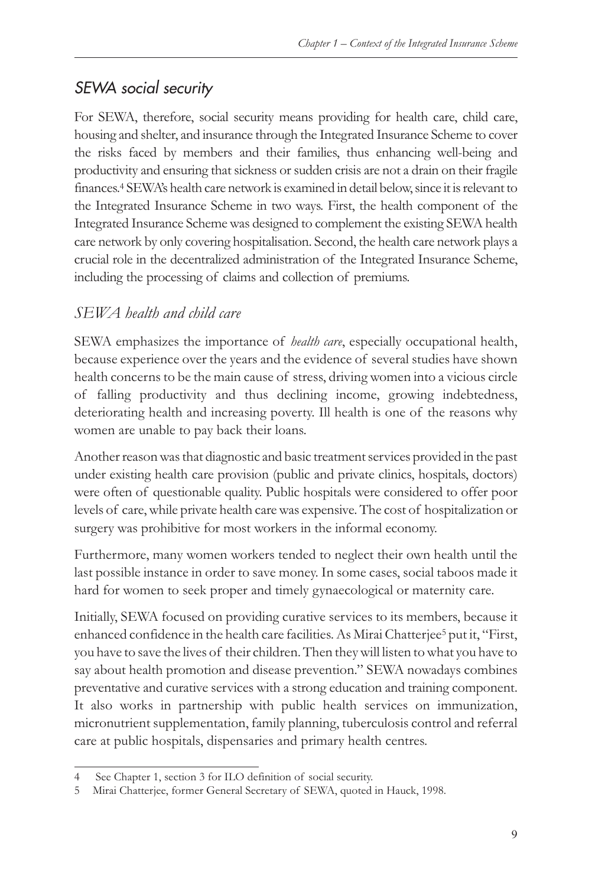## *SEWA social security*

For SEWA, therefore, social security means providing for health care, child care, housing and shelter, and insurance through the Integrated Insurance Scheme to cover the risks faced by members and their families, thus enhancing well-being and productivity and ensuring that sickness or sudden crisis are not a drain on their fragile finances.[4] SEWA's health care network is examined in detail below, since it is relevant to the Integrated Insurance Scheme in two ways. First, the health component of the Integrated Insurance Scheme was designed to complement the existing SEWA health care network by only covering hospitalisation. Second, the health care network plays a crucial role in the decentralized administration of the Integrated Insurance Scheme, including the processing of claims and collection of premiums.

### *SEWA health and child care*

SEWA emphasizes the importance of *health care*, especially occupational health, because experience over the years and the evidence of several studies have shown health concerns to be the main cause of stress, driving women into a vicious circle of falling productivity and thus declining income, growing indebtedness, deteriorating health and increasing poverty. Ill health is one of the reasons why women are unable to pay back their loans.

Another reason was that diagnostic and basic treatment services provided in the past under existing health care provision (public and private clinics, hospitals, doctors) were often of questionable quality. Public hospitals were considered to offer poor levels of care, while private health care was expensive. The cost of hospitalization or surgery was prohibitive for most workers in the informal economy.

Furthermore, many women workers tended to neglect their own health until the last possible instance in order to save money. In some cases, social taboos made it hard for women to seek proper and timely gynaecological or maternity care.

Initially, SEWA focused on providing curative services to its members, because it enhanced confidence in the health care facilities. As Mirai Chatterjee[5] put it, "First, you have to save the lives of their children. Then they will listen to what you have to say about health promotion and disease prevention." SEWA nowadays combines preventative and curative services with a strong education and training component. It also works in partnership with public health services on immunization, micronutrient supplementation, family planning, tuberculosis control and referral care at public hospitals, dispensaries and primary health centres.

---

4 See Chapter 1, section 3 for ILO definition of social security.

5 Mirai Chatterjee, former General Secretary of SEWA, quoted in Hauck, 1998.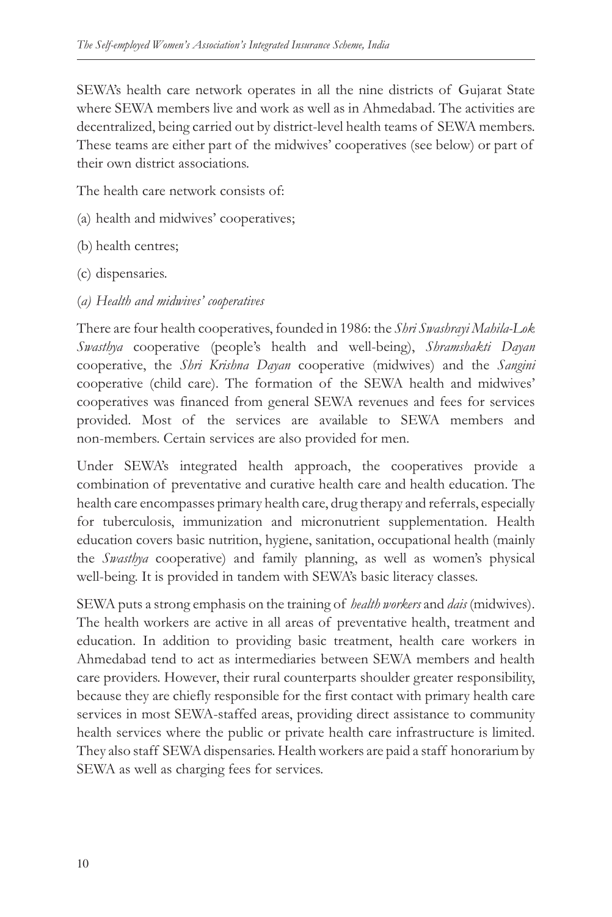SEWA's health care network operates in all the nine districts of Gujarat State where SEWA members live and work as well as in Ahmedabad. The activities are decentralized, being carried out by district-level health teams of SEWA members. These teams are either part of the midwives' cooperatives (see below) or part of their own district associations.

The health care network consists of:

(a) health and midwives' cooperatives;

(b) health centres;

(c) dispensaries.

*(a) Health and midwives' cooperatives*

There are four health cooperatives, founded in 1986: the *Shri Swashrayi Mahila-Lok Swasthya* cooperative (people's health and well-being), *Shramshakti Dayan* cooperative, the *Shri Krishna Dayan* cooperative (midwives) and the *Sangini* cooperative (child care). The formation of the SEWA health and midwives' cooperatives was financed from general SEWA revenues and fees for services provided. Most of the services are available to SEWA members and non-members. Certain services are also provided for men.

Under SEWA's integrated health approach, the cooperatives provide a combination of preventative and curative health care and health education. The health care encompasses primary health care, drug therapy and referrals, especially for tuberculosis, immunization and micronutrient supplementation. Health education covers basic nutrition, hygiene, sanitation, occupational health (mainly the *Swasthya* cooperative) and family planning, as well as women's physical well-being. It is provided in tandem with SEWA's basic literacy classes.

SEWA puts a strong emphasis on the training of *health workers* and *dais* (midwives). The health workers are active in all areas of preventative health, treatment and education. In addition to providing basic treatment, health care workers in Ahmedabad tend to act as intermediaries between SEWA members and health care providers. However, their rural counterparts shoulder greater responsibility, because they are chiefly responsible for the first contact with primary health care services in most SEWA-staffed areas, providing direct assistance to community health services where the public or private health care infrastructure is limited. They also staff SEWA dispensaries. Health workers are paid a staff honorarium by SEWA as well as charging fees for services.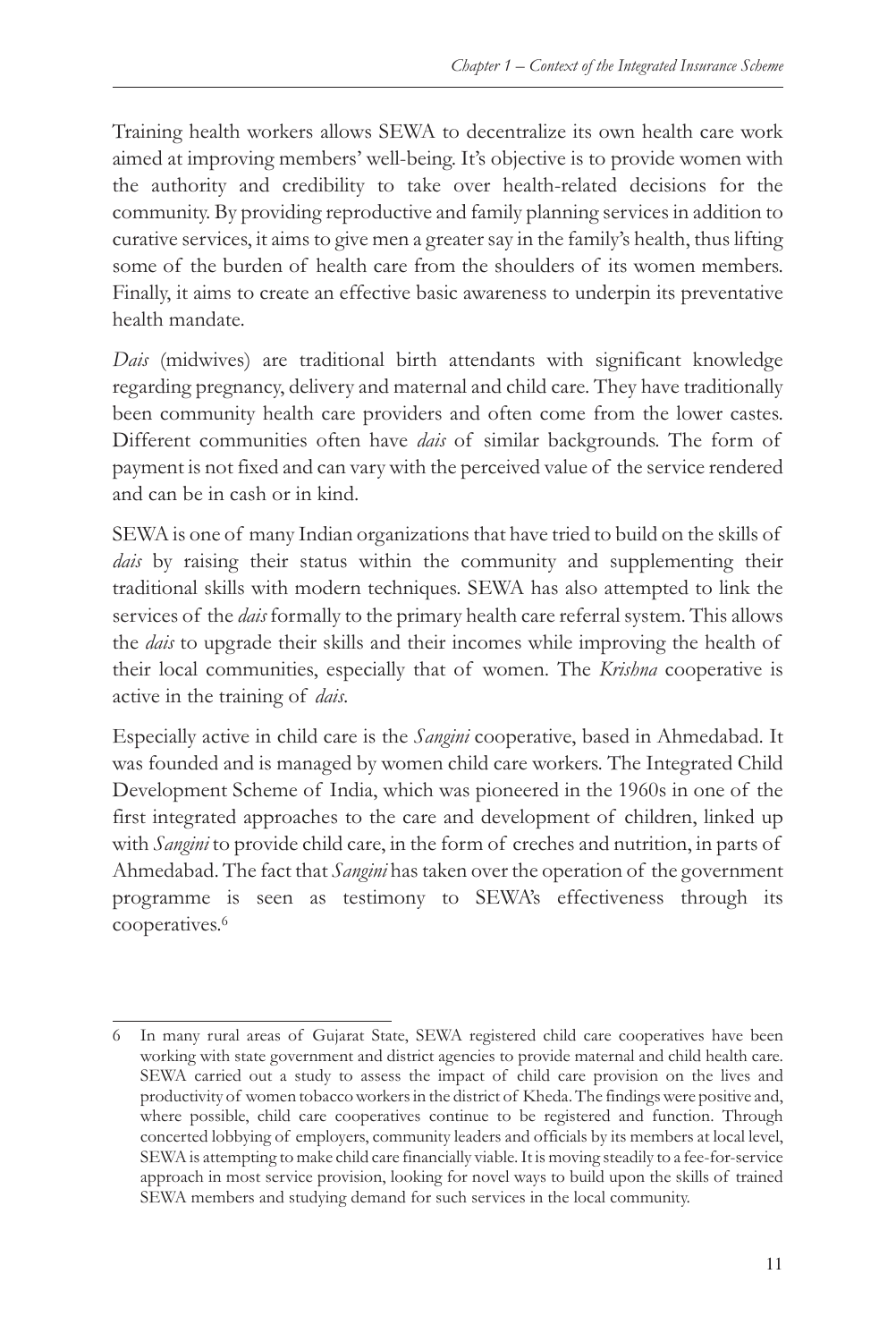Training health workers allows SEWA to decentralize its own health care work aimed at improving members' well-being. It's objective is to provide women with the authority and credibility to take over health-related decisions for the community. By providing reproductive and family planning services in addition to curative services, it aims to give men a greater say in the family's health, thus lifting some of the burden of health care from the shoulders of its women members. Finally, it aims to create an effective basic awareness to underpin its preventative health mandate.

*Dais* (midwives) are traditional birth attendants with significant knowledge regarding pregnancy, delivery and maternal and child care. They have traditionally been community health care providers and often come from the lower castes. Different communities often have *dais* of similar backgrounds. The form of payment is not fixed and can vary with the perceived value of the service rendered and can be in cash or in kind.

SEWA is one of many Indian organizations that have tried to build on the skills of *dais* by raising their status within the community and supplementing their traditional skills with modern techniques. SEWA has also attempted to link the services of the *dais* formally to the primary health care referral system. This allows the *dais* to upgrade their skills and their incomes while improving the health of their local communities, especially that of women. The *Krishna* cooperative is active in the training of *dais*.

Especially active in child care is the *Sangini* cooperative, based in Ahmedabad. It was founded and is managed by women child care workers. The Integrated Child Development Scheme of India, which was pioneered in the 1960s in one of the first integrated approaches to the care and development of children, linked up with *Sangini* to provide child care, in the form of creches and nutrition, in parts of Ahmedabad. The fact that *Sangini* has taken over the operation of the government programme is seen as testimony to SEWA's effectiveness through its cooperatives.[6]

---

6 In many rural areas of Gujarat State, SEWA registered child care cooperatives have been working with state government and district agencies to provide maternal and child health care. SEWA carried out a study to assess the impact of child care provision on the lives and productivity of women tobacco workers in the district of Kheda. The findings were positive and, where possible, child care cooperatives continue to be registered and function. Through concerted lobbying of employers, community leaders and officials by its members at local level, SEWA is attempting to make child care financially viable. It is moving steadily to a fee-for-service approach in most service provision, looking for novel ways to build upon the skills of trained SEWA members and studying demand for such services in the local community.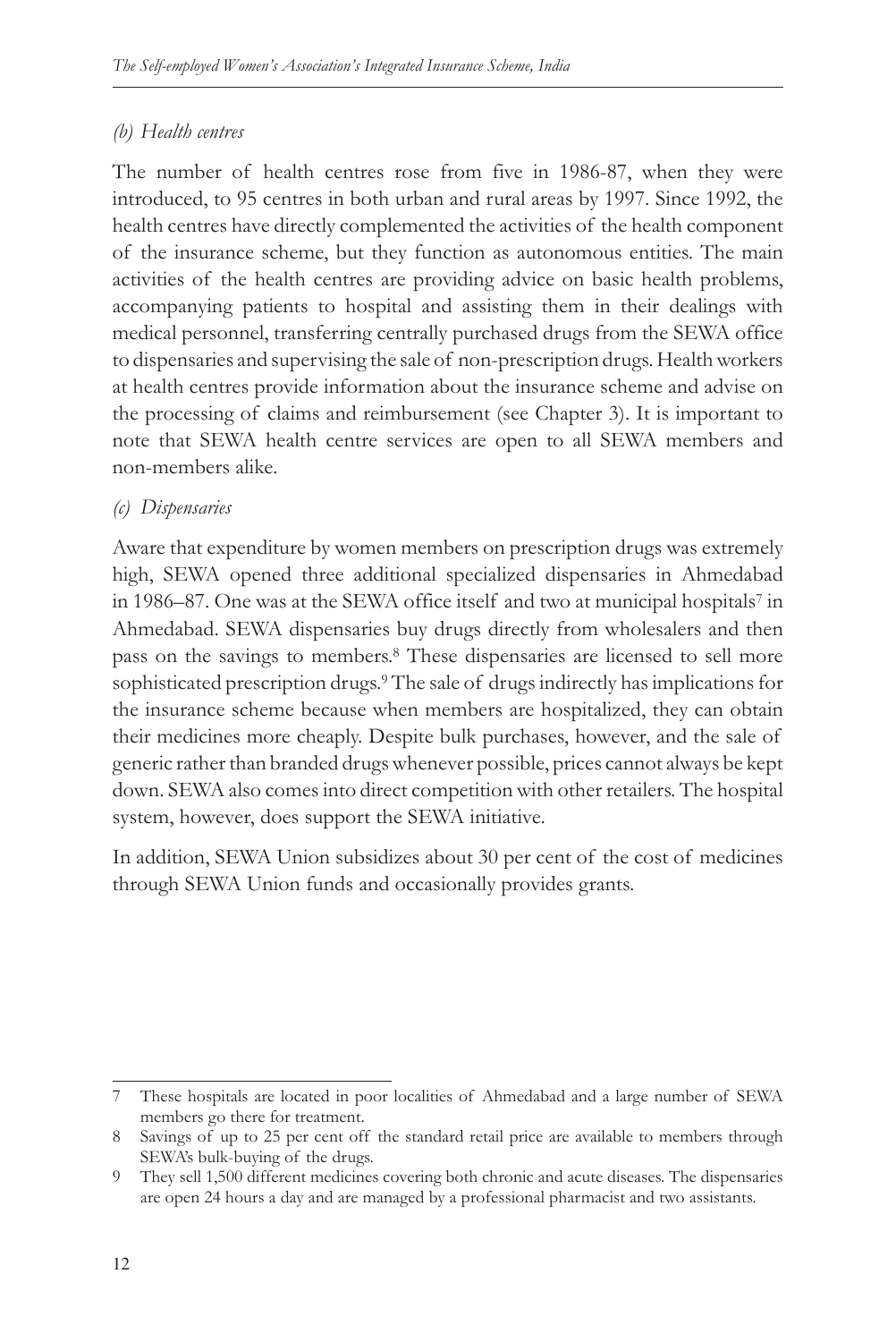*(b) Health centres*

The number of health centres rose from five in 1986-87, when they were introduced, to 95 centres in both urban and rural areas by 1997. Since 1992, the health centres have directly complemented the activities of the health component of the insurance scheme, but they function as autonomous entities. The main activities of the health centres are providing advice on basic health problems, accompanying patients to hospital and assisting them in their dealings with medical personnel, transferring centrally purchased drugs from the SEWA office to dispensaries and supervising the sale of non-prescription drugs. Health workers at health centres provide information about the insurance scheme and advise on the processing of claims and reimbursement (see Chapter 3). It is important to note that SEWA health centre services are open to all SEWA members and non-members alike.

*(c) Dispensaries*

Aware that expenditure by women members on prescription drugs was extremely high, SEWA opened three additional specialized dispensaries in Ahmedabad in 1986–87. One was at the SEWA office itself and two at municipal hospitals[7] in Ahmedabad. SEWA dispensaries buy drugs directly from wholesalers and then pass on the savings to members.[8] These dispensaries are licensed to sell more sophisticated prescription drugs.[9] The sale of drugs indirectly has implications for the insurance scheme because when members are hospitalized, they can obtain their medicines more cheaply. Despite bulk purchases, however, and the sale of generic rather than branded drugs whenever possible, prices cannot always be kept down. SEWA also comes into direct competition with other retailers. The hospital system, however, does support the SEWA initiative.

In addition, SEWA Union subsidizes about 30 per cent of the cost of medicines through SEWA Union funds and occasionally provides grants.

---

7 These hospitals are located in poor localities of Ahmedabad and a large number of SEWA members go there for treatment.

8 Savings of up to 25 per cent off the standard retail price are available to members through SEWA's bulk-buying of the drugs.

9 They sell 1,500 different medicines covering both chronic and acute diseases. The dispensaries are open 24 hours a day and are managed by a professional pharmacist and two assistants.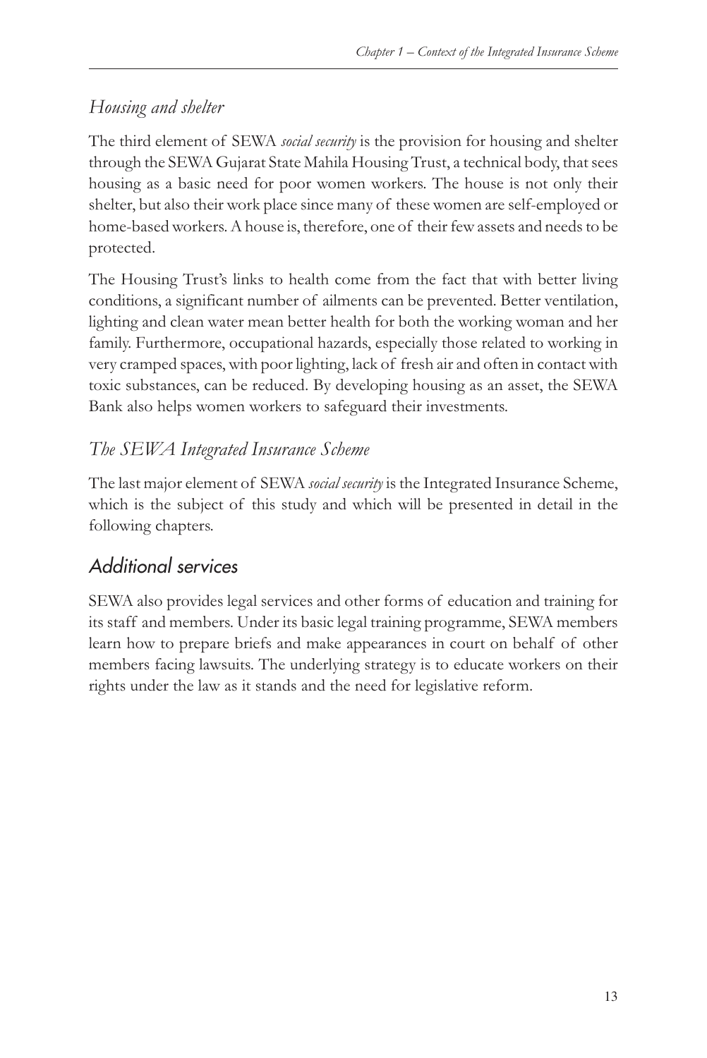### *Housing and shelter*

The third element of SEWA *social security* is the provision for housing and shelter through the SEWA Gujarat State Mahila Housing Trust, a technical body, that sees housing as a basic need for poor women workers. The house is not only their shelter, but also their work place since many of these women are self-employed or home-based workers. A house is, therefore, one of their few assets and needs to be protected.

The Housing Trust's links to health come from the fact that with better living conditions, a significant number of ailments can be prevented. Better ventilation, lighting and clean water mean better health for both the working woman and her family. Furthermore, occupational hazards, especially those related to working in very cramped spaces, with poor lighting, lack of fresh air and often in contact with toxic substances, can be reduced. By developing housing as an asset, the SEWA Bank also helps women workers to safeguard their investments.

### *The SEWA Integrated Insurance Scheme*

The last major element of SEWA *social security* is the Integrated Insurance Scheme, which is the subject of this study and which will be presented in detail in the following chapters.

## *Additional services*

SEWA also provides legal services and other forms of education and training for its staff and members. Under its basic legal training programme, SEWA members learn how to prepare briefs and make appearances in court on behalf of other members facing lawsuits. The underlying strategy is to educate workers on their rights under the law as it stands and the need for legislative reform.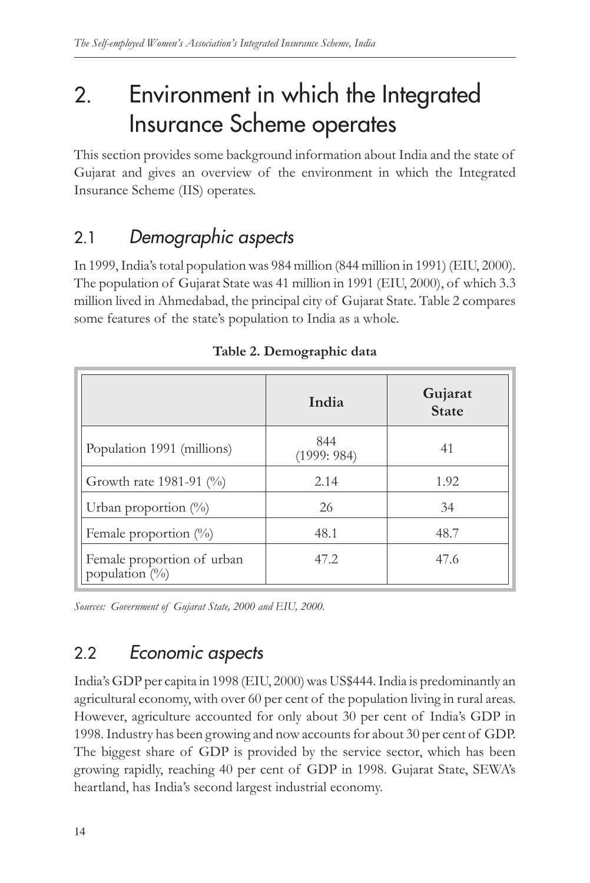# 2. Environment in which the Integrated Insurance Scheme operates

This section provides some background information about India and the state of Gujarat and gives an overview of the environment in which the Integrated Insurance Scheme (IIS) operates.

## 2.1 *Demographic aspects*

In 1999, India's total population was 984 million (844 million in 1991) (EIU, 2000). The population of Gujarat State was 41 million in 1991 (EIU, 2000), of which 3.3 million lived in Ahmedabad, the principal city of Gujarat State. Table 2 compares some features of the state's population to India as a whole.

**Table 2. Demographic data**

| | India | Gujarat State |
|---|---|---|
| Population 1991 (millions) | 844 (1999: 984) | 41 |
| Growth rate 1981-91 (%) | 2.14 | 1.92 |
| Urban proportion (%) | 26 | 34 |
| Female proportion (%) | 48.1 | 48.7 |
| Female proportion of urban population (%) | 47.2 | 47.6 |

*Sources: Government of Gujarat State, 2000 and EIU, 2000.*

## 2.2 *Economic aspects*

India's GDP per capita in 1998 (EIU, 2000) was US$444. India is predominantly an agricultural economy, with over 60 per cent of the population living in rural areas. However, agriculture accounted for only about 30 per cent of India's GDP in 1998. Industry has been growing and now accounts for about 30 per cent of GDP. The biggest share of GDP is provided by the service sector, which has been growing rapidly, reaching 40 per cent of GDP in 1998. Gujarat State, SEWA's heartland, has India's second largest industrial economy.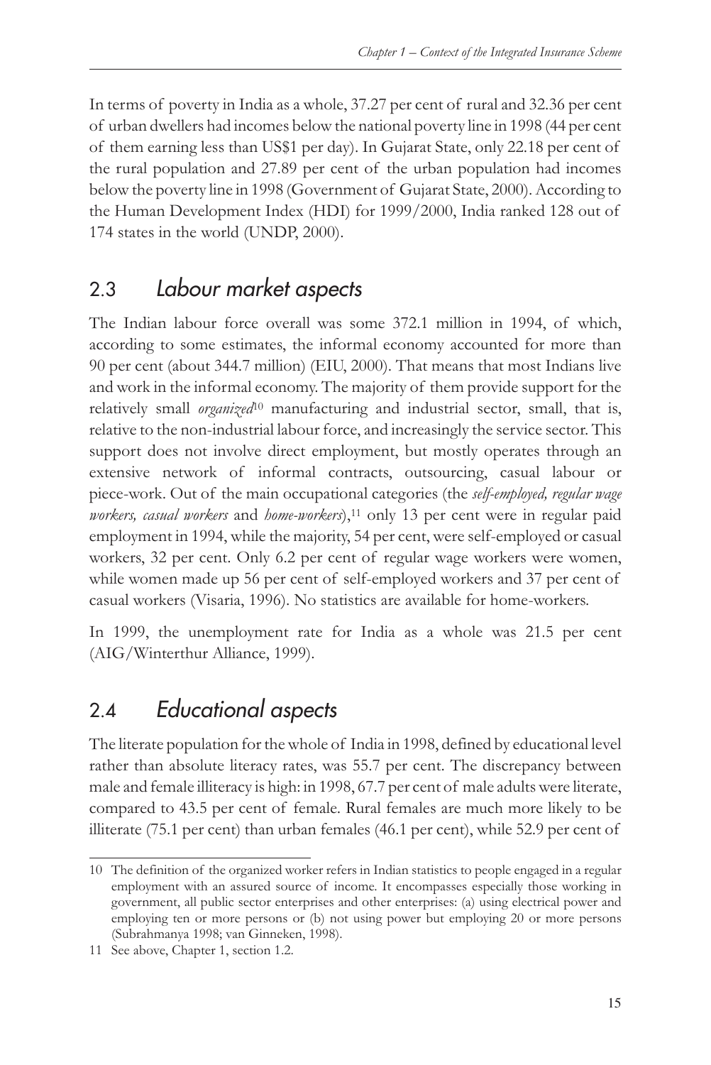In terms of poverty in India as a whole, 37.27 per cent of rural and 32.36 per cent of urban dwellers had incomes below the national poverty line in 1998 (44 per cent of them earning less than US$1 per day). In Gujarat State, only 22.18 per cent of the rural population and 27.89 per cent of the urban population had incomes below the poverty line in 1998 (Government of Gujarat State, 2000). According to the Human Development Index (HDI) for 1999/2000, India ranked 128 out of 174 states in the world (UNDP, 2000).

## 2.3 *Labour market aspects*

The Indian labour force overall was some 372.1 million in 1994, of which, according to some estimates, the informal economy accounted for more than 90 per cent (about 344.7 million) (EIU, 2000). That means that most Indians live and work in the informal economy. The majority of them provide support for the relatively small *organized*[10] manufacturing and industrial sector, small, that is, relative to the non-industrial labour force, and increasingly the service sector. This support does not involve direct employment, but mostly operates through an extensive network of informal contracts, outsourcing, casual labour or piece-work. Out of the main occupational categories (the *self-employed, regular wage workers, casual workers* and *home-workers*),[11] only 13 per cent were in regular paid employment in 1994, while the majority, 54 per cent, were self-employed or casual workers, 32 per cent. Only 6.2 per cent of regular wage workers were women, while women made up 56 per cent of self-employed workers and 37 per cent of casual workers (Visaria, 1996). No statistics are available for home-workers.

In 1999, the unemployment rate for India as a whole was 21.5 per cent (AIG/Winterthur Alliance, 1999).

## 2.4 *Educational aspects*

The literate population for the whole of India in 1998, defined by educational level rather than absolute literacy rates, was 55.7 per cent. The discrepancy between male and female illiteracy is high: in 1998, 67.7 per cent of male adults were literate, compared to 43.5 per cent of female. Rural females are much more likely to be illiterate (75.1 per cent) than urban females (46.1 per cent), while 52.9 per cent of

---

10 The definition of the organized worker refers in Indian statistics to people engaged in a regular employment with an assured source of income. It encompasses especially those working in government, all public sector enterprises and other enterprises: (a) using electrical power and employing ten or more persons or (b) not using power but employing 20 or more persons (Subrahmanya 1998; van Ginneken, 1998).

11 See above, Chapter 1, section 1.2.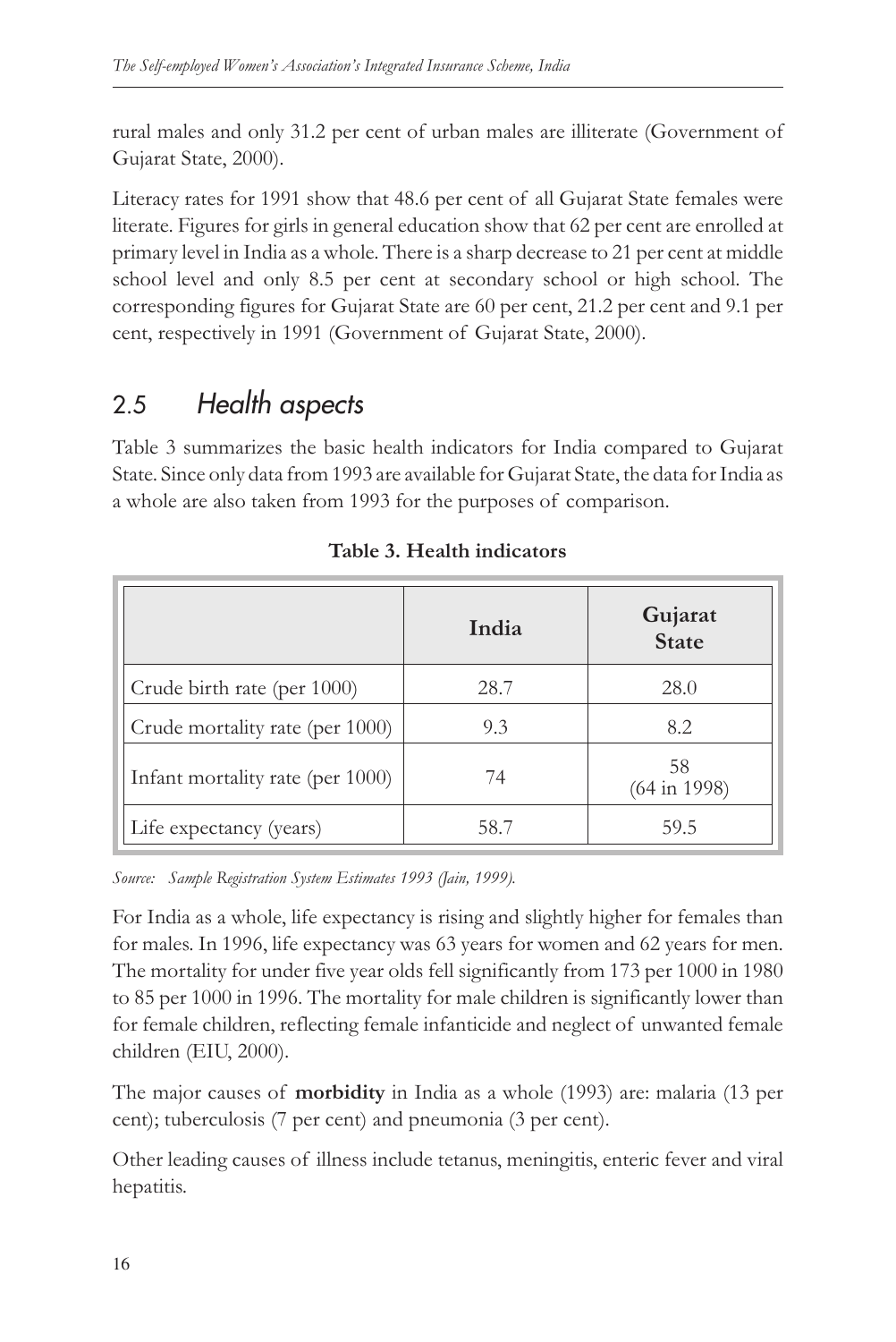rural males and only 31.2 per cent of urban males are illiterate (Government of Gujarat State, 2000).

Literacy rates for 1991 show that 48.6 per cent of all Gujarat State females were literate. Figures for girls in general education show that 62 per cent are enrolled at primary level in India as a whole. There is a sharp decrease to 21 per cent at middle school level and only 8.5 per cent at secondary school or high school. The corresponding figures for Gujarat State are 60 per cent, 21.2 per cent and 9.1 per cent, respectively in 1991 (Government of Gujarat State, 2000).

## 2.5 *Health aspects*

Table 3 summarizes the basic health indicators for India compared to Gujarat State. Since only data from 1993 are available for Gujarat State, the data for India as a whole are also taken from 1993 for the purposes of comparison.

**Table 3. Health indicators**

| | India | Gujarat State |
|---|---|---|
| Crude birth rate (per 1000) | 28.7 | 28.0 |
| Crude mortality rate (per 1000) | 9.3 | 8.2 |
| Infant mortality rate (per 1000) | 74 | 58 (64 in 1998) |
| Life expectancy (years) | 58.7 | 59.5 |

*Source: Sample Registration System Estimates 1993 (Jain, 1999).*

For India as a whole, life expectancy is rising and slightly higher for females than for males. In 1996, life expectancy was 63 years for women and 62 years for men. The mortality for under five year olds fell significantly from 173 per 1000 in 1980 to 85 per 1000 in 1996. The mortality for male children is significantly lower than for female children, reflecting female infanticide and neglect of unwanted female children (EIU, 2000).

The major causes of **morbidity** in India as a whole (1993) are: malaria (13 per cent); tuberculosis (7 per cent) and pneumonia (3 per cent).

Other leading causes of illness include tetanus, meningitis, enteric fever and viral hepatitis.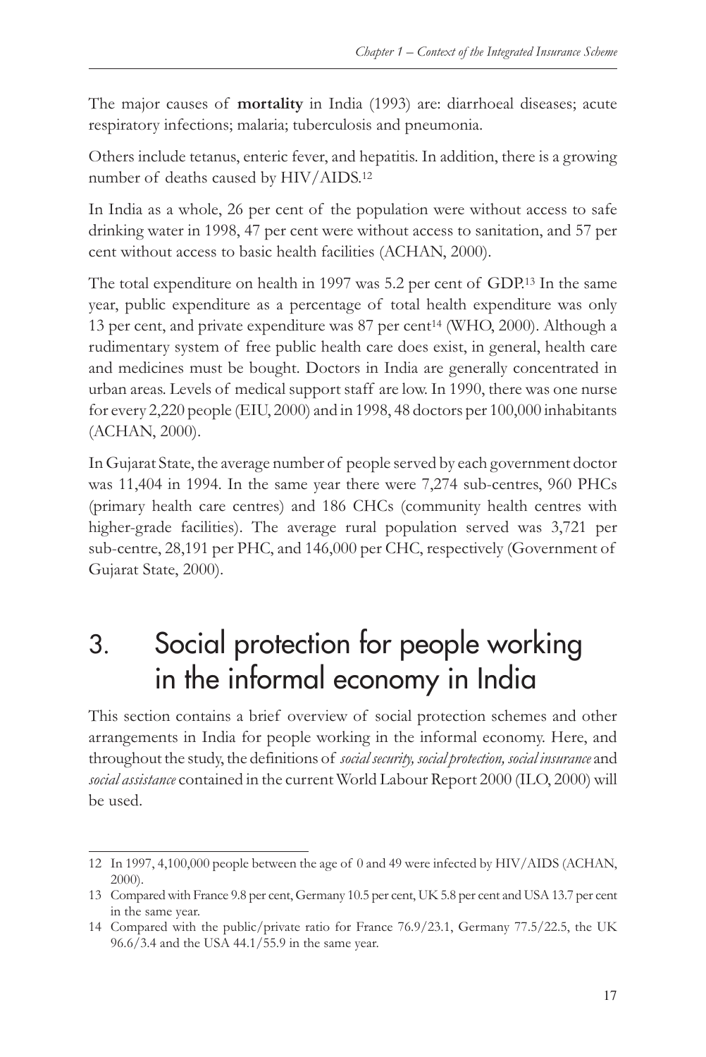The major causes of **mortality** in India (1993) are: diarrhoeal diseases; acute respiratory infections; malaria; tuberculosis and pneumonia.

Others include tetanus, enteric fever, and hepatitis. In addition, there is a growing number of deaths caused by HIV/AIDS.[12]

In India as a whole, 26 per cent of the population were without access to safe drinking water in 1998, 47 per cent were without access to sanitation, and 57 per cent without access to basic health facilities (ACHAN, 2000).

The total expenditure on health in 1997 was 5.2 per cent of GDP.[13] In the same year, public expenditure as a percentage of total health expenditure was only 13 per cent, and private expenditure was 87 per cent[14] (WHO, 2000). Although a rudimentary system of free public health care does exist, in general, health care and medicines must be bought. Doctors in India are generally concentrated in urban areas. Levels of medical support staff are low. In 1990, there was one nurse for every 2,220 people (EIU, 2000) and in 1998, 48 doctors per 100,000 inhabitants (ACHAN, 2000).

In Gujarat State, the average number of people served by each government doctor was 11,404 in 1994. In the same year there were 7,274 sub-centres, 960 PHCs (primary health care centres) and 186 CHCs (community health centres with higher-grade facilities). The average rural population served was 3,721 per sub-centre, 28,191 per PHC, and 146,000 per CHC, respectively (Government of Gujarat State, 2000).

# 3. Social protection for people working in the informal economy in India

This section contains a brief overview of social protection schemes and other arrangements in India for people working in the informal economy. Here, and throughout the study, the definitions of *social security, social protection, social insurance* and *social assistance* contained in the current World Labour Report 2000 (ILO, 2000) will be used.

---

12 In 1997, 4,100,000 people between the age of 0 and 49 were infected by HIV/AIDS (ACHAN, 2000).

13 Compared with France 9.8 per cent, Germany 10.5 per cent, UK 5.8 per cent and USA 13.7 per cent in the same year.

14 Compared with the public/private ratio for France 76.9/23.1, Germany 77.5/22.5, the UK 96.6/3.4 and the USA 44.1/55.9 in the same year.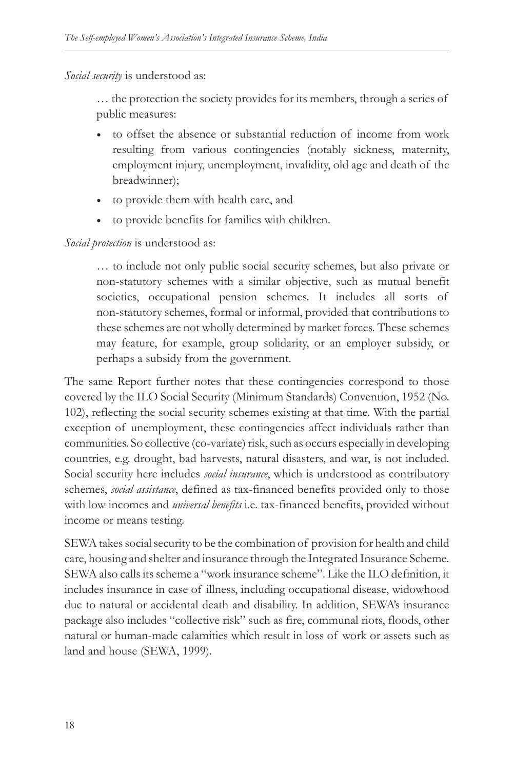*Social security* is understood as:

> … the protection the society provides for its members, through a series of public measures:
>
> - to offset the absence or substantial reduction of income from work resulting from various contingencies (notably sickness, maternity, employment injury, unemployment, invalidity, old age and death of the breadwinner);
> - to provide them with health care, and
> - to provide benefits for families with children.

*Social protection* is understood as:

> … to include not only public social security schemes, but also private or non-statutory schemes with a similar objective, such as mutual benefit societies, occupational pension schemes. It includes all sorts of non-statutory schemes, formal or informal, provided that contributions to these schemes are not wholly determined by market forces. These schemes may feature, for example, group solidarity, or an employer subsidy, or perhaps a subsidy from the government.

The same Report further notes that these contingencies correspond to those covered by the ILO Social Security (Minimum Standards) Convention, 1952 (No. 102), reflecting the social security schemes existing at that time. With the partial exception of unemployment, these contingencies affect individuals rather than communities. So collective (co-variate) risk, such as occurs especially in developing countries, e.g. drought, bad harvests, natural disasters, and war, is not included. Social security here includes *social insurance*, which is understood as contributory schemes, *social assistance*, defined as tax-financed benefits provided only to those with low incomes and *universal benefits* i.e. tax-financed benefits, provided without income or means testing.

SEWA takes social security to be the combination of provision for health and child care, housing and shelter and insurance through the Integrated Insurance Scheme. SEWA also calls its scheme a "work insurance scheme". Like the ILO definition, it includes insurance in case of illness, including occupational disease, widowhood due to natural or accidental death and disability. In addition, SEWA's insurance package also includes "collective risk" such as fire, communal riots, floods, other natural or human-made calamities which result in loss of work or assets such as land and house (SEWA, 1999).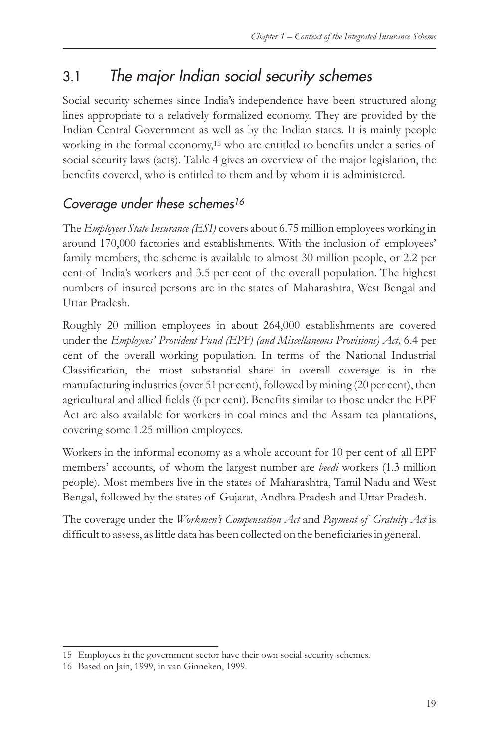## 3.1 *The major Indian social security schemes*

Social security schemes since India's independence have been structured along lines appropriate to a relatively formalized economy. They are provided by the Indian Central Government as well as by the Indian states. It is mainly people working in the formal economy,[15] who are entitled to benefits under a series of social security laws (acts). Table 4 gives an overview of the major legislation, the benefits covered, who is entitled to them and by whom it is administered.

### *Coverage under these schemes*[16]

The *Employees State Insurance (ESI)* covers about 6.75 million employees working in around 170,000 factories and establishments. With the inclusion of employees' family members, the scheme is available to almost 30 million people, or 2.2 per cent of India's workers and 3.5 per cent of the overall population. The highest numbers of insured persons are in the states of Maharashtra, West Bengal and Uttar Pradesh.

Roughly 20 million employees in about 264,000 establishments are covered under the *Employees' Provident Fund (EPF) (and Miscellaneous Provisions) Act,* 6.4 per cent of the overall working population. In terms of the National Industrial Classification, the most substantial share in overall coverage is in the manufacturing industries (over 51 per cent), followed by mining (20 per cent), then agricultural and allied fields (6 per cent). Benefits similar to those under the EPF Act are also available for workers in coal mines and the Assam tea plantations, covering some 1.25 million employees.

Workers in the informal economy as a whole account for 10 per cent of all EPF members' accounts, of whom the largest number are *beedi* workers (1.3 million people). Most members live in the states of Maharashtra, Tamil Nadu and West Bengal, followed by the states of Gujarat, Andhra Pradesh and Uttar Pradesh.

The coverage under the *Workmen's Compensation Act* and *Payment of Gratuity Act* is difficult to assess, as little data has been collected on the beneficiaries in general.

---

15 Employees in the government sector have their own social security schemes.

16 Based on Jain, 1999, in van Ginneken, 1999.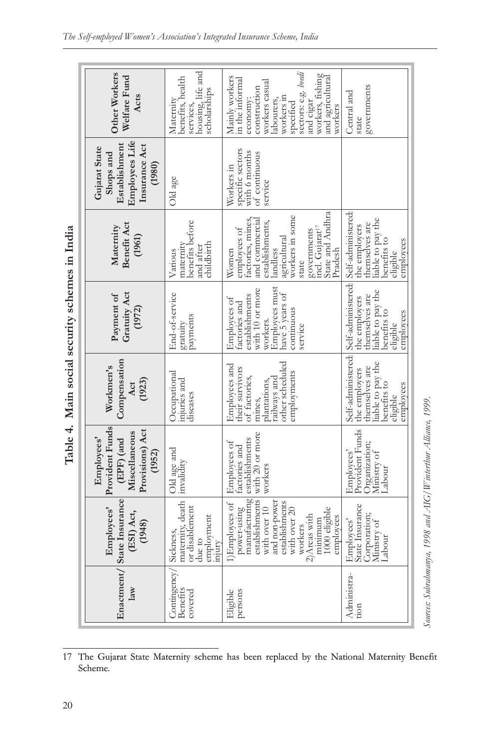**Table 4. Main social security schemes in India**

| Enactment/ law | Employees' State Insurance (ESI) Act, (1948) | Employees' Provident Funds (EPF) (and Miscellaneous Provisions) Act (1952) | Workmen's Compensation Act (1923) | Payment of Gratuity Act (1972) | Maternity Benefit Act (1961) | Gujarat State Shops and Establishment Employees Life Insurance Act (1980) | Other Workers Welfare Fund Acts |
|---|---|---|---|---|---|---|---|
| Contingency/ Benefits covered | Sickness, maternity, death or disablement due to employment injury | Old age and invalidity | Occupational injuries and diseases | End-of-service gratuity payments | Various maternity benefits before and after childbirth | Old age | Maternity benefits, health services, housing, life and scholarships |
| Eligible persons | 1) Employees of power-using manufacturing establishments with over 10 and non-power establishments with over 20 workers 2) Areas with minimum 1000 eligible employees | Employees of factories and establishments with 20 or more workers | Employees and their survivors of factories, mines, plantations, railways and other scheduled employments | Employees of factories and establishments with 10 or more workers. Employees must have 5 years of continuous service | Women employees of factories, mines, and commercial establishments, landless agricultural workers in some state governments incl. Gujarat[17] State and Andhra Pradesh | Workers in specific sectors with 6 months of continuous service | Mainly workers in the informal economy: construction workers casual labourers, workers in specified sectors: e.g. *beedi* and cigar workers, fishing and agricultural workers |
| Administration | Employees' State Insurance Corporation; Ministry of Labour | Employees' Provident Funds Organization; Ministry of Labour | Self-administered: the employers themselves are liable to pay the benefits to eligible employees | Self-administered: the employers themselves are liable to pay the benefits to eligible employees | Self-administered: the employers themselves are liable to pay the benefits to eligible employees | | Central and state governments |

*Sources: Subrahmanya, 1998 and AIG/Winterthur Alliance, 1999.*

17 The Gujarat State Maternity scheme has been replaced by the National Maternity Benefit Scheme.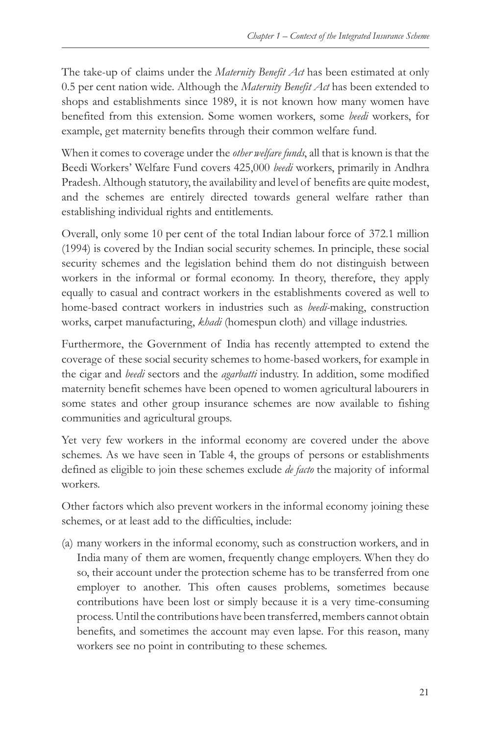The take-up of claims under the *Maternity Benefit Act* has been estimated at only 0.5 per cent nation wide. Although the *Maternity Benefit Act* has been extended to shops and establishments since 1989, it is not known how many women have benefited from this extension. Some women workers, some *beedi* workers, for example, get maternity benefits through their common welfare fund.

When it comes to coverage under the *other welfare funds*, all that is known is that the Beedi Workers' Welfare Fund covers 425,000 *beedi* workers, primarily in Andhra Pradesh. Although statutory, the availability and level of benefits are quite modest, and the schemes are entirely directed towards general welfare rather than establishing individual rights and entitlements.

Overall, only some 10 per cent of the total Indian labour force of 372.1 million (1994) is covered by the Indian social security schemes. In principle, these social security schemes and the legislation behind them do not distinguish between workers in the informal or formal economy. In theory, therefore, they apply equally to casual and contract workers in the establishments covered as well to home-based contract workers in industries such as *beedi*-making, construction works, carpet manufacturing, *khadi* (homespun cloth) and village industries.

Furthermore, the Government of India has recently attempted to extend the coverage of these social security schemes to home-based workers, for example in the cigar and *beedi* sectors and the *agarbatti* industry. In addition, some modified maternity benefit schemes have been opened to women agricultural labourers in some states and other group insurance schemes are now available to fishing communities and agricultural groups.

Yet very few workers in the informal economy are covered under the above schemes. As we have seen in Table 4, the groups of persons or establishments defined as eligible to join these schemes exclude *de facto* the majority of informal workers.

Other factors which also prevent workers in the informal economy joining these schemes, or at least add to the difficulties, include:

(a) many workers in the informal economy, such as construction workers, and in India many of them are women, frequently change employers. When they do so, their account under the protection scheme has to be transferred from one employer to another. This often causes problems, sometimes because contributions have been lost or simply because it is a very time-consuming process. Until the contributions have been transferred, members cannot obtain benefits, and sometimes the account may even lapse. For this reason, many workers see no point in contributing to these schemes.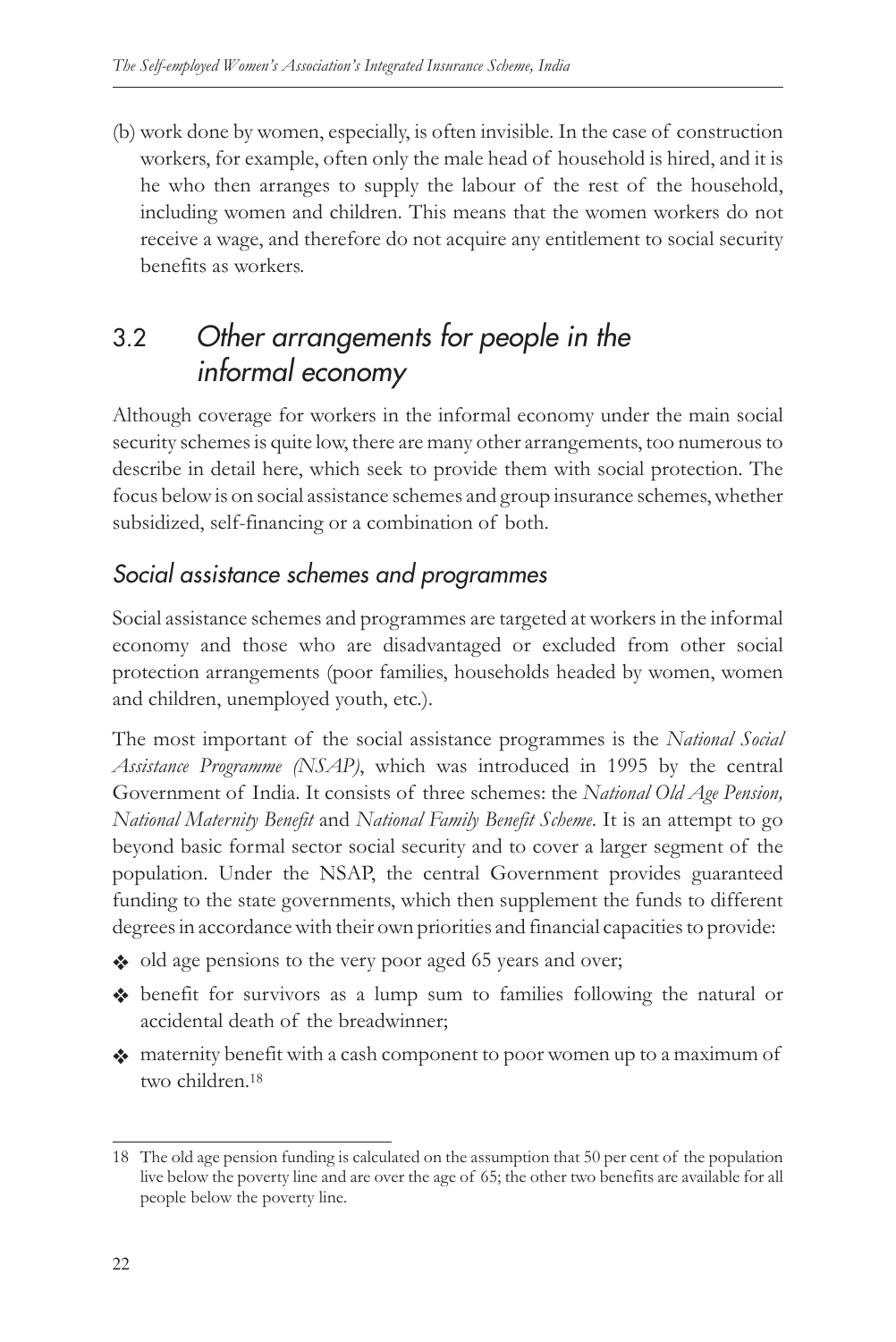(b) work done by women, especially, is often invisible. In the case of construction workers, for example, often only the male head of household is hired, and it is he who then arranges to supply the labour of the rest of the household, including women and children. This means that the women workers do not receive a wage, and therefore do not acquire any entitlement to social security benefits as workers.

## 3.2 *Other arrangements for people in the informal economy*

Although coverage for workers in the informal economy under the main social security schemes is quite low, there are many other arrangements, too numerous to describe in detail here, which seek to provide them with social protection. The focus below is on social assistance schemes and group insurance schemes, whether subsidized, self-financing or a combination of both.

### *Social assistance schemes and programmes*

Social assistance schemes and programmes are targeted at workers in the informal economy and those who are disadvantaged or excluded from other social protection arrangements (poor families, households headed by women, women and children, unemployed youth, etc.).

The most important of the social assistance programmes is the *National Social Assistance Programme (NSAP)*, which was introduced in 1995 by the central Government of India. It consists of three schemes: the *National Old Age Pension, National Maternity Benefit* and *National Family Benefit Scheme*. It is an attempt to go beyond basic formal sector social security and to cover a larger segment of the population. Under the NSAP, the central Government provides guaranteed funding to the state governments, which then supplement the funds to different degrees in accordance with their own priorities and financial capacities to provide:

- old age pensions to the very poor aged 65 years and over;
- benefit for survivors as a lump sum to families following the natural or accidental death of the breadwinner;
- maternity benefit with a cash component to poor women up to a maximum of two children.[18]

---

18 The old age pension funding is calculated on the assumption that 50 per cent of the population live below the poverty line and are over the age of 65; the other two benefits are available for all people below the poverty line.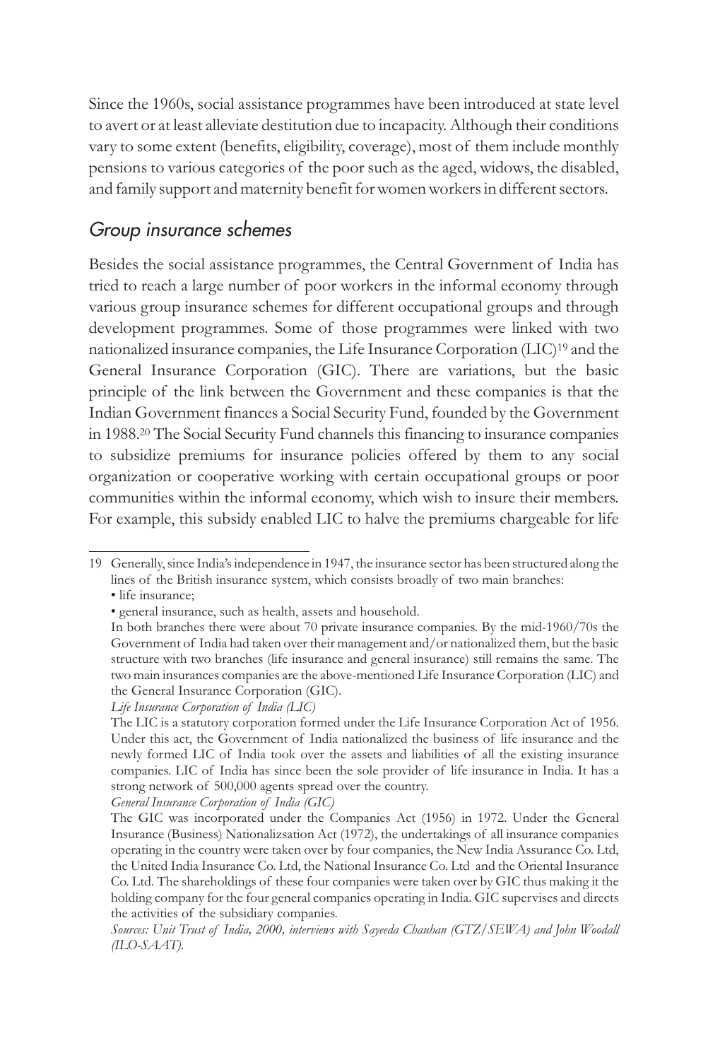Since the 1960s, social assistance programmes have been introduced at state level to avert or at least alleviate destitution due to incapacity. Although their conditions vary to some extent (benefits, eligibility, coverage), most of them include monthly pensions to various categories of the poor such as the aged, widows, the disabled, and family support and maternity benefit for women workers in different sectors.

## *Group insurance schemes*

Besides the social assistance programmes, the Central Government of India has tried to reach a large number of poor workers in the informal economy through various group insurance schemes for different occupational groups and through development programmes. Some of those programmes were linked with two nationalized insurance companies, the Life Insurance Corporation (LIC)[19] and the General Insurance Corporation (GIC). There are variations, but the basic principle of the link between the Government and these companies is that the Indian Government finances a Social Security Fund, founded by the Government in 1988.[20] The Social Security Fund channels this financing to insurance companies to subsidize premiums for insurance policies offered by them to any social organization or cooperative working with certain occupational groups or poor communities within the informal economy, which wish to insure their members. For example, this subsidy enabled LIC to halve the premiums chargeable for life

---

19 Generally, since India's independence in 1947, the insurance sector has been structured along the lines of the British insurance system, which consists broadly of two main branches:

- life insurance;
- general insurance, such as health, assets and household.

In both branches there were about 70 private insurance companies. By the mid-1960/70s the Government of India had taken over their management and/or nationalized them, but the basic structure with two branches (life insurance and general insurance) still remains the same. The two main insurances companies are the above-mentioned Life Insurance Corporation (LIC) and the General Insurance Corporation (GIC).

*Life Insurance Corporation of India (LIC)*

The LIC is a statutory corporation formed under the Life Insurance Corporation Act of 1956. Under this act, the Government of India nationalized the business of life insurance and the newly formed LIC of India took over the assets and liabilities of all the existing insurance companies. LIC of India has since been the sole provider of life insurance in India. It has a strong network of 500,000 agents spread over the country.

*General Insurance Corporation of India (GIC)*

The GIC was incorporated under the Companies Act (1956) in 1972. Under the General Insurance (Business) Nationalizsation Act (1972), the undertakings of all insurance companies operating in the country were taken over by four companies, the New India Assurance Co. Ltd, the United India Insurance Co. Ltd, the National Insurance Co. Ltd and the Oriental Insurance Co. Ltd. The shareholdings of these four companies were taken over by GIC thus making it the holding company for the four general companies operating in India. GIC supervises and directs the activities of the subsidiary companies.

*Sources: Unit Trust of India, 2000, interviews with Sayeeda Chauhan (GTZ/SEWA) and John Woodall (ILO-SAAT).*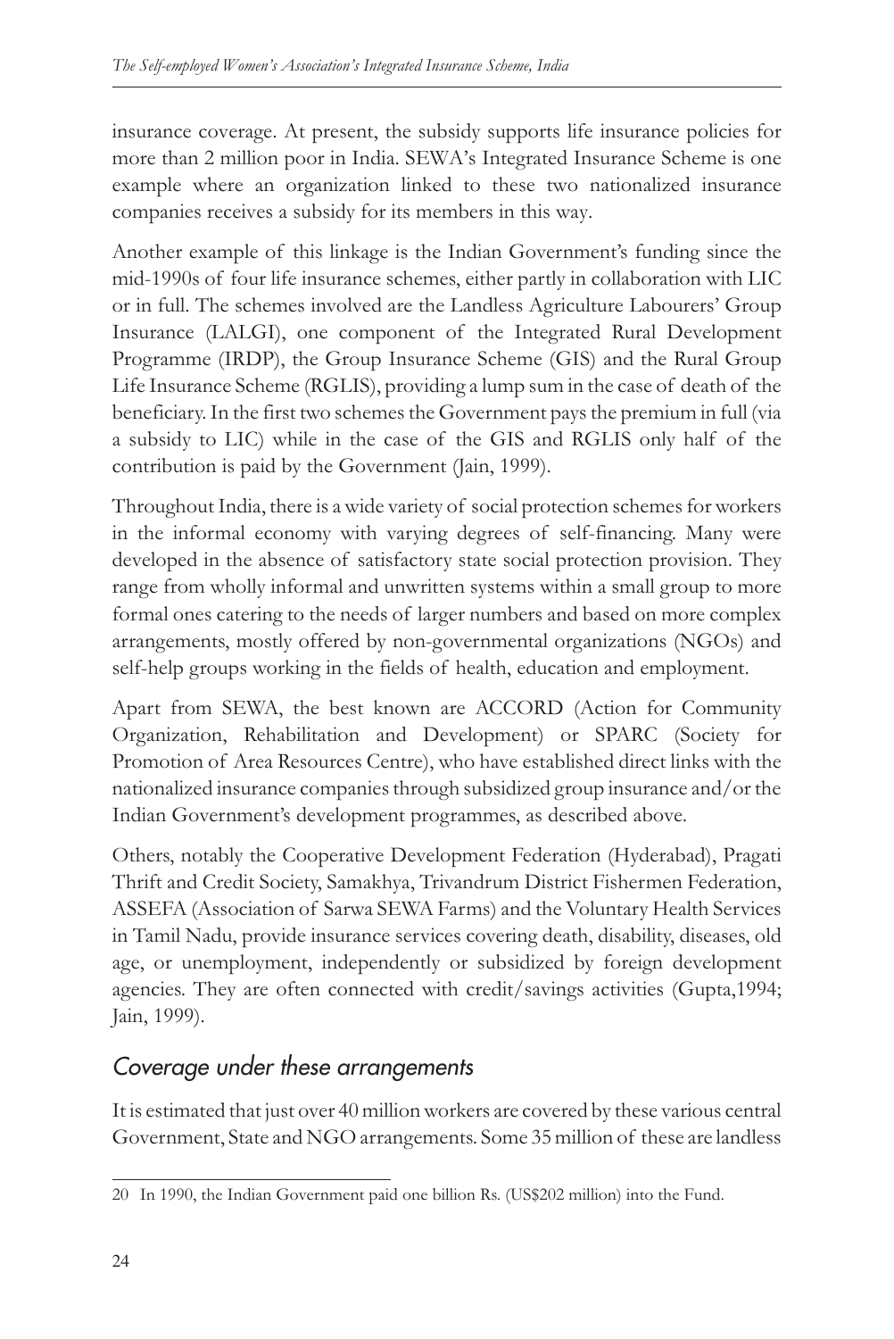insurance coverage. At present, the subsidy supports life insurance policies for more than 2 million poor in India. SEWA's Integrated Insurance Scheme is one example where an organization linked to these two nationalized insurance companies receives a subsidy for its members in this way.

Another example of this linkage is the Indian Government's funding since the mid-1990s of four life insurance schemes, either partly in collaboration with LIC or in full. The schemes involved are the Landless Agriculture Labourers' Group Insurance (LALGI), one component of the Integrated Rural Development Programme (IRDP), the Group Insurance Scheme (GIS) and the Rural Group Life Insurance Scheme (RGLIS), providing a lump sum in the case of death of the beneficiary. In the first two schemes the Government pays the premium in full (via a subsidy to LIC) while in the case of the GIS and RGLIS only half of the contribution is paid by the Government (Jain, 1999).

Throughout India, there is a wide variety of social protection schemes for workers in the informal economy with varying degrees of self-financing. Many were developed in the absence of satisfactory state social protection provision. They range from wholly informal and unwritten systems within a small group to more formal ones catering to the needs of larger numbers and based on more complex arrangements, mostly offered by non-governmental organizations (NGOs) and self-help groups working in the fields of health, education and employment.

Apart from SEWA, the best known are ACCORD (Action for Community Organization, Rehabilitation and Development) or SPARC (Society for Promotion of Area Resources Centre), who have established direct links with the nationalized insurance companies through subsidized group insurance and/or the Indian Government's development programmes, as described above.

Others, notably the Cooperative Development Federation (Hyderabad), Pragati Thrift and Credit Society, Samakhya, Trivandrum District Fishermen Federation, ASSEFA (Association of Sarwa SEWA Farms) and the Voluntary Health Services in Tamil Nadu, provide insurance services covering death, disability, diseases, old age, or unemployment, independently or subsidized by foreign development agencies. They are often connected with credit/savings activities (Gupta,1994; Jain, 1999).

## *Coverage under these arrangements*

It is estimated that just over 40 million workers are covered by these various central Government, State and NGO arrangements. Some 35 million of these are landless

---

20 In 1990, the Indian Government paid one billion Rs. (US$202 million) into the Fund.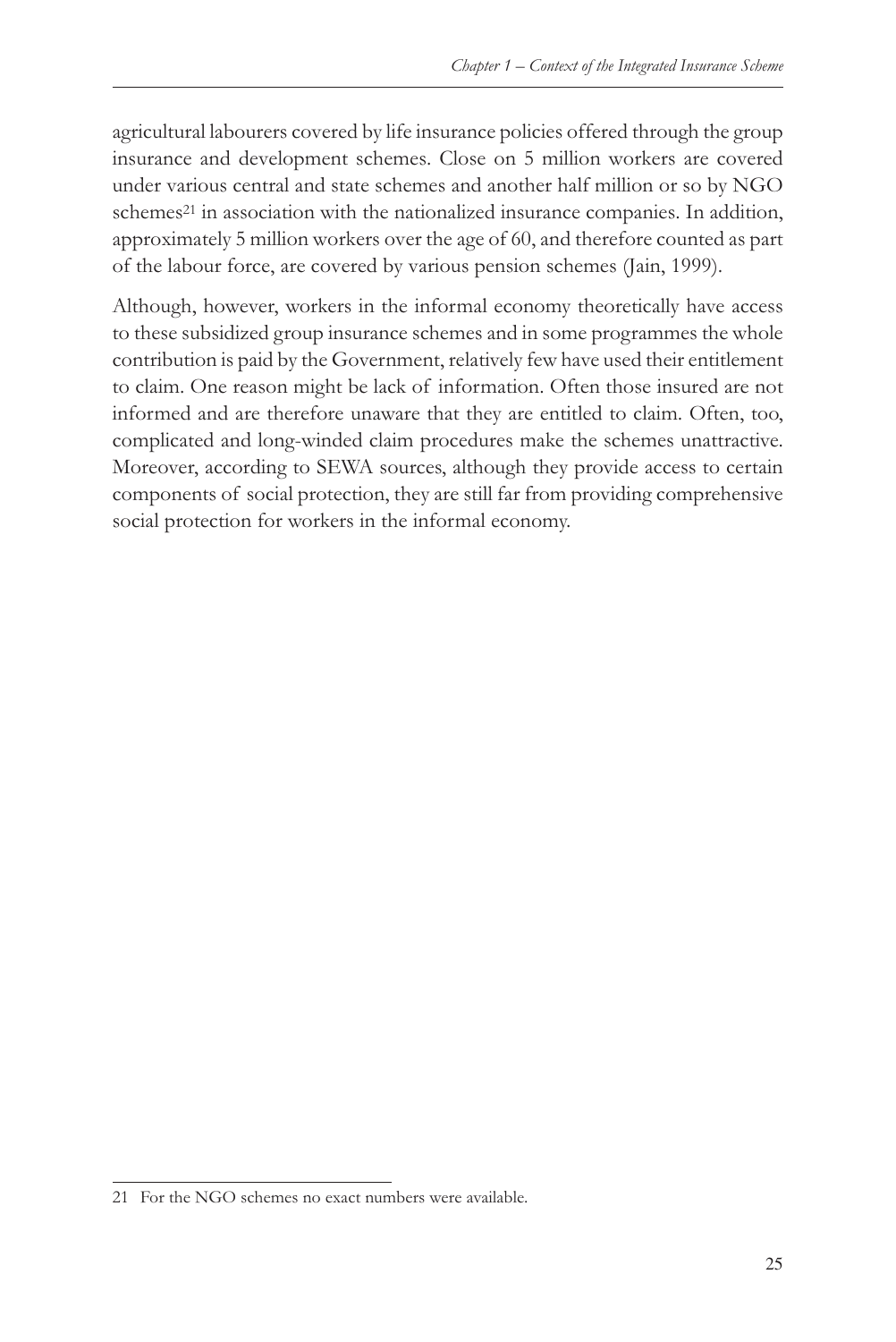agricultural labourers covered by life insurance policies offered through the group insurance and development schemes. Close on 5 million workers are covered under various central and state schemes and another half million or so by NGO schemes[21] in association with the nationalized insurance companies. In addition, approximately 5 million workers over the age of 60, and therefore counted as part of the labour force, are covered by various pension schemes (Jain, 1999).

Although, however, workers in the informal economy theoretically have access to these subsidized group insurance schemes and in some programmes the whole contribution is paid by the Government, relatively few have used their entitlement to claim. One reason might be lack of information. Often those insured are not informed and are therefore unaware that they are entitled to claim. Often, too, complicated and long-winded claim procedures make the schemes unattractive. Moreover, according to SEWA sources, although they provide access to certain components of social protection, they are still far from providing comprehensive social protection for workers in the informal economy.

21 For the NGO schemes no exact numbers were available.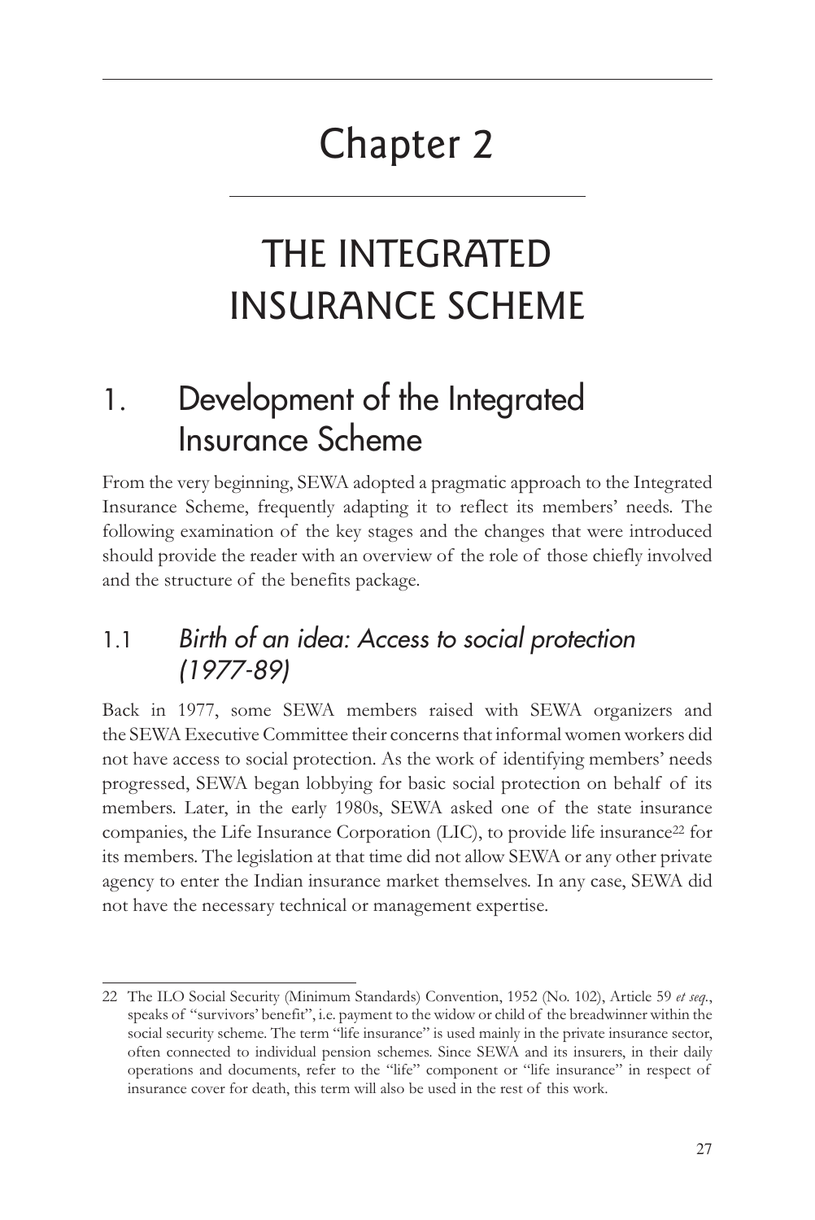# Chapter 2

# THE INTEGRATED INSURANCE SCHEME

## 1. Development of the Integrated Insurance Scheme

From the very beginning, SEWA adopted a pragmatic approach to the Integrated Insurance Scheme, frequently adapting it to reflect its members' needs. The following examination of the key stages and the changes that were introduced should provide the reader with an overview of the role of those chiefly involved and the structure of the benefits package.

### 1.1 *Birth of an idea: Access to social protection (1977-89)*

Back in 1977, some SEWA members raised with SEWA organizers and the SEWA Executive Committee their concerns that informal women workers did not have access to social protection. As the work of identifying members' needs progressed, SEWA began lobbying for basic social protection on behalf of its members. Later, in the early 1980s, SEWA asked one of the state insurance companies, the Life Insurance Corporation (LIC), to provide life insurance[22] for its members. The legislation at that time did not allow SEWA or any other private agency to enter the Indian insurance market themselves. In any case, SEWA did not have the necessary technical or management expertise.

---

22 The ILO Social Security (Minimum Standards) Convention, 1952 (No. 102), Article 59 *et seq.*, speaks of "survivors' benefit", i.e. payment to the widow or child of the breadwinner within the social security scheme. The term "life insurance" is used mainly in the private insurance sector, often connected to individual pension schemes. Since SEWA and its insurers, in their daily operations and documents, refer to the "life" component or "life insurance" in respect of insurance cover for death, this term will also be used in the rest of this work.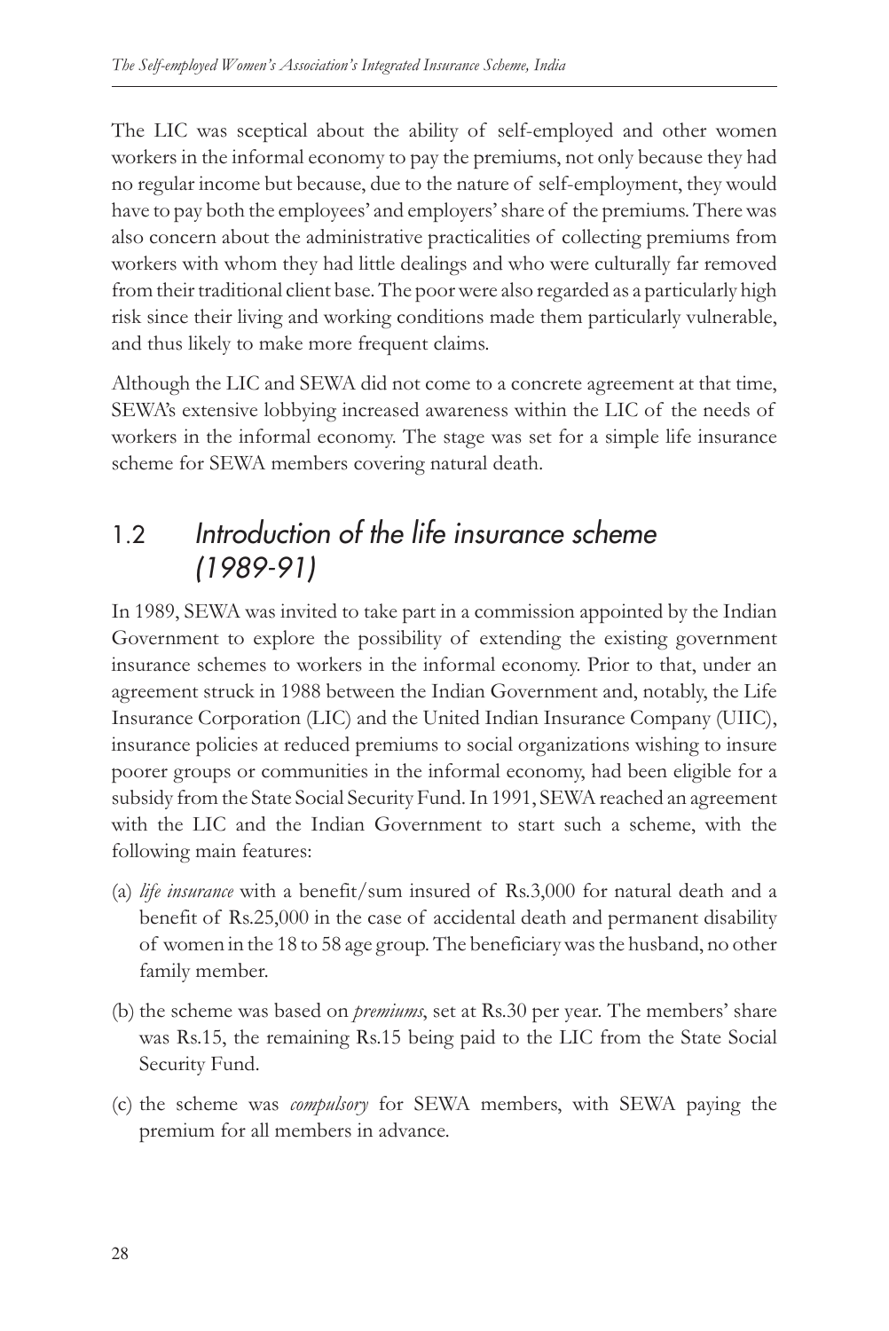The LIC was sceptical about the ability of self-employed and other women workers in the informal economy to pay the premiums, not only because they had no regular income but because, due to the nature of self-employment, they would have to pay both the employees' and employers' share of the premiums. There was also concern about the administrative practicalities of collecting premiums from workers with whom they had little dealings and who were culturally far removed from their traditional client base. The poor were also regarded as a particularly high risk since their living and working conditions made them particularly vulnerable, and thus likely to make more frequent claims.

Although the LIC and SEWA did not come to a concrete agreement at that time, SEWA's extensive lobbying increased awareness within the LIC of the needs of workers in the informal economy. The stage was set for a simple life insurance scheme for SEWA members covering natural death.

## 1.2 *Introduction of the life insurance scheme (1989-91)*

In 1989, SEWA was invited to take part in a commission appointed by the Indian Government to explore the possibility of extending the existing government insurance schemes to workers in the informal economy. Prior to that, under an agreement struck in 1988 between the Indian Government and, notably, the Life Insurance Corporation (LIC) and the United Indian Insurance Company (UIIC), insurance policies at reduced premiums to social organizations wishing to insure poorer groups or communities in the informal economy, had been eligible for a subsidy from the State Social Security Fund. In 1991, SEWA reached an agreement with the LIC and the Indian Government to start such a scheme, with the following main features:

(a) *life insurance* with a benefit/sum insured of Rs.3,000 for natural death and a benefit of Rs.25,000 in the case of accidental death and permanent disability of women in the 18 to 58 age group. The beneficiary was the husband, no other family member.

(b) the scheme was based on *premiums*, set at Rs.30 per year. The members' share was Rs.15, the remaining Rs.15 being paid to the LIC from the State Social Security Fund.

(c) the scheme was *compulsory* for SEWA members, with SEWA paying the premium for all members in advance.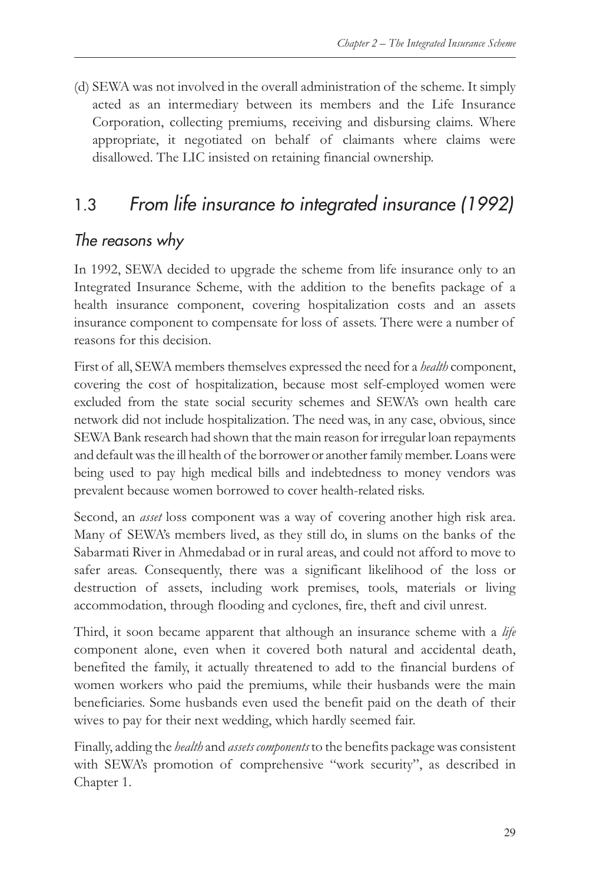(d) SEWA was not involved in the overall administration of the scheme. It simply acted as an intermediary between its members and the Life Insurance Corporation, collecting premiums, receiving and disbursing claims. Where appropriate, it negotiated on behalf of claimants where claims were disallowed. The LIC insisted on retaining financial ownership.

## 1.3 *From life insurance to integrated insurance (1992)*

### *The reasons why*

In 1992, SEWA decided to upgrade the scheme from life insurance only to an Integrated Insurance Scheme, with the addition to the benefits package of a health insurance component, covering hospitalization costs and an assets insurance component to compensate for loss of assets. There were a number of reasons for this decision.

First of all, SEWA members themselves expressed the need for a *health* component, covering the cost of hospitalization, because most self-employed women were excluded from the state social security schemes and SEWA's own health care network did not include hospitalization. The need was, in any case, obvious, since SEWA Bank research had shown that the main reason for irregular loan repayments and default was the ill health of the borrower or another family member. Loans were being used to pay high medical bills and indebtedness to money vendors was prevalent because women borrowed to cover health-related risks.

Second, an *asset* loss component was a way of covering another high risk area. Many of SEWA's members lived, as they still do, in slums on the banks of the Sabarmati River in Ahmedabad or in rural areas, and could not afford to move to safer areas. Consequently, there was a significant likelihood of the loss or destruction of assets, including work premises, tools, materials or living accommodation, through flooding and cyclones, fire, theft and civil unrest.

Third, it soon became apparent that although an insurance scheme with a *life* component alone, even when it covered both natural and accidental death, benefited the family, it actually threatened to add to the financial burdens of women workers who paid the premiums, while their husbands were the main beneficiaries. Some husbands even used the benefit paid on the death of their wives to pay for their next wedding, which hardly seemed fair.

Finally, adding the *health* and *assets components* to the benefits package was consistent with SEWA's promotion of comprehensive "work security", as described in Chapter 1.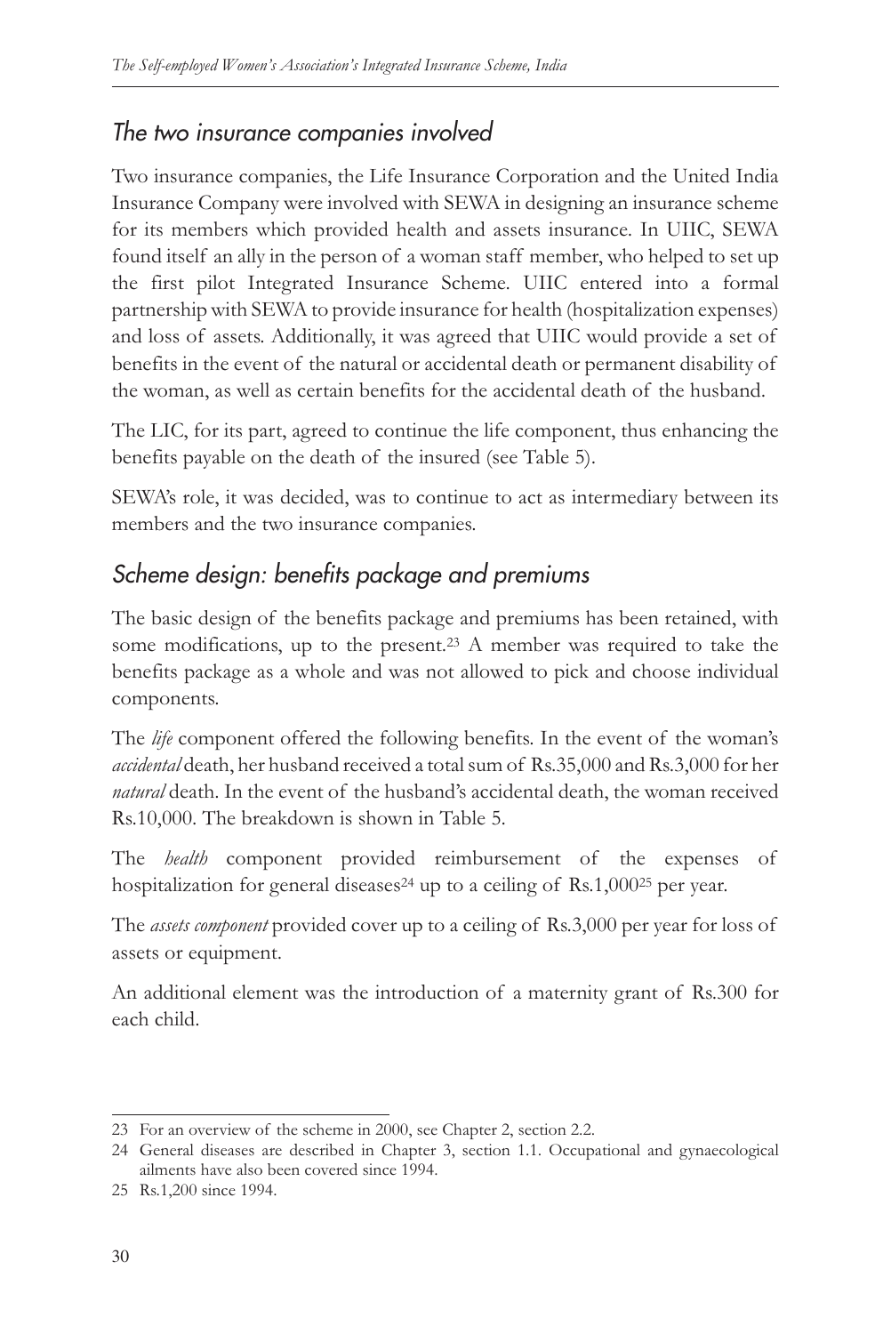## *The two insurance companies involved*

Two insurance companies, the Life Insurance Corporation and the United India Insurance Company were involved with SEWA in designing an insurance scheme for its members which provided health and assets insurance. In UIIC, SEWA found itself an ally in the person of a woman staff member, who helped to set up the first pilot Integrated Insurance Scheme. UIIC entered into a formal partnership with SEWA to provide insurance for health (hospitalization expenses) and loss of assets. Additionally, it was agreed that UIIC would provide a set of benefits in the event of the natural or accidental death or permanent disability of the woman, as well as certain benefits for the accidental death of the husband.

The LIC, for its part, agreed to continue the life component, thus enhancing the benefits payable on the death of the insured (see Table 5).

SEWA's role, it was decided, was to continue to act as intermediary between its members and the two insurance companies.

## *Scheme design: benefits package and premiums*

The basic design of the benefits package and premiums has been retained, with some modifications, up to the present.[23] A member was required to take the benefits package as a whole and was not allowed to pick and choose individual components.

The *life* component offered the following benefits. In the event of the woman's *accidental* death, her husband received a total sum of Rs.35,000 and Rs.3,000 for her *natural* death. In the event of the husband's accidental death, the woman received Rs.10,000. The breakdown is shown in Table 5.

The *health* component provided reimbursement of the expenses of hospitalization for general diseases[24] up to a ceiling of Rs.1,000[25] per year.

The *assets component* provided cover up to a ceiling of Rs.3,000 per year for loss of assets or equipment.

An additional element was the introduction of a maternity grant of Rs.300 for each child.

---

23 For an overview of the scheme in 2000, see Chapter 2, section 2.2.

24 General diseases are described in Chapter 3, section 1.1. Occupational and gynaecological ailments have also been covered since 1994.

25 Rs.1,200 since 1994.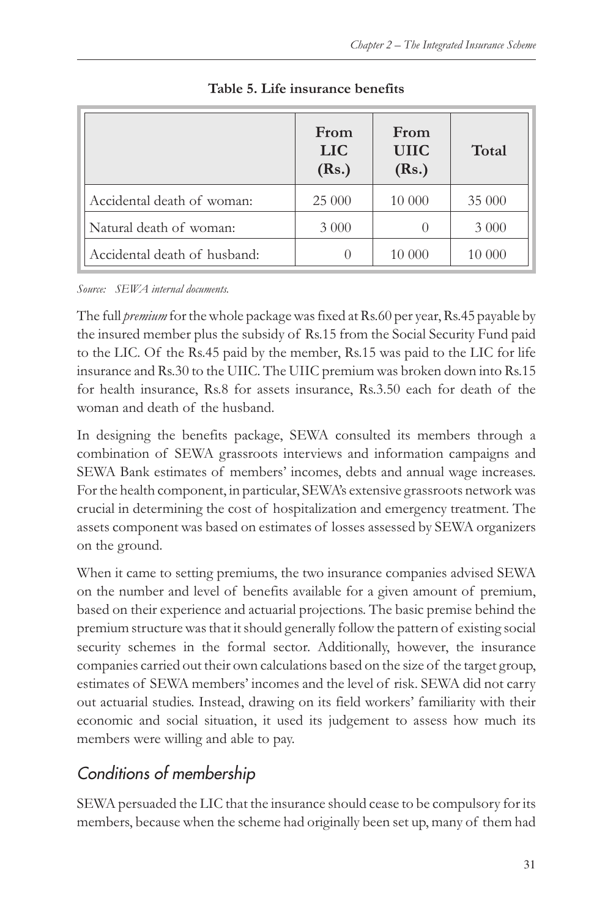**Table 5. Life insurance benefits**

| | From LIC (Rs.) | From UIIC (Rs.) | Total |
|---|---|---|---|
| Accidental death of woman: | 25 000 | 10 000 | 35 000 |
| Natural death of woman: | 3 000 | 0 | 3 000 |
| Accidental death of husband: | 0 | 10 000 | 10 000 |

*Source: SEWA internal documents.*

The full *premium* for the whole package was fixed at Rs.60 per year, Rs.45 payable by the insured member plus the subsidy of Rs.15 from the Social Security Fund paid to the LIC. Of the Rs.45 paid by the member, Rs.15 was paid to the LIC for life insurance and Rs.30 to the UIIC. The UIIC premium was broken down into Rs.15 for health insurance, Rs.8 for assets insurance, Rs.3.50 each for death of the woman and death of the husband.

In designing the benefits package, SEWA consulted its members through a combination of SEWA grassroots interviews and information campaigns and SEWA Bank estimates of members' incomes, debts and annual wage increases. For the health component, in particular, SEWA's extensive grassroots network was crucial in determining the cost of hospitalization and emergency treatment. The assets component was based on estimates of losses assessed by SEWA organizers on the ground.

When it came to setting premiums, the two insurance companies advised SEWA on the number and level of benefits available for a given amount of premium, based on their experience and actuarial projections. The basic premise behind the premium structure was that it should generally follow the pattern of existing social security schemes in the formal sector. Additionally, however, the insurance companies carried out their own calculations based on the size of the target group, estimates of SEWA members' incomes and the level of risk. SEWA did not carry out actuarial studies. Instead, drawing on its field workers' familiarity with their economic and social situation, it used its judgement to assess how much its members were willing and able to pay.

## *Conditions of membership*

SEWA persuaded the LIC that the insurance should cease to be compulsory for its members, because when the scheme had originally been set up, many of them had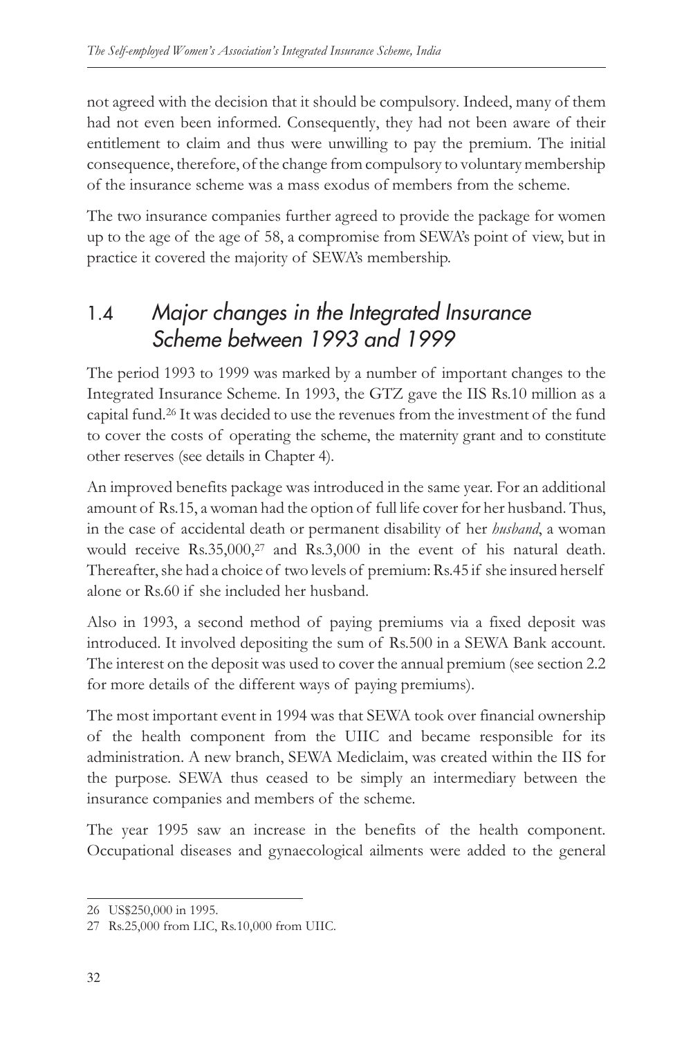not agreed with the decision that it should be compulsory. Indeed, many of them had not even been informed. Consequently, they had not been aware of their entitlement to claim and thus were unwilling to pay the premium. The initial consequence, therefore, of the change from compulsory to voluntary membership of the insurance scheme was a mass exodus of members from the scheme.

The two insurance companies further agreed to provide the package for women up to the age of the age of 58, a compromise from SEWA's point of view, but in practice it covered the majority of SEWA's membership.

## 1.4 *Major changes in the Integrated Insurance Scheme between 1993 and 1999*

The period 1993 to 1999 was marked by a number of important changes to the Integrated Insurance Scheme. In 1993, the GTZ gave the IIS Rs.10 million as a capital fund.[26] It was decided to use the revenues from the investment of the fund to cover the costs of operating the scheme, the maternity grant and to constitute other reserves (see details in Chapter 4).

An improved benefits package was introduced in the same year. For an additional amount of Rs.15, a woman had the option of full life cover for her husband. Thus, in the case of accidental death or permanent disability of her *husband*, a woman would receive Rs.35,000,[27] and Rs.3,000 in the event of his natural death. Thereafter, she had a choice of two levels of premium: Rs.45 if she insured herself alone or Rs.60 if she included her husband.

Also in 1993, a second method of paying premiums via a fixed deposit was introduced. It involved depositing the sum of Rs.500 in a SEWA Bank account. The interest on the deposit was used to cover the annual premium (see section 2.2 for more details of the different ways of paying premiums).

The most important event in 1994 was that SEWA took over financial ownership of the health component from the UIIC and became responsible for its administration. A new branch, SEWA Mediclaim, was created within the IIS for the purpose. SEWA thus ceased to be simply an intermediary between the insurance companies and members of the scheme.

The year 1995 saw an increase in the benefits of the health component. Occupational diseases and gynaecological ailments were added to the general

26 US$250,000 in 1995.

27 Rs.25,000 from LIC, Rs.10,000 from UIIC.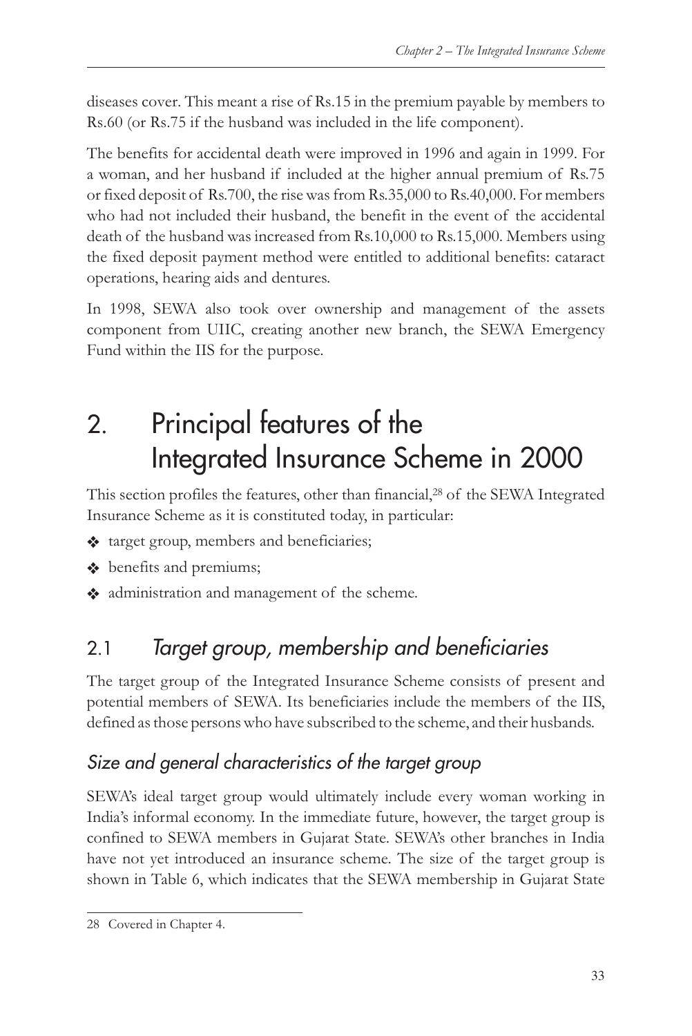diseases cover. This meant a rise of Rs.15 in the premium payable by members to Rs.60 (or Rs.75 if the husband was included in the life component).

The benefits for accidental death were improved in 1996 and again in 1999. For a woman, and her husband if included at the higher annual premium of Rs.75 or fixed deposit of Rs.700, the rise was from Rs.35,000 to Rs.40,000. For members who had not included their husband, the benefit in the event of the accidental death of the husband was increased from Rs.10,000 to Rs.15,000. Members using the fixed deposit payment method were entitled to additional benefits: cataract operations, hearing aids and dentures.

In 1998, SEWA also took over ownership and management of the assets component from UIIC, creating another new branch, the SEWA Emergency Fund within the IIS for the purpose.

# 2. Principal features of the Integrated Insurance Scheme in 2000

This section profiles the features, other than financial,[28] of the SEWA Integrated Insurance Scheme as it is constituted today, in particular:

- target group, members and beneficiaries;
- benefits and premiums;
- administration and management of the scheme.

## 2.1 *Target group, membership and beneficiaries*

The target group of the Integrated Insurance Scheme consists of present and potential members of SEWA. Its beneficiaries include the members of the IIS, defined as those persons who have subscribed to the scheme, and their husbands.

### *Size and general characteristics of the target group*

SEWA's ideal target group would ultimately include every woman working in India's informal economy. In the immediate future, however, the target group is confined to SEWA members in Gujarat State. SEWA's other branches in India have not yet introduced an insurance scheme. The size of the target group is shown in Table 6, which indicates that the SEWA membership in Gujarat State

---

28 Covered in Chapter 4.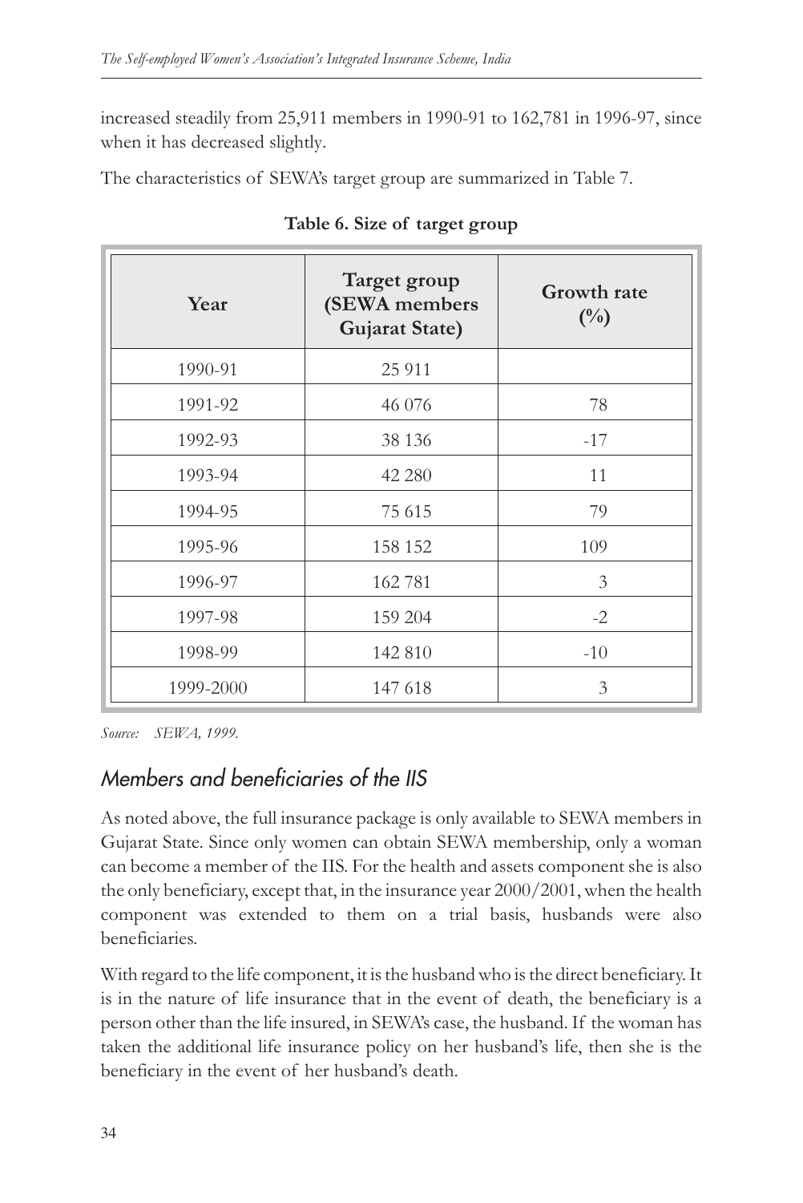increased steadily from 25,911 members in 1990-91 to 162,781 in 1996-97, since when it has decreased slightly.

The characteristics of SEWA's target group are summarized in Table 7.

**Table 6. Size of target group**

| Year | Target group (SEWA members Gujarat State) | Growth rate (%) |
|---|---|---|
| 1990-91 | 25 911 | |
| 1991-92 | 46 076 | 78 |
| 1992-93 | 38 136 | -17 |
| 1993-94 | 42 280 | 11 |
| 1994-95 | 75 615 | 79 |
| 1995-96 | 158 152 | 109 |
| 1996-97 | 162 781 | 3 |
| 1997-98 | 159 204 | -2 |
| 1998-99 | 142 810 | -10 |
| 1999-2000 | 147 618 | 3 |

*Source: SEWA, 1999.*

## Members and beneficiaries of the IIS

As noted above, the full insurance package is only available to SEWA members in Gujarat State. Since only women can obtain SEWA membership, only a woman can become a member of the IIS. For the health and assets component she is also the only beneficiary, except that, in the insurance year 2000/2001, when the health component was extended to them on a trial basis, husbands were also beneficiaries.

With regard to the life component, it is the husband who is the direct beneficiary. It is in the nature of life insurance that in the event of death, the beneficiary is a person other than the life insured, in SEWA's case, the husband. If the woman has taken the additional life insurance policy on her husband's life, then she is the beneficiary in the event of her husband's death.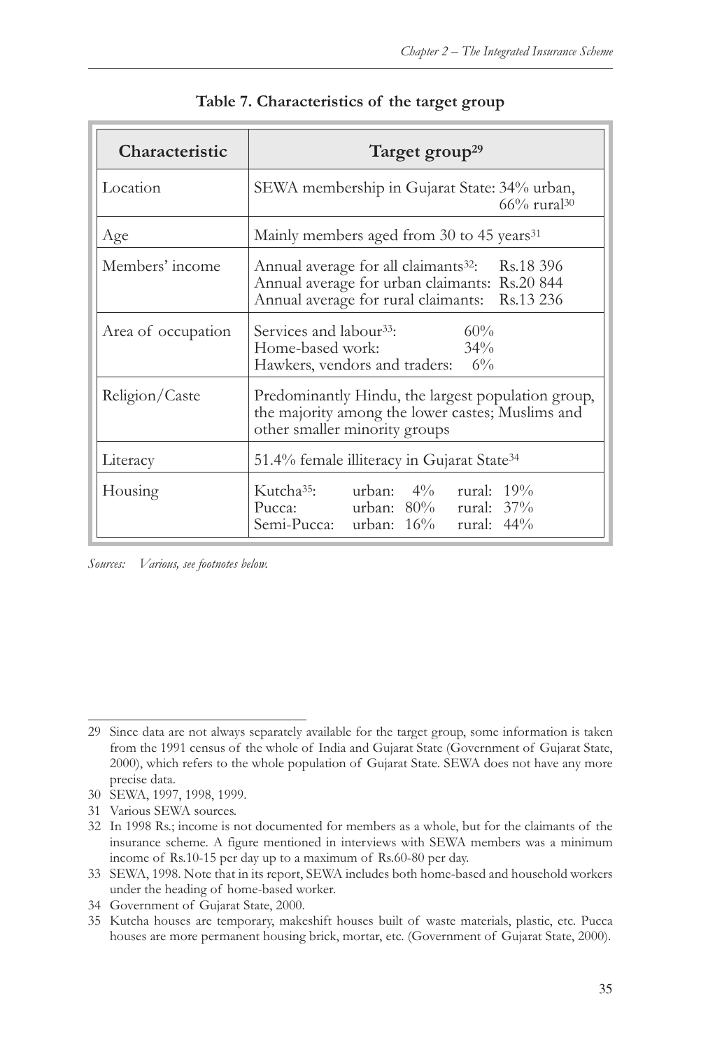**Table 7. Characteristics of the target group**

| Characteristic | Target group[29] |
|---|---|
| Location | SEWA membership in Gujarat State: 34% urban, 66% rural[30] |
| Age | Mainly members aged from 30 to 45 years[31] |
| Members' income | Annual average for all claimants[32]: Rs.18 396<br>Annual average for urban claimants: Rs.20 844<br>Annual average for rural claimants: Rs.13 236 |
| Area of occupation | Services and labour[33]: 60%<br>Home-based work: 34%<br>Hawkers, vendors and traders: 6% |
| Religion/Caste | Predominantly Hindu, the largest population group, the majority among the lower castes; Muslims and other smaller minority groups |
| Literacy | 51.4% female illiteracy in Gujarat State[34] |
| Housing | Kutcha[35]: urban: 4% rural: 19%<br>Pucca: urban: 80% rural: 37%<br>Semi-Pucca: urban: 16% rural: 44% |

*Sources: Various, see footnotes below.*

---

29 Since data are not always separately available for the target group, some information is taken from the 1991 census of the whole of India and Gujarat State (Government of Gujarat State, 2000), which refers to the whole population of Gujarat State. SEWA does not have any more precise data.

30 SEWA, 1997, 1998, 1999.

31 Various SEWA sources.

32 In 1998 Rs.; income is not documented for members as a whole, but for the claimants of the insurance scheme. A figure mentioned in interviews with SEWA members was a minimum income of Rs.10-15 per day up to a maximum of Rs.60-80 per day.

33 SEWA, 1998. Note that in its report, SEWA includes both home-based and household workers under the heading of home-based worker.

34 Government of Gujarat State, 2000.

35 Kutcha houses are temporary, makeshift houses built of waste materials, plastic, etc. Pucca houses are more permanent housing brick, mortar, etc. (Government of Gujarat State, 2000).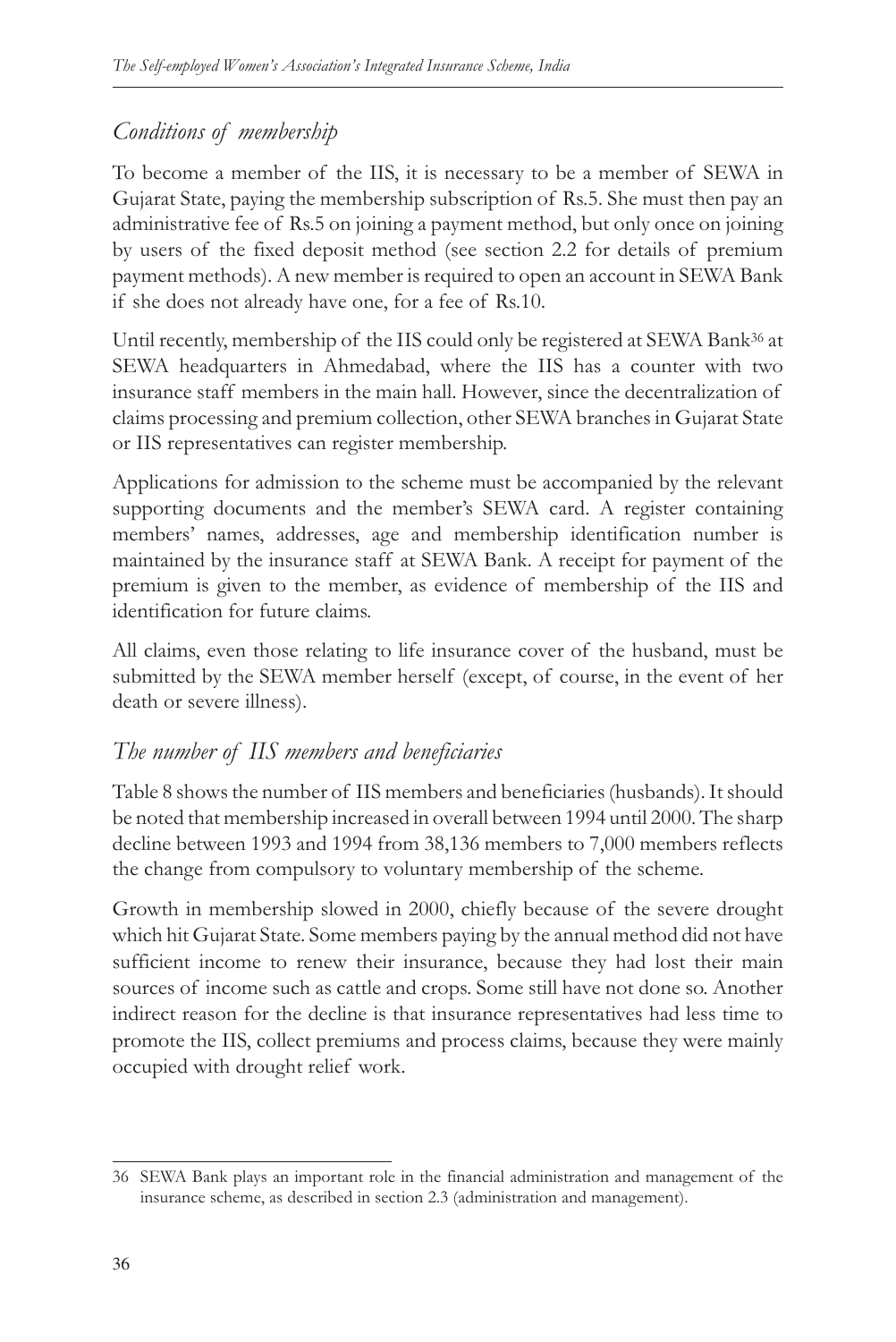## *Conditions of membership*

To become a member of the IIS, it is necessary to be a member of SEWA in Gujarat State, paying the membership subscription of Rs.5. She must then pay an administrative fee of Rs.5 on joining a payment method, but only once on joining by users of the fixed deposit method (see section 2.2 for details of premium payment methods). A new member is required to open an account in SEWA Bank if she does not already have one, for a fee of Rs.10.

Until recently, membership of the IIS could only be registered at SEWA Bank[36] at SEWA headquarters in Ahmedabad, where the IIS has a counter with two insurance staff members in the main hall. However, since the decentralization of claims processing and premium collection, other SEWA branches in Gujarat State or IIS representatives can register membership.

Applications for admission to the scheme must be accompanied by the relevant supporting documents and the member's SEWA card. A register containing members' names, addresses, age and membership identification number is maintained by the insurance staff at SEWA Bank. A receipt for payment of the premium is given to the member, as evidence of membership of the IIS and identification for future claims.

All claims, even those relating to life insurance cover of the husband, must be submitted by the SEWA member herself (except, of course, in the event of her death or severe illness).

## *The number of IIS members and beneficiaries*

Table 8 shows the number of IIS members and beneficiaries (husbands). It should be noted that membership increased in overall between 1994 until 2000. The sharp decline between 1993 and 1994 from 38,136 members to 7,000 members reflects the change from compulsory to voluntary membership of the scheme.

Growth in membership slowed in 2000, chiefly because of the severe drought which hit Gujarat State. Some members paying by the annual method did not have sufficient income to renew their insurance, because they had lost their main sources of income such as cattle and crops. Some still have not done so. Another indirect reason for the decline is that insurance representatives had less time to promote the IIS, collect premiums and process claims, because they were mainly occupied with drought relief work.

---

36 SEWA Bank plays an important role in the financial administration and management of the insurance scheme, as described in section 2.3 (administration and management).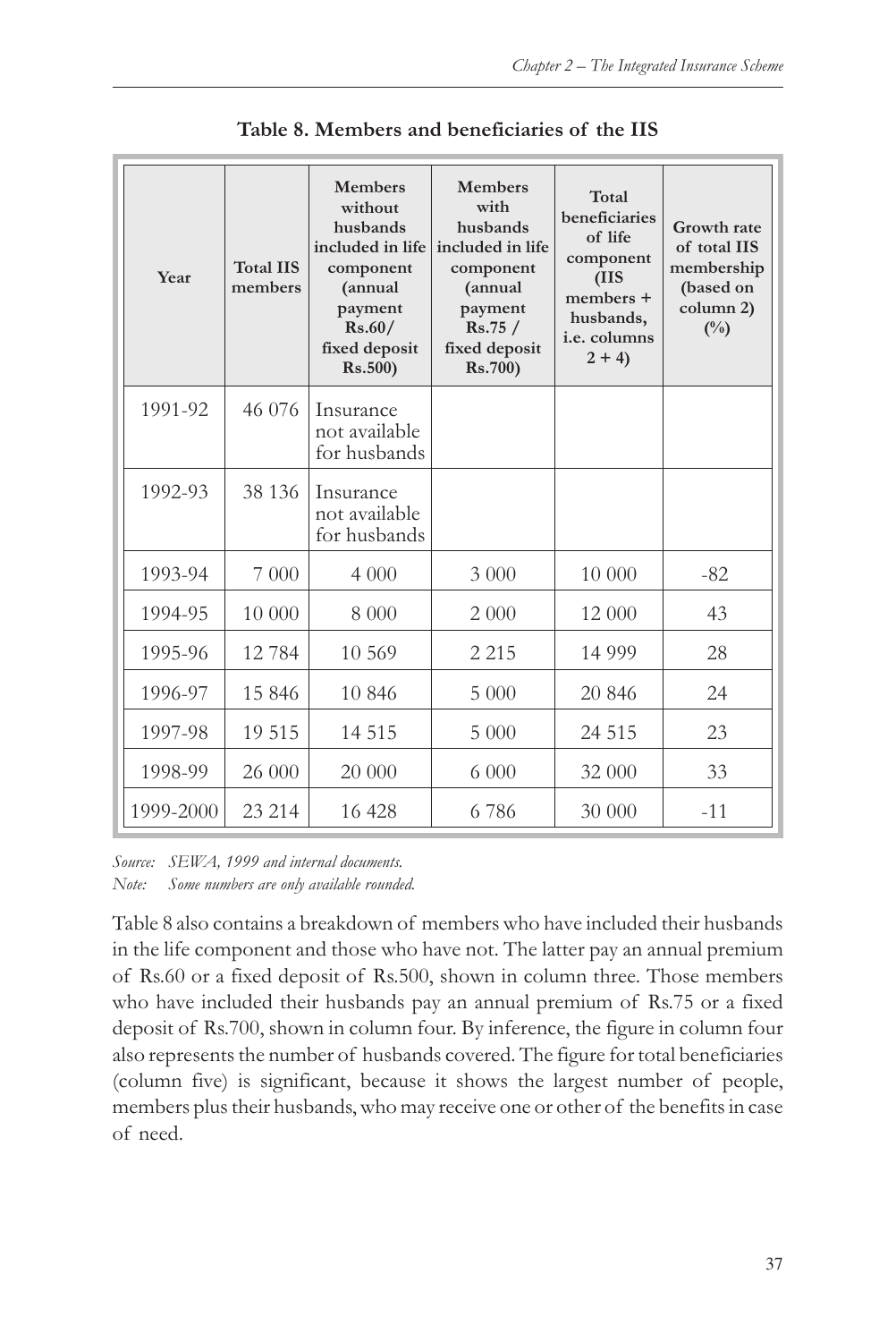**Table 8. Members and beneficiaries of the IIS**

| Year | Total IIS members | Members without husbands included in life component (annual payment Rs.60/ fixed deposit Rs.500) | Members with husbands included in life component (annual payment Rs.75 / fixed deposit Rs.700) | Total beneficiaries of life component (IIS members + husbands, i.e. columns 2 + 4) | Growth rate of total IIS membership (based on column 2) (%) |
|---|---|---|---|---|---|
| 1991-92 | 46 076 | Insurance not available for husbands | | | |
| 1992-93 | 38 136 | Insurance not available for husbands | | | |
| 1993-94 | 7 000 | 4 000 | 3 000 | 10 000 | -82 |
| 1994-95 | 10 000 | 8 000 | 2 000 | 12 000 | 43 |
| 1995-96 | 12 784 | 10 569 | 2 215 | 14 999 | 28 |
| 1996-97 | 15 846 | 10 846 | 5 000 | 20 846 | 24 |
| 1997-98 | 19 515 | 14 515 | 5 000 | 24 515 | 23 |
| 1998-99 | 26 000 | 20 000 | 6 000 | 32 000 | 33 |
| 1999-2000 | 23 214 | 16 428 | 6 786 | 30 000 | -11 |

*Source: SEWA, 1999 and internal documents.*
*Note: Some numbers are only available rounded.*

Table 8 also contains a breakdown of members who have included their husbands in the life component and those who have not. The latter pay an annual premium of Rs.60 or a fixed deposit of Rs.500, shown in column three. Those members who have included their husbands pay an annual premium of Rs.75 or a fixed deposit of Rs.700, shown in column four. By inference, the figure in column four also represents the number of husbands covered. The figure for total beneficiaries (column five) is significant, because it shows the largest number of people, members plus their husbands, who may receive one or other of the benefits in case of need.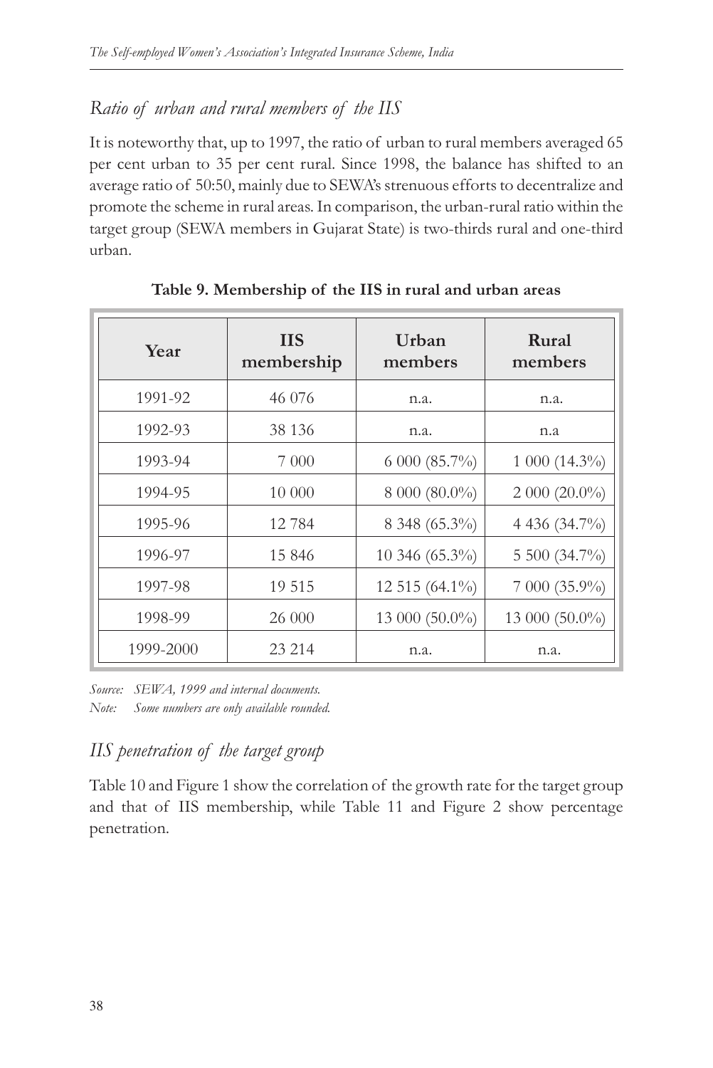## *Ratio of urban and rural members of the IIS*

It is noteworthy that, up to 1997, the ratio of urban to rural members averaged 65 per cent urban to 35 per cent rural. Since 1998, the balance has shifted to an average ratio of 50:50, mainly due to SEWA's strenuous efforts to decentralize and promote the scheme in rural areas. In comparison, the urban-rural ratio within the target group (SEWA members in Gujarat State) is two-thirds rural and one-third urban.

**Table 9. Membership of the IIS in rural and urban areas**

| Year | IIS membership | Urban members | Rural members |
|---|---|---|---|
| 1991-92 | 46 076 | n.a. | n.a. |
| 1992-93 | 38 136 | n.a. | n.a |
| 1993-94 | 7 000 | 6 000 (85.7%) | 1 000 (14.3%) |
| 1994-95 | 10 000 | 8 000 (80.0%) | 2 000 (20.0%) |
| 1995-96 | 12 784 | 8 348 (65.3%) | 4 436 (34.7%) |
| 1996-97 | 15 846 | 10 346 (65.3%) | 5 500 (34.7%) |
| 1997-98 | 19 515 | 12 515 (64.1%) | 7 000 (35.9%) |
| 1998-99 | 26 000 | 13 000 (50.0%) | 13 000 (50.0%) |
| 1999-2000 | 23 214 | n.a. | n.a. |

*Source: SEWA, 1999 and internal documents.*
*Note: Some numbers are only available rounded.*

## *IIS penetration of the target group*

Table 10 and Figure 1 show the correlation of the growth rate for the target group and that of IIS membership, while Table 11 and Figure 2 show percentage penetration.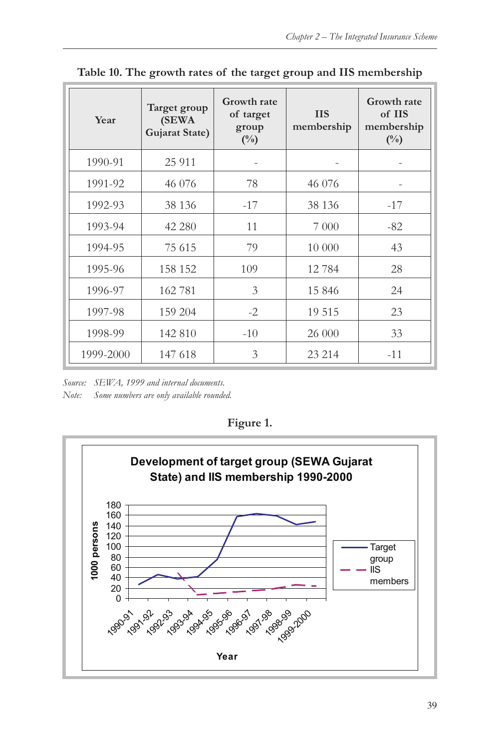**Table 10. The growth rates of the target group and IIS membership**

| Year | Target group (SEWA Gujarat State) | Growth rate of target group (%) | IIS membership | Growth rate of IIS membership (%) |
|---|---|---|---|---|
| 1990-91 | 25 911 | - | - | - |
| 1991-92 | 46 076 | 78 | 46 076 | - |
| 1992-93 | 38 136 | -17 | 38 136 | -17 |
| 1993-94 | 42 280 | 11 | 7 000 | -82 |
| 1994-95 | 75 615 | 79 | 10 000 | 43 |
| 1995-96 | 158 152 | 109 | 12 784 | 28 |
| 1996-97 | 162 781 | 3 | 15 846 | 24 |
| 1997-98 | 159 204 | -2 | 19 515 | 23 |
| 1998-99 | 142 810 | -10 | 26 000 | 33 |
| 1999-2000 | 147 618 | 3 | 23 214 | -11 |

*Source:* *SEWA, 1999 and internal documents.*
*Note:* *Some numbers are only available rounded.*

**Figure 1.**

Development of target group (SEWA Gujarat State) and IIS membership 1990-2000

1000 persons

180
160
140
120
100
80
60
40
20
0

1990-91
1991-92
1992-93
1993-94
1994-95
1995-96
1996-97
1997-98
1998-99
1999-2000

Year

Target group
IIS members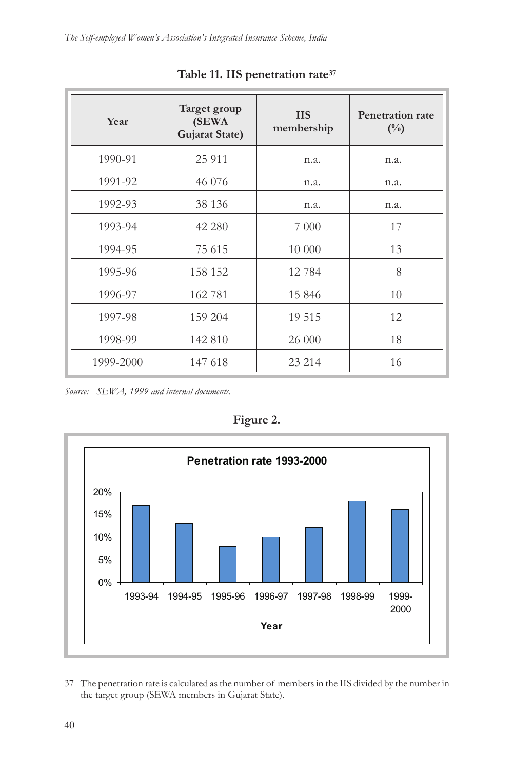**Table 11. IIS penetration rate[37]**

| Year | Target group (SEWA Gujarat State) | IIS membership | Penetration rate (%) |
|---|---|---|---|
| 1990-91 | 25 911 | n.a. | n.a. |
| 1991-92 | 46 076 | n.a. | n.a. |
| 1992-93 | 38 136 | n.a. | n.a. |
| 1993-94 | 42 280 | 7 000 | 17 |
| 1994-95 | 75 615 | 10 000 | 13 |
| 1995-96 | 158 152 | 12 784 | 8 |
| 1996-97 | 162 781 | 15 846 | 10 |
| 1997-98 | 159 204 | 19 515 | 12 |
| 1998-99 | 142 810 | 26 000 | 18 |
| 1999-2000 | 147 618 | 23 214 | 16 |

*Source: SEWA, 1999 and internal documents.*

**Figure 2.**

Penetration rate 1993-2000

20%
15%
10%
5%
0%

1993-94 1994-95 1995-96 1996-97 1997-98 1998-99 1999-2000

Year

37 The penetration rate is calculated as the number of members in the IIS divided by the number in the target group (SEWA members in Gujarat State).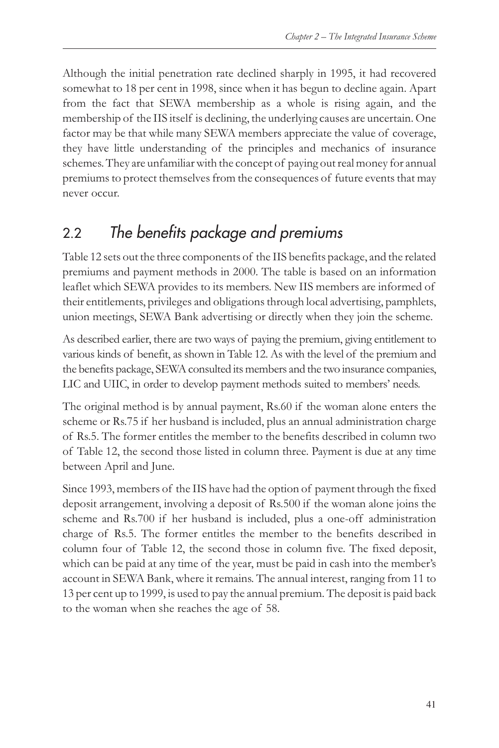Although the initial penetration rate declined sharply in 1995, it had recovered somewhat to 18 per cent in 1998, since when it has begun to decline again. Apart from the fact that SEWA membership as a whole is rising again, and the membership of the IIS itself is declining, the underlying causes are uncertain. One factor may be that while many SEWA members appreciate the value of coverage, they have little understanding of the principles and mechanics of insurance schemes. They are unfamiliar with the concept of paying out real money for annual premiums to protect themselves from the consequences of future events that may never occur.

## 2.2 *The benefits package and premiums*

Table 12 sets out the three components of the IIS benefits package, and the related premiums and payment methods in 2000. The table is based on an information leaflet which SEWA provides to its members. New IIS members are informed of their entitlements, privileges and obligations through local advertising, pamphlets, union meetings, SEWA Bank advertising or directly when they join the scheme.

As described earlier, there are two ways of paying the premium, giving entitlement to various kinds of benefit, as shown in Table 12. As with the level of the premium and the benefits package, SEWA consulted its members and the two insurance companies, LIC and UIIC, in order to develop payment methods suited to members' needs.

The original method is by annual payment, Rs.60 if the woman alone enters the scheme or Rs.75 if her husband is included, plus an annual administration charge of Rs.5. The former entitles the member to the benefits described in column two of Table 12, the second those listed in column three. Payment is due at any time between April and June.

Since 1993, members of the IIS have had the option of payment through the fixed deposit arrangement, involving a deposit of Rs.500 if the woman alone joins the scheme and Rs.700 if her husband is included, plus a one-off administration charge of Rs.5. The former entitles the member to the benefits described in column four of Table 12, the second those in column five. The fixed deposit, which can be paid at any time of the year, must be paid in cash into the member's account in SEWA Bank, where it remains. The annual interest, ranging from 11 to 13 per cent up to 1999, is used to pay the annual premium. The deposit is paid back to the woman when she reaches the age of 58.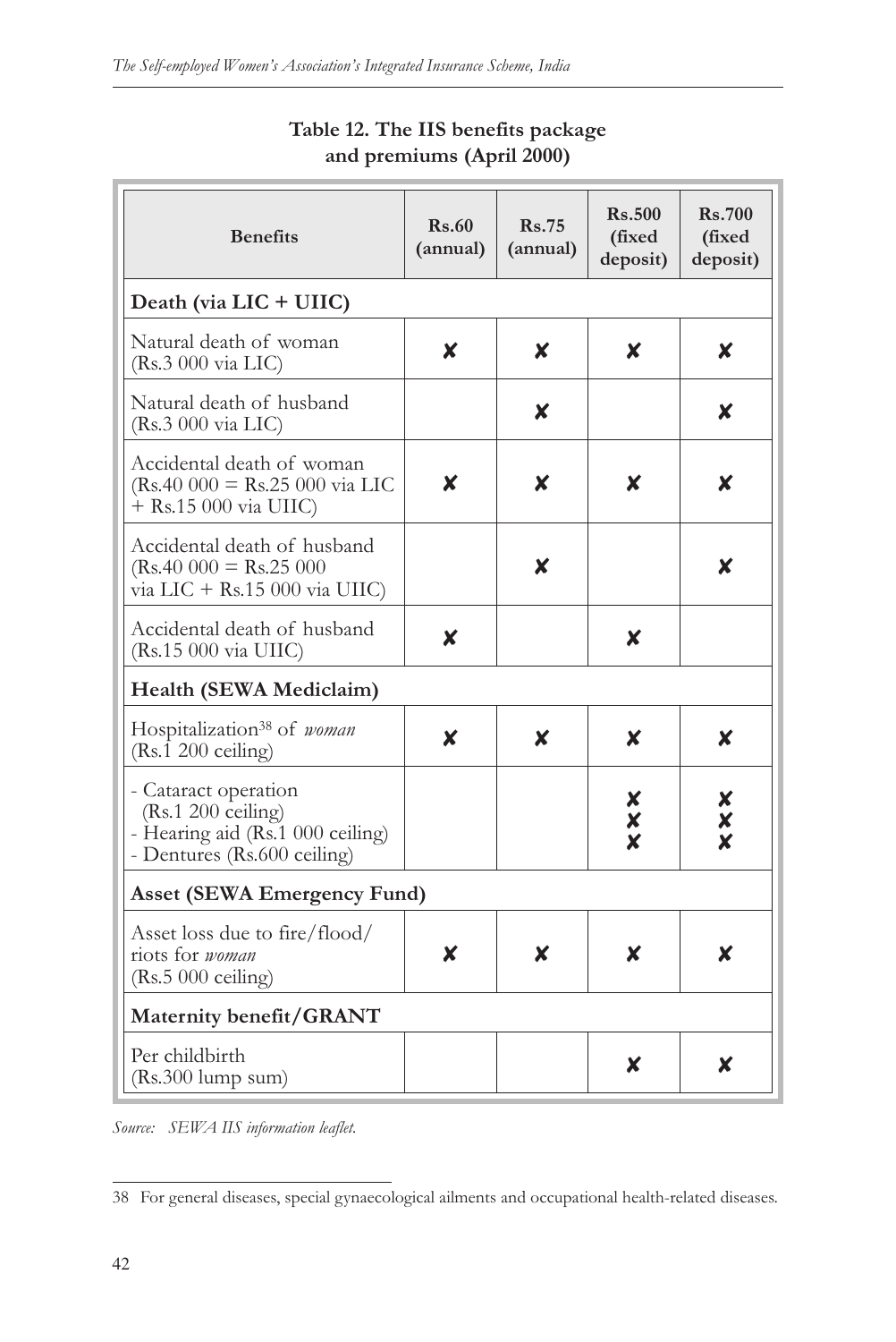**Table 12. The IIS benefits package and premiums (April 2000)**

| Benefits | Rs.60 (annual) | Rs.75 (annual) | Rs.500 (fixed deposit) | Rs.700 (fixed deposit) |
|---|---|---|---|---|
| **Death (via LIC + UIIC)** | | | | |
| Natural death of woman (Rs.3 000 via LIC) | ✘ | ✘ | ✘ | ✘ |
| Natural death of husband (Rs.3 000 via LIC) | | ✘ | | ✘ |
| Accidental death of woman (Rs.40 000 = Rs.25 000 via LIC + Rs.15 000 via UIIC) | ✘ | ✘ | ✘ | ✘ |
| Accidental death of husband (Rs.40 000 = Rs.25 000 via LIC + Rs.15 000 via UIIC) | | ✘ | | ✘ |
| Accidental death of husband (Rs.15 000 via UIIC) | ✘ | | ✘ | |
| **Health (SEWA Mediclaim)** | | | | |
| Hospitalization[38] of *woman* (Rs.1 200 ceiling) | ✘ | ✘ | ✘ | ✘ |
| - Cataract operation (Rs.1 200 ceiling)<br>- Hearing aid (Rs.1 000 ceiling)<br>- Dentures (Rs.600 ceiling) | | | ✘<br>✘<br>✘ | ✘<br>✘<br>✘ |
| **Asset (SEWA Emergency Fund)** | | | | |
| Asset loss due to fire/flood/riots for *woman* (Rs.5 000 ceiling) | ✘ | ✘ | ✘ | ✘ |
| **Maternity benefit/GRANT** | | | | |
| Per childbirth (Rs.300 lump sum) | | | ✘ | ✘ |

*Source: SEWA IIS information leaflet.*

38 For general diseases, special gynaecological ailments and occupational health-related diseases.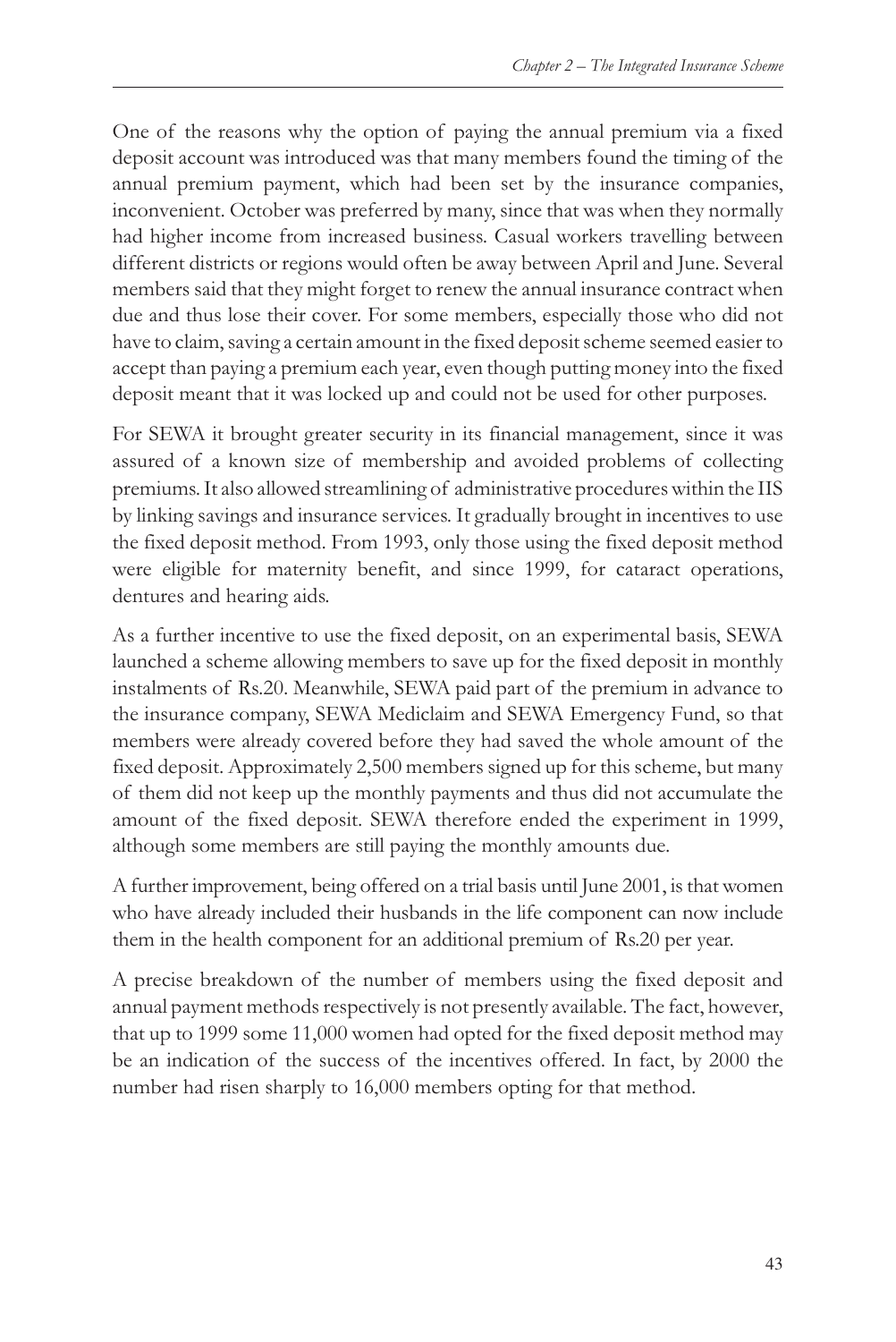One of the reasons why the option of paying the annual premium via a fixed deposit account was introduced was that many members found the timing of the annual premium payment, which had been set by the insurance companies, inconvenient. October was preferred by many, since that was when they normally had higher income from increased business. Casual workers travelling between different districts or regions would often be away between April and June. Several members said that they might forget to renew the annual insurance contract when due and thus lose their cover. For some members, especially those who did not have to claim, saving a certain amount in the fixed deposit scheme seemed easier to accept than paying a premium each year, even though putting money into the fixed deposit meant that it was locked up and could not be used for other purposes.

For SEWA it brought greater security in its financial management, since it was assured of a known size of membership and avoided problems of collecting premiums. It also allowed streamlining of administrative procedures within the IIS by linking savings and insurance services. It gradually brought in incentives to use the fixed deposit method. From 1993, only those using the fixed deposit method were eligible for maternity benefit, and since 1999, for cataract operations, dentures and hearing aids.

As a further incentive to use the fixed deposit, on an experimental basis, SEWA launched a scheme allowing members to save up for the fixed deposit in monthly instalments of Rs.20. Meanwhile, SEWA paid part of the premium in advance to the insurance company, SEWA Mediclaim and SEWA Emergency Fund, so that members were already covered before they had saved the whole amount of the fixed deposit. Approximately 2,500 members signed up for this scheme, but many of them did not keep up the monthly payments and thus did not accumulate the amount of the fixed deposit. SEWA therefore ended the experiment in 1999, although some members are still paying the monthly amounts due.

A further improvement, being offered on a trial basis until June 2001, is that women who have already included their husbands in the life component can now include them in the health component for an additional premium of Rs.20 per year.

A precise breakdown of the number of members using the fixed deposit and annual payment methods respectively is not presently available. The fact, however, that up to 1999 some 11,000 women had opted for the fixed deposit method may be an indication of the success of the incentives offered. In fact, by 2000 the number had risen sharply to 16,000 members opting for that method.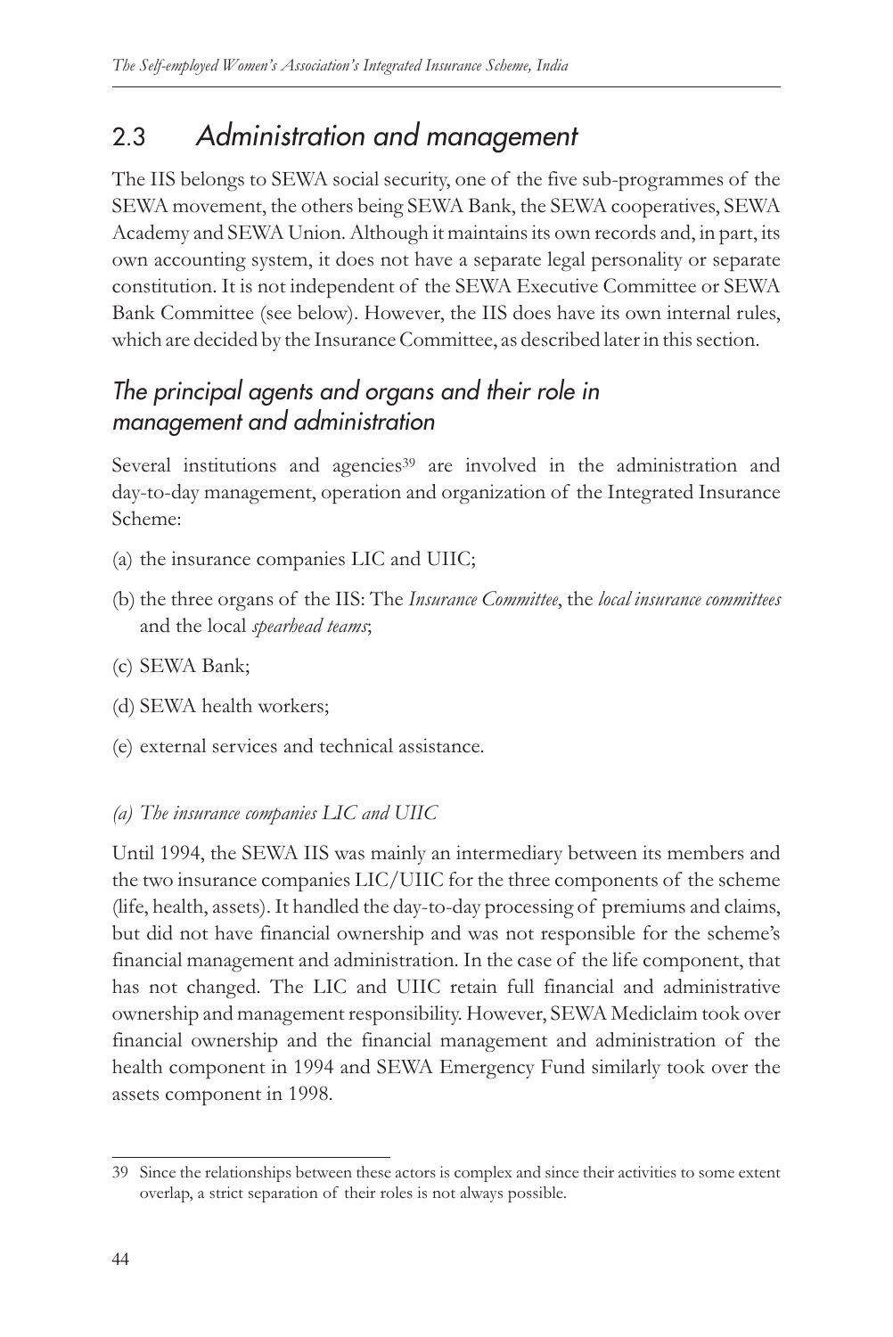## 2.3 *Administration and management*

The IIS belongs to SEWA social security, one of the five sub-programmes of the SEWA movement, the others being SEWA Bank, the SEWA cooperatives, SEWA Academy and SEWA Union. Although it maintains its own records and, in part, its own accounting system, it does not have a separate legal personality or separate constitution. It is not independent of the SEWA Executive Committee or SEWA Bank Committee (see below). However, the IIS does have its own internal rules, which are decided by the Insurance Committee, as described later in this section.

### *The principal agents and organs and their role in management and administration*

Several institutions and agencies[39] are involved in the administration and day-to-day management, operation and organization of the Integrated Insurance Scheme:

(a) the insurance companies LIC and UIIC;

(b) the three organs of the IIS: The *Insurance Committee*, the *local insurance committees* and the local *spearhead teams*;

(c) SEWA Bank;

(d) SEWA health workers;

(e) external services and technical assistance.

*(a) The insurance companies LIC and UIIC*

Until 1994, the SEWA IIS was mainly an intermediary between its members and the two insurance companies LIC/UIIC for the three components of the scheme (life, health, assets). It handled the day-to-day processing of premiums and claims, but did not have financial ownership and was not responsible for the scheme's financial management and administration. In the case of the life component, that has not changed. The LIC and UIIC retain full financial and administrative ownership and management responsibility. However, SEWA Mediclaim took over financial ownership and the financial management and administration of the health component in 1994 and SEWA Emergency Fund similarly took over the assets component in 1998.

---

39 Since the relationships between these actors is complex and since their activities to some extent overlap, a strict separation of their roles is not always possible.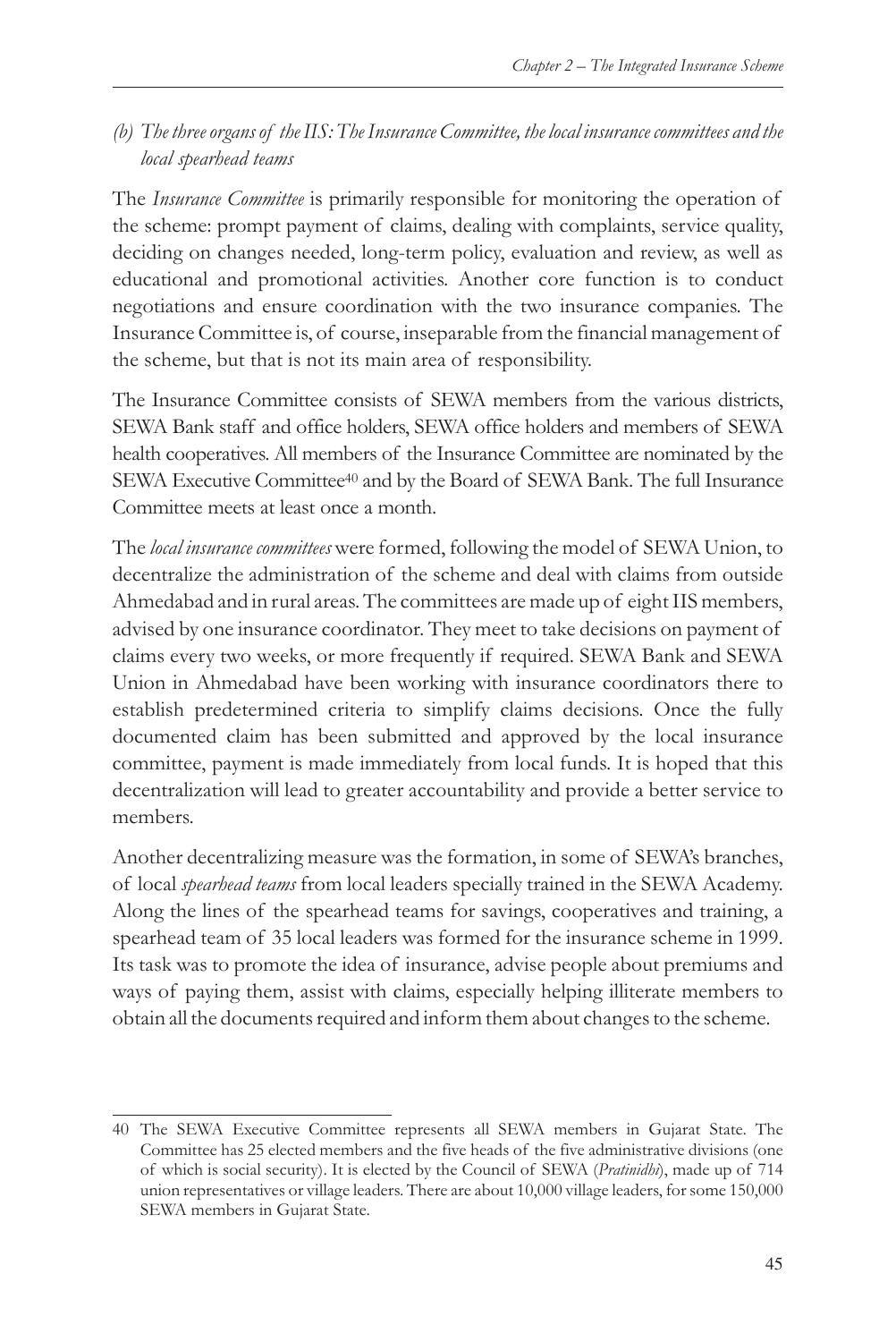*(b) The three organs of the IIS: The Insurance Committee, the local insurance committees and the local spearhead teams*

The *Insurance Committee* is primarily responsible for monitoring the operation of the scheme: prompt payment of claims, dealing with complaints, service quality, deciding on changes needed, long-term policy, evaluation and review, as well as educational and promotional activities. Another core function is to conduct negotiations and ensure coordination with the two insurance companies. The Insurance Committee is, of course, inseparable from the financial management of the scheme, but that is not its main area of responsibility.

The Insurance Committee consists of SEWA members from the various districts, SEWA Bank staff and office holders, SEWA office holders and members of SEWA health cooperatives. All members of the Insurance Committee are nominated by the SEWA Executive Committee[40] and by the Board of SEWA Bank. The full Insurance Committee meets at least once a month.

The *local insurance committees* were formed, following the model of SEWA Union, to decentralize the administration of the scheme and deal with claims from outside Ahmedabad and in rural areas. The committees are made up of eight IIS members, advised by one insurance coordinator. They meet to take decisions on payment of claims every two weeks, or more frequently if required. SEWA Bank and SEWA Union in Ahmedabad have been working with insurance coordinators there to establish predetermined criteria to simplify claims decisions. Once the fully documented claim has been submitted and approved by the local insurance committee, payment is made immediately from local funds. It is hoped that this decentralization will lead to greater accountability and provide a better service to members.

Another decentralizing measure was the formation, in some of SEWA's branches, of local *spearhead teams* from local leaders specially trained in the SEWA Academy. Along the lines of the spearhead teams for savings, cooperatives and training, a spearhead team of 35 local leaders was formed for the insurance scheme in 1999. Its task was to promote the idea of insurance, advise people about premiums and ways of paying them, assist with claims, especially helping illiterate members to obtain all the documents required and inform them about changes to the scheme.

---

40 The SEWA Executive Committee represents all SEWA members in Gujarat State. The Committee has 25 elected members and the five heads of the five administrative divisions (one of which is social security). It is elected by the Council of SEWA (*Pratinidhi*), made up of 714 union representatives or village leaders. There are about 10,000 village leaders, for some 150,000 SEWA members in Gujarat State.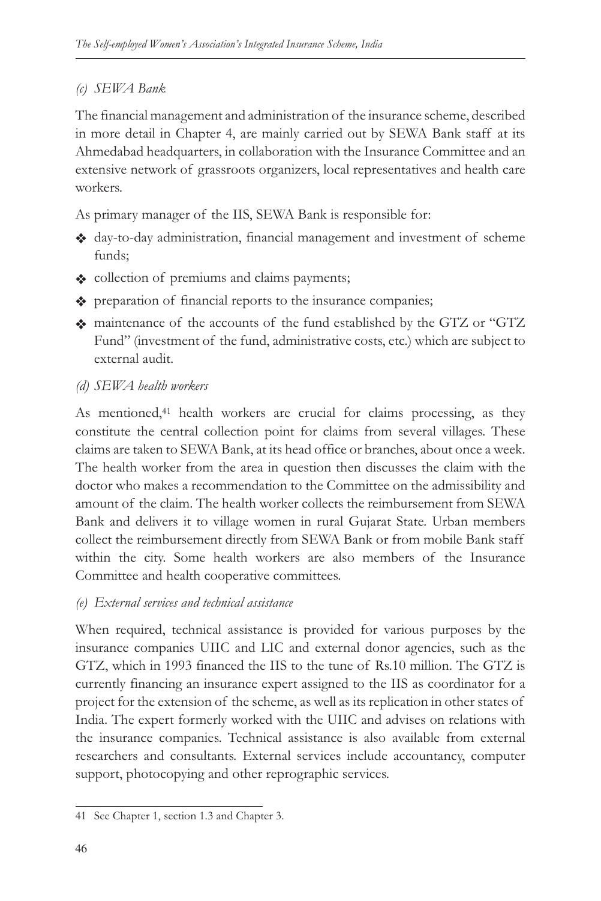*(c) SEWA Bank*

The financial management and administration of the insurance scheme, described in more detail in Chapter 4, are mainly carried out by SEWA Bank staff at its Ahmedabad headquarters, in collaboration with the Insurance Committee and an extensive network of grassroots organizers, local representatives and health care workers.

As primary manager of the IIS, SEWA Bank is responsible for:

- day-to-day administration, financial management and investment of scheme funds;
- collection of premiums and claims payments;
- preparation of financial reports to the insurance companies;
- maintenance of the accounts of the fund established by the GTZ or "GTZ Fund" (investment of the fund, administrative costs, etc.) which are subject to external audit.

*(d) SEWA health workers*

As mentioned,[41] health workers are crucial for claims processing, as they constitute the central collection point for claims from several villages. These claims are taken to SEWA Bank, at its head office or branches, about once a week. The health worker from the area in question then discusses the claim with the doctor who makes a recommendation to the Committee on the admissibility and amount of the claim. The health worker collects the reimbursement from SEWA Bank and delivers it to village women in rural Gujarat State. Urban members collect the reimbursement directly from SEWA Bank or from mobile Bank staff within the city. Some health workers are also members of the Insurance Committee and health cooperative committees.

*(e) External services and technical assistance*

When required, technical assistance is provided for various purposes by the insurance companies UIIC and LIC and external donor agencies, such as the GTZ, which in 1993 financed the IIS to the tune of Rs.10 million. The GTZ is currently financing an insurance expert assigned to the IIS as coordinator for a project for the extension of the scheme, as well as its replication in other states of India. The expert formerly worked with the UIIC and advises on relations with the insurance companies. Technical assistance is also available from external researchers and consultants. External services include accountancy, computer support, photocopying and other reprographic services.

---

41 See Chapter 1, section 1.3 and Chapter 3.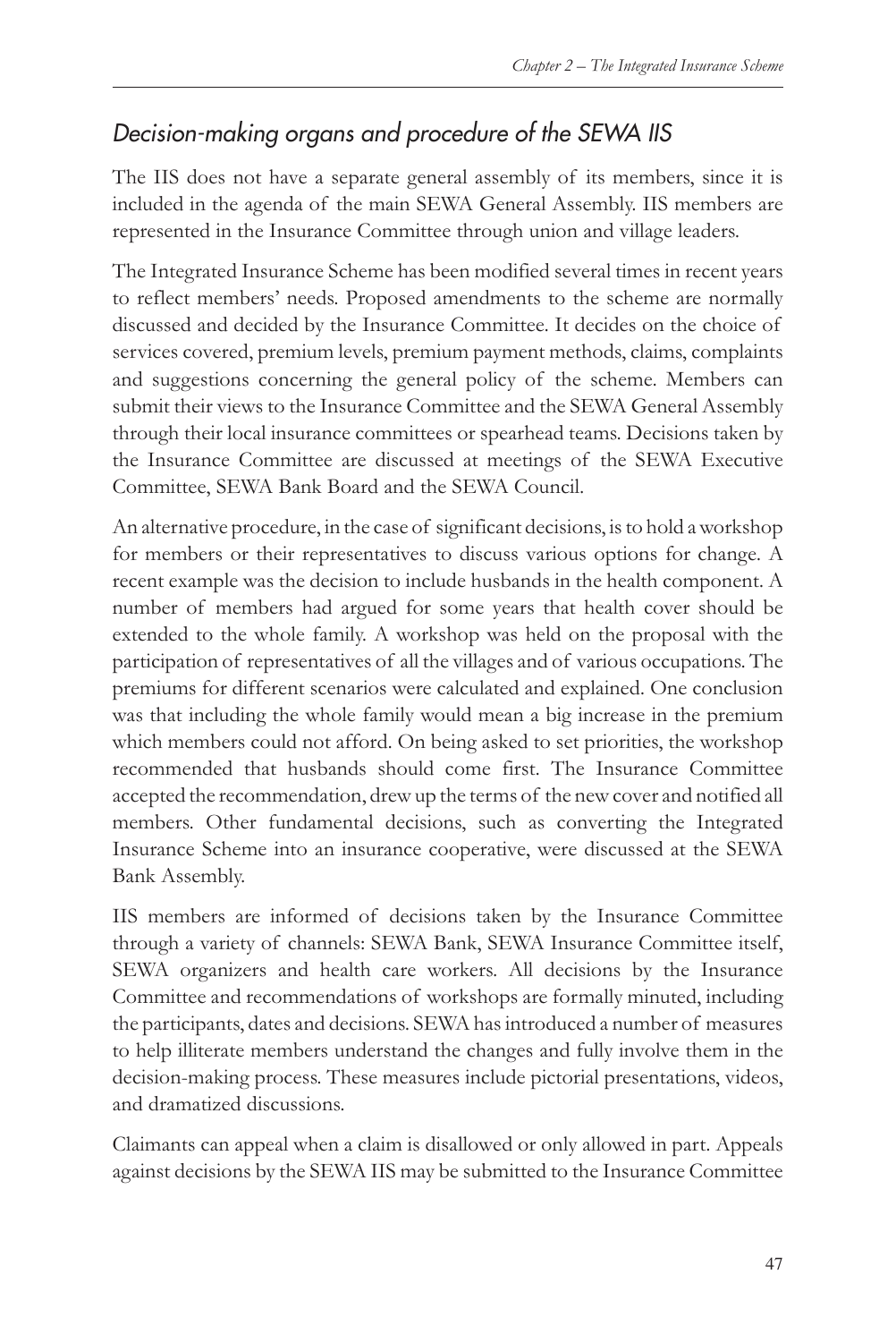## *Decision-making organs and procedure of the SEWA IIS*

The IIS does not have a separate general assembly of its members, since it is included in the agenda of the main SEWA General Assembly. IIS members are represented in the Insurance Committee through union and village leaders.

The Integrated Insurance Scheme has been modified several times in recent years to reflect members' needs. Proposed amendments to the scheme are normally discussed and decided by the Insurance Committee. It decides on the choice of services covered, premium levels, premium payment methods, claims, complaints and suggestions concerning the general policy of the scheme. Members can submit their views to the Insurance Committee and the SEWA General Assembly through their local insurance committees or spearhead teams. Decisions taken by the Insurance Committee are discussed at meetings of the SEWA Executive Committee, SEWA Bank Board and the SEWA Council.

An alternative procedure, in the case of significant decisions, is to hold a workshop for members or their representatives to discuss various options for change. A recent example was the decision to include husbands in the health component. A number of members had argued for some years that health cover should be extended to the whole family. A workshop was held on the proposal with the participation of representatives of all the villages and of various occupations. The premiums for different scenarios were calculated and explained. One conclusion was that including the whole family would mean a big increase in the premium which members could not afford. On being asked to set priorities, the workshop recommended that husbands should come first. The Insurance Committee accepted the recommendation, drew up the terms of the new cover and notified all members. Other fundamental decisions, such as converting the Integrated Insurance Scheme into an insurance cooperative, were discussed at the SEWA Bank Assembly.

IIS members are informed of decisions taken by the Insurance Committee through a variety of channels: SEWA Bank, SEWA Insurance Committee itself, SEWA organizers and health care workers. All decisions by the Insurance Committee and recommendations of workshops are formally minuted, including the participants, dates and decisions. SEWA has introduced a number of measures to help illiterate members understand the changes and fully involve them in the decision-making process. These measures include pictorial presentations, videos, and dramatized discussions.

Claimants can appeal when a claim is disallowed or only allowed in part. Appeals against decisions by the SEWA IIS may be submitted to the Insurance Committee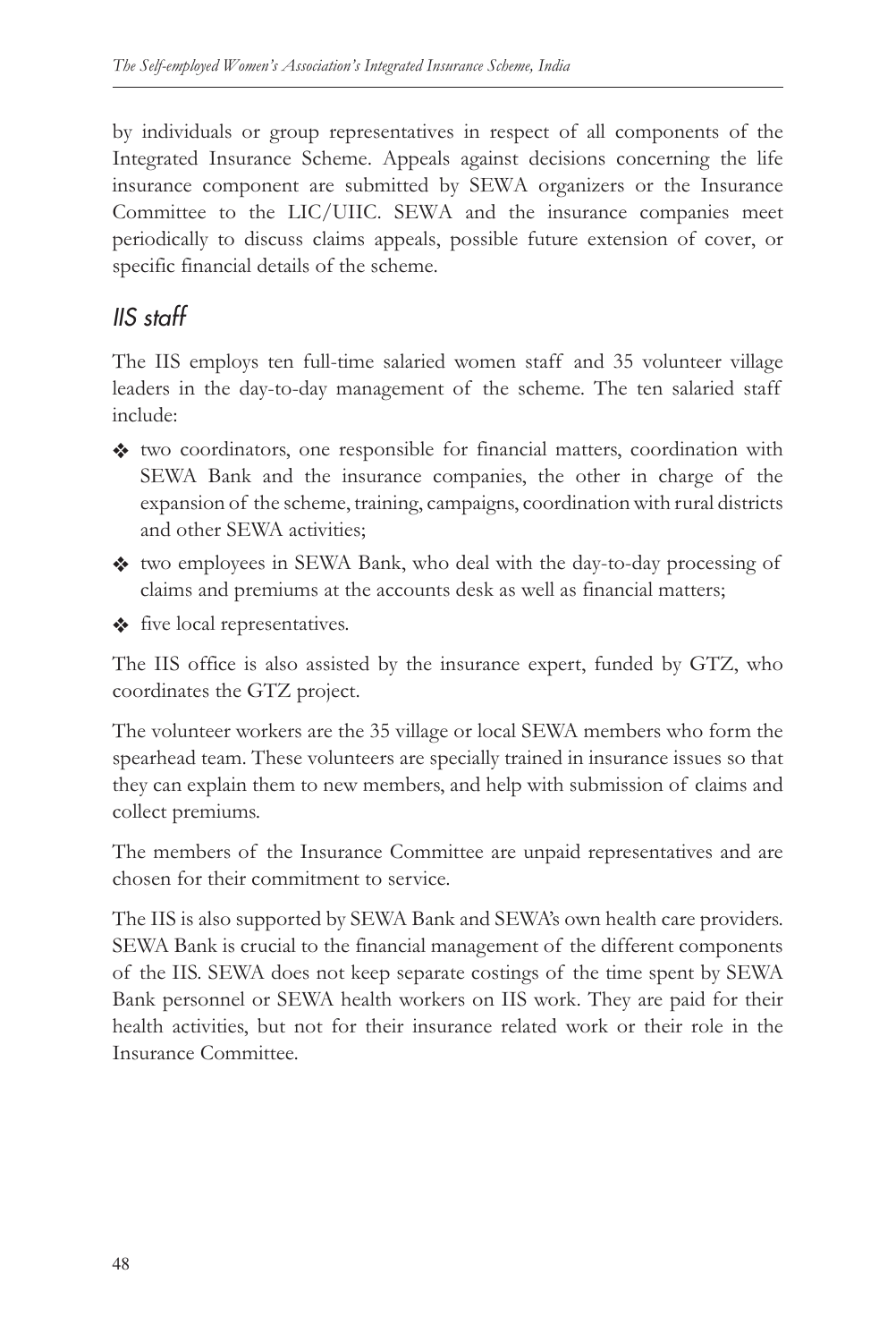by individuals or group representatives in respect of all components of the Integrated Insurance Scheme. Appeals against decisions concerning the life insurance component are submitted by SEWA organizers or the Insurance Committee to the LIC/UIIC. SEWA and the insurance companies meet periodically to discuss claims appeals, possible future extension of cover, or specific financial details of the scheme.

## *IIS staff*

The IIS employs ten full-time salaried women staff and 35 volunteer village leaders in the day-to-day management of the scheme. The ten salaried staff include:

- two coordinators, one responsible for financial matters, coordination with SEWA Bank and the insurance companies, the other in charge of the expansion of the scheme, training, campaigns, coordination with rural districts and other SEWA activities;
- two employees in SEWA Bank, who deal with the day-to-day processing of claims and premiums at the accounts desk as well as financial matters;
- five local representatives.

The IIS office is also assisted by the insurance expert, funded by GTZ, who coordinates the GTZ project.

The volunteer workers are the 35 village or local SEWA members who form the spearhead team. These volunteers are specially trained in insurance issues so that they can explain them to new members, and help with submission of claims and collect premiums.

The members of the Insurance Committee are unpaid representatives and are chosen for their commitment to service.

The IIS is also supported by SEWA Bank and SEWA's own health care providers. SEWA Bank is crucial to the financial management of the different components of the IIS. SEWA does not keep separate costings of the time spent by SEWA Bank personnel or SEWA health workers on IIS work. They are paid for their health activities, but not for their insurance related work or their role in the Insurance Committee.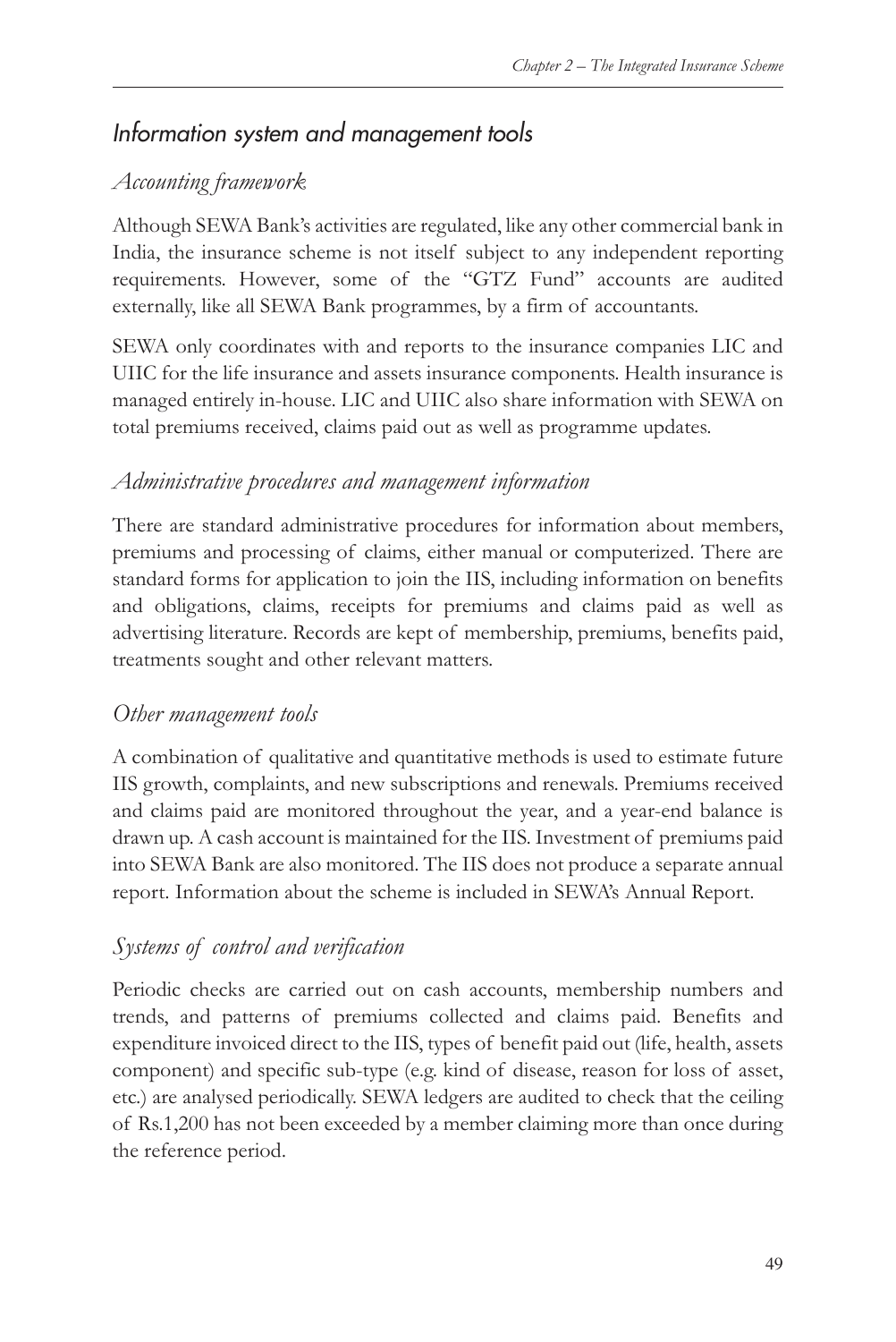## *Information system and management tools*

### *Accounting framework*

Although SEWA Bank's activities are regulated, like any other commercial bank in India, the insurance scheme is not itself subject to any independent reporting requirements. However, some of the "GTZ Fund" accounts are audited externally, like all SEWA Bank programmes, by a firm of accountants.

SEWA only coordinates with and reports to the insurance companies LIC and UIIC for the life insurance and assets insurance components. Health insurance is managed entirely in-house. LIC and UIIC also share information with SEWA on total premiums received, claims paid out as well as programme updates.

### *Administrative procedures and management information*

There are standard administrative procedures for information about members, premiums and processing of claims, either manual or computerized. There are standard forms for application to join the IIS, including information on benefits and obligations, claims, receipts for premiums and claims paid as well as advertising literature. Records are kept of membership, premiums, benefits paid, treatments sought and other relevant matters.

### *Other management tools*

A combination of qualitative and quantitative methods is used to estimate future IIS growth, complaints, and new subscriptions and renewals. Premiums received and claims paid are monitored throughout the year, and a year-end balance is drawn up. A cash account is maintained for the IIS. Investment of premiums paid into SEWA Bank are also monitored. The IIS does not produce a separate annual report. Information about the scheme is included in SEWA's Annual Report.

### *Systems of control and verification*

Periodic checks are carried out on cash accounts, membership numbers and trends, and patterns of premiums collected and claims paid. Benefits and expenditure invoiced direct to the IIS, types of benefit paid out (life, health, assets component) and specific sub-type (e.g. kind of disease, reason for loss of asset, etc.) are analysed periodically. SEWA ledgers are audited to check that the ceiling of Rs.1,200 has not been exceeded by a member claiming more than once during the reference period.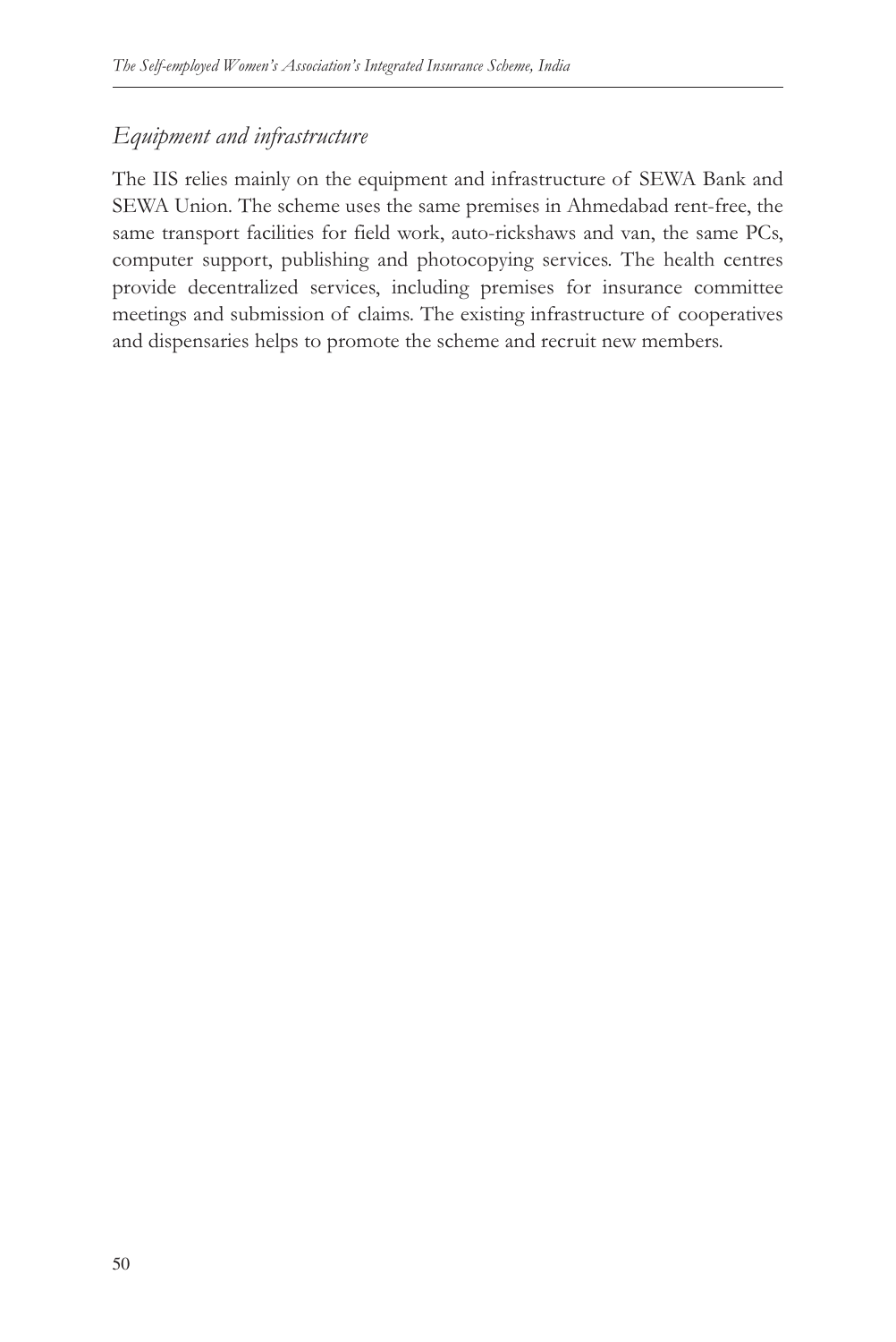### *Equipment and infrastructure*

The IIS relies mainly on the equipment and infrastructure of SEWA Bank and SEWA Union. The scheme uses the same premises in Ahmedabad rent-free, the same transport facilities for field work, auto-rickshaws and van, the same PCs, computer support, publishing and photocopying services. The health centres provide decentralized services, including premises for insurance committee meetings and submission of claims. The existing infrastructure of cooperatives and dispensaries helps to promote the scheme and recruit new members.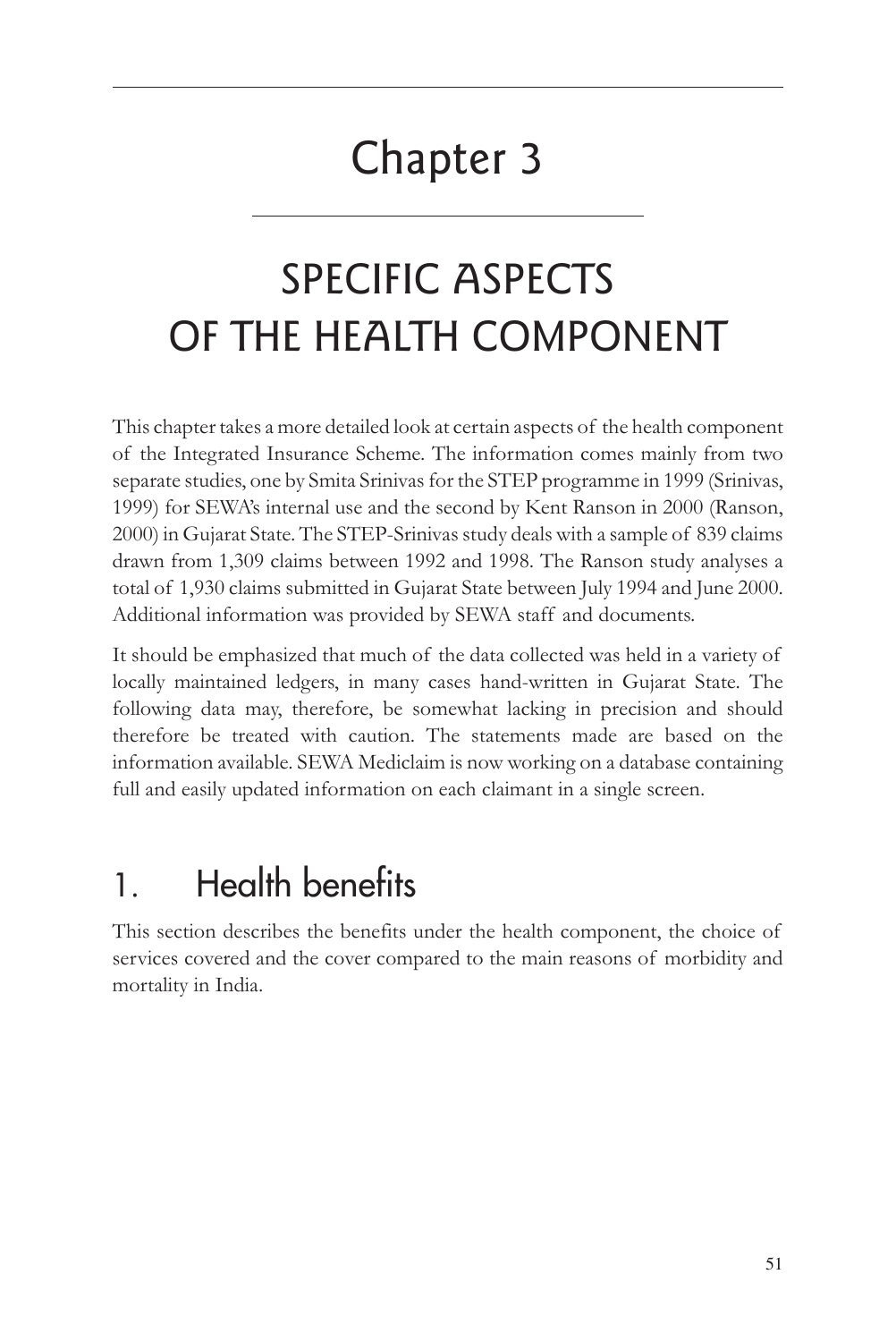# Chapter 3

# SPECIFIC ASPECTS OF THE HEALTH COMPONENT

This chapter takes a more detailed look at certain aspects of the health component of the Integrated Insurance Scheme. The information comes mainly from two separate studies, one by Smita Srinivas for the STEP programme in 1999 (Srinivas, 1999) for SEWA's internal use and the second by Kent Ranson in 2000 (Ranson, 2000) in Gujarat State. The STEP-Srinivas study deals with a sample of 839 claims drawn from 1,309 claims between 1992 and 1998. The Ranson study analyses a total of 1,930 claims submitted in Gujarat State between July 1994 and June 2000. Additional information was provided by SEWA staff and documents.

It should be emphasized that much of the data collected was held in a variety of locally maintained ledgers, in many cases hand-written in Gujarat State. The following data may, therefore, be somewhat lacking in precision and should therefore be treated with caution. The statements made are based on the information available. SEWA Mediclaim is now working on a database containing full and easily updated information on each claimant in a single screen.

## 1. Health benefits

This section describes the benefits under the health component, the choice of services covered and the cover compared to the main reasons of morbidity and mortality in India.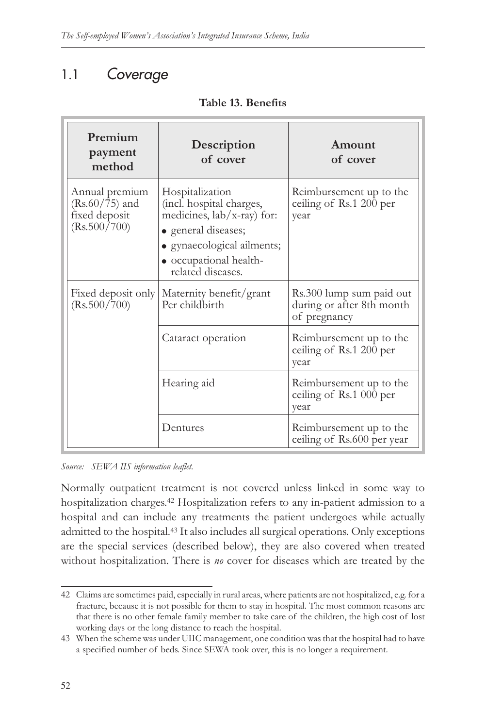## 1.1 *Coverage*

**Table 13. Benefits**

| Premium payment method | Description of cover | Amount of cover |
|---|---|---|
| Annual premium (Rs.60/75) and fixed deposit (Rs.500/700) | Hospitalization (incl. hospital charges, medicines, lab/x-ray) for:<br>• general diseases;<br>• gynaecological ailments;<br>• occupational health-related diseases. | Reimbursement up to the ceiling of Rs.1 200 per year |
| Fixed deposit only (Rs.500/700) | Maternity benefit/grant Per childbirth | Rs.300 lump sum paid out during or after 8th month of pregnancy |
| | Cataract operation | Reimbursement up to the ceiling of Rs.1 200 per year |
| | Hearing aid | Reimbursement up to the ceiling of Rs.1 000 per year |
| | Dentures | Reimbursement up to the ceiling of Rs.600 per year |

*Source: SEWA IIS information leaflet.*

Normally outpatient treatment is not covered unless linked in some way to hospitalization charges.[42] Hospitalization refers to any in-patient admission to a hospital and can include any treatments the patient undergoes while actually admitted to the hospital.[43] It also includes all surgical operations. Only exceptions are the special services (described below), they are also covered when treated without hospitalization. There is *no* cover for diseases which are treated by the

---

42 Claims are sometimes paid, especially in rural areas, where patients are not hospitalized, e.g. for a fracture, because it is not possible for them to stay in hospital. The most common reasons are that there is no other female family member to take care of the children, the high cost of lost working days or the long distance to reach the hospital.

43 When the scheme was under UIIC management, one condition was that the hospital had to have a specified number of beds. Since SEWA took over, this is no longer a requirement.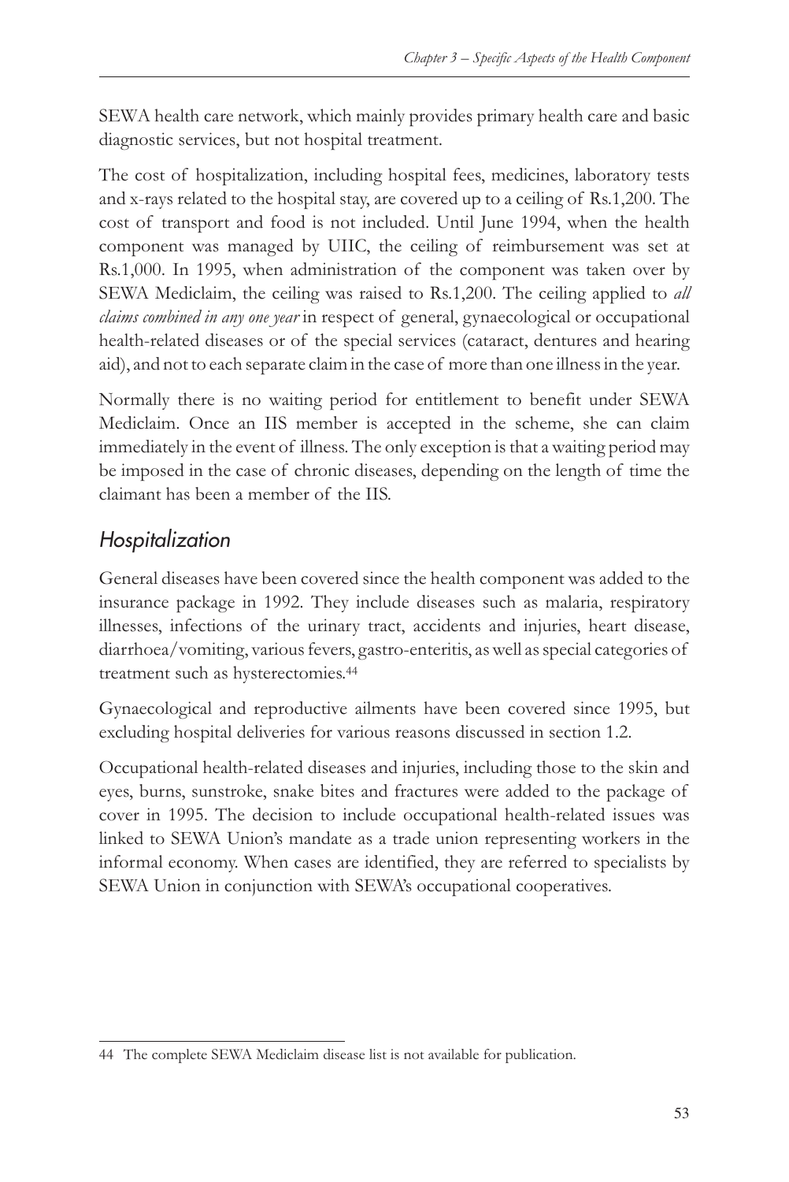SEWA health care network, which mainly provides primary health care and basic diagnostic services, but not hospital treatment.

The cost of hospitalization, including hospital fees, medicines, laboratory tests and x-rays related to the hospital stay, are covered up to a ceiling of Rs.1,200. The cost of transport and food is not included. Until June 1994, when the health component was managed by UIIC, the ceiling of reimbursement was set at Rs.1,000. In 1995, when administration of the component was taken over by SEWA Mediclaim, the ceiling was raised to Rs.1,200. The ceiling applied to *all claims combined in any one year* in respect of general, gynaecological or occupational health-related diseases or of the special services (cataract, dentures and hearing aid), and not to each separate claim in the case of more than one illness in the year.

Normally there is no waiting period for entitlement to benefit under SEWA Mediclaim. Once an IIS member is accepted in the scheme, she can claim immediately in the event of illness. The only exception is that a waiting period may be imposed in the case of chronic diseases, depending on the length of time the claimant has been a member of the IIS.

## *Hospitalization*

General diseases have been covered since the health component was added to the insurance package in 1992. They include diseases such as malaria, respiratory illnesses, infections of the urinary tract, accidents and injuries, heart disease, diarrhoea/vomiting, various fevers, gastro-enteritis, as well as special categories of treatment such as hysterectomies.[44]

Gynaecological and reproductive ailments have been covered since 1995, but excluding hospital deliveries for various reasons discussed in section 1.2.

Occupational health-related diseases and injuries, including those to the skin and eyes, burns, sunstroke, snake bites and fractures were added to the package of cover in 1995. The decision to include occupational health-related issues was linked to SEWA Union's mandate as a trade union representing workers in the informal economy. When cases are identified, they are referred to specialists by SEWA Union in conjunction with SEWA's occupational cooperatives.

44 The complete SEWA Mediclaim disease list is not available for publication.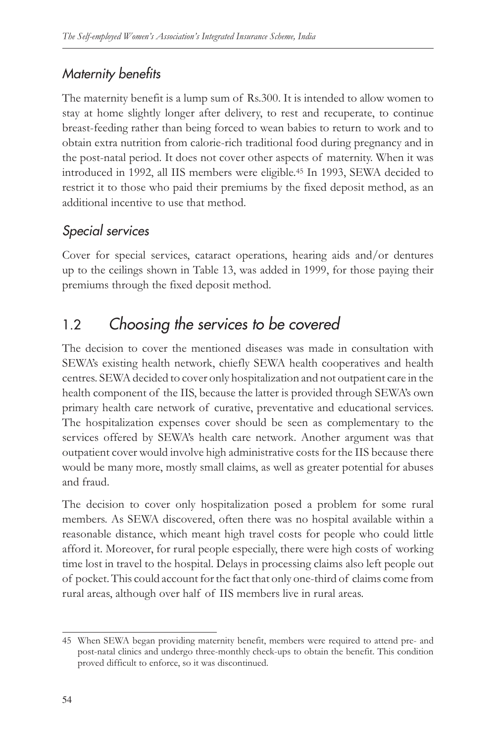### *Maternity benefits*

The maternity benefit is a lump sum of Rs.300. It is intended to allow women to stay at home slightly longer after delivery, to rest and recuperate, to continue breast-feeding rather than being forced to wean babies to return to work and to obtain extra nutrition from calorie-rich traditional food during pregnancy and in the post-natal period. It does not cover other aspects of maternity. When it was introduced in 1992, all IIS members were eligible.[45] In 1993, SEWA decided to restrict it to those who paid their premiums by the fixed deposit method, as an additional incentive to use that method.

### *Special services*

Cover for special services, cataract operations, hearing aids and/or dentures up to the ceilings shown in Table 13, was added in 1999, for those paying their premiums through the fixed deposit method.

## 1.2 *Choosing the services to be covered*

The decision to cover the mentioned diseases was made in consultation with SEWA's existing health network, chiefly SEWA health cooperatives and health centres. SEWA decided to cover only hospitalization and not outpatient care in the health component of the IIS, because the latter is provided through SEWA's own primary health care network of curative, preventative and educational services. The hospitalization expenses cover should be seen as complementary to the services offered by SEWA's health care network. Another argument was that outpatient cover would involve high administrative costs for the IIS because there would be many more, mostly small claims, as well as greater potential for abuses and fraud.

The decision to cover only hospitalization posed a problem for some rural members. As SEWA discovered, often there was no hospital available within a reasonable distance, which meant high travel costs for people who could little afford it. Moreover, for rural people especially, there were high costs of working time lost in travel to the hospital. Delays in processing claims also left people out of pocket. This could account for the fact that only one-third of claims come from rural areas, although over half of IIS members live in rural areas.

---

45 When SEWA began providing maternity benefit, members were required to attend pre- and post-natal clinics and undergo three-monthly check-ups to obtain the benefit. This condition proved difficult to enforce, so it was discontinued.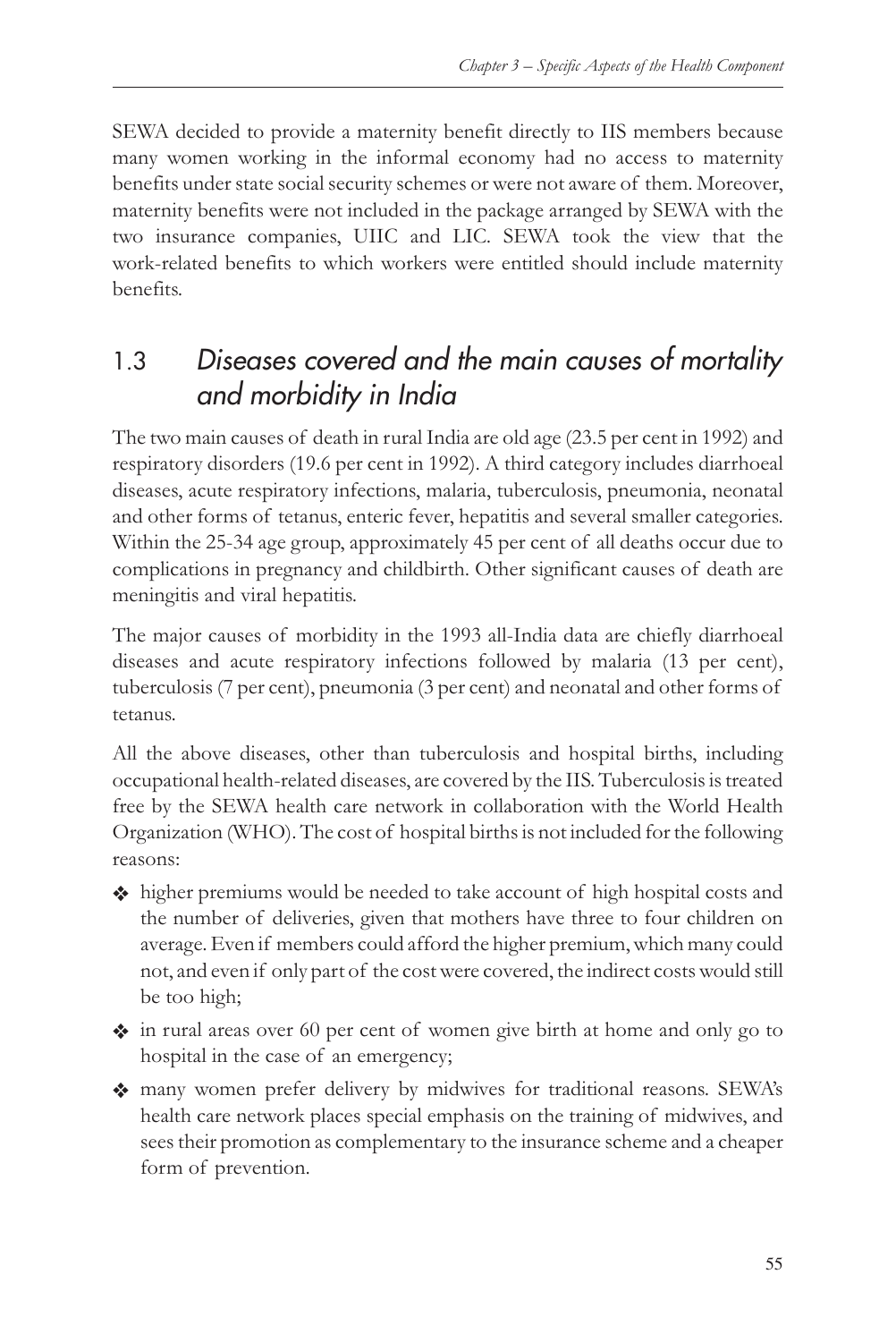SEWA decided to provide a maternity benefit directly to IIS members because many women working in the informal economy had no access to maternity benefits under state social security schemes or were not aware of them. Moreover, maternity benefits were not included in the package arranged by SEWA with the two insurance companies, UIIC and LIC. SEWA took the view that the work-related benefits to which workers were entitled should include maternity benefits.

## 1.3 *Diseases covered and the main causes of mortality and morbidity in India*

The two main causes of death in rural India are old age (23.5 per cent in 1992) and respiratory disorders (19.6 per cent in 1992). A third category includes diarrhoeal diseases, acute respiratory infections, malaria, tuberculosis, pneumonia, neonatal and other forms of tetanus, enteric fever, hepatitis and several smaller categories. Within the 25-34 age group, approximately 45 per cent of all deaths occur due to complications in pregnancy and childbirth. Other significant causes of death are meningitis and viral hepatitis.

The major causes of morbidity in the 1993 all-India data are chiefly diarrhoeal diseases and acute respiratory infections followed by malaria (13 per cent), tuberculosis (7 per cent), pneumonia (3 per cent) and neonatal and other forms of tetanus.

All the above diseases, other than tuberculosis and hospital births, including occupational health-related diseases, are covered by the IIS. Tuberculosis is treated free by the SEWA health care network in collaboration with the World Health Organization (WHO). The cost of hospital births is not included for the following reasons:

- higher premiums would be needed to take account of high hospital costs and the number of deliveries, given that mothers have three to four children on average. Even if members could afford the higher premium, which many could not, and even if only part of the cost were covered, the indirect costs would still be too high;
- in rural areas over 60 per cent of women give birth at home and only go to hospital in the case of an emergency;
- many women prefer delivery by midwives for traditional reasons. SEWA's health care network places special emphasis on the training of midwives, and sees their promotion as complementary to the insurance scheme and a cheaper form of prevention.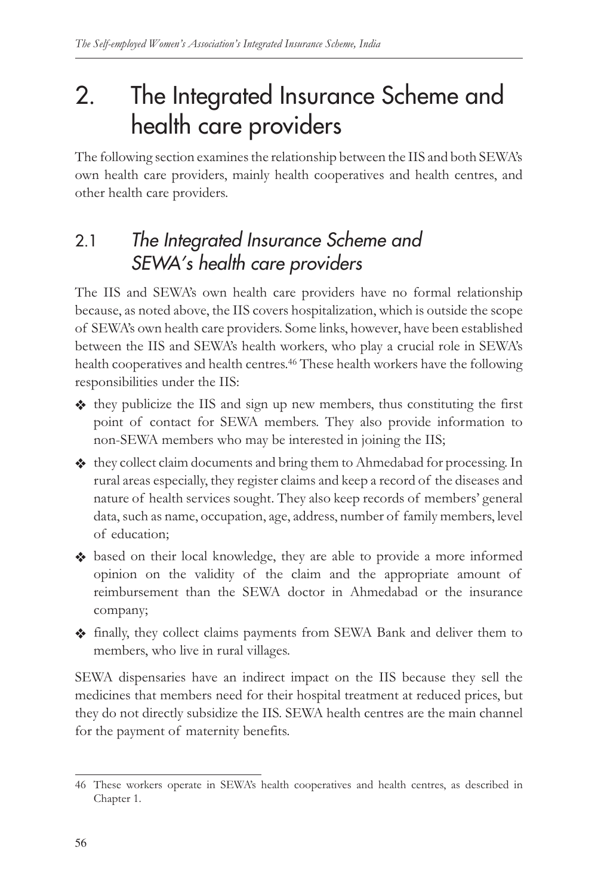# 2. The Integrated Insurance Scheme and health care providers

The following section examines the relationship between the IIS and both SEWA's own health care providers, mainly health cooperatives and health centres, and other health care providers.

## 2.1 *The Integrated Insurance Scheme and SEWA's health care providers*

The IIS and SEWA's own health care providers have no formal relationship because, as noted above, the IIS covers hospitalization, which is outside the scope of SEWA's own health care providers. Some links, however, have been established between the IIS and SEWA's health workers, who play a crucial role in SEWA's health cooperatives and health centres.[46] These health workers have the following responsibilities under the IIS:

- they publicize the IIS and sign up new members, thus constituting the first point of contact for SEWA members. They also provide information to non-SEWA members who may be interested in joining the IIS;
- they collect claim documents and bring them to Ahmedabad for processing. In rural areas especially, they register claims and keep a record of the diseases and nature of health services sought. They also keep records of members' general data, such as name, occupation, age, address, number of family members, level of education;
- based on their local knowledge, they are able to provide a more informed opinion on the validity of the claim and the appropriate amount of reimbursement than the SEWA doctor in Ahmedabad or the insurance company;
- finally, they collect claims payments from SEWA Bank and deliver them to members, who live in rural villages.

SEWA dispensaries have an indirect impact on the IIS because they sell the medicines that members need for their hospital treatment at reduced prices, but they do not directly subsidize the IIS. SEWA health centres are the main channel for the payment of maternity benefits.

---

46 These workers operate in SEWA's health cooperatives and health centres, as described in Chapter 1.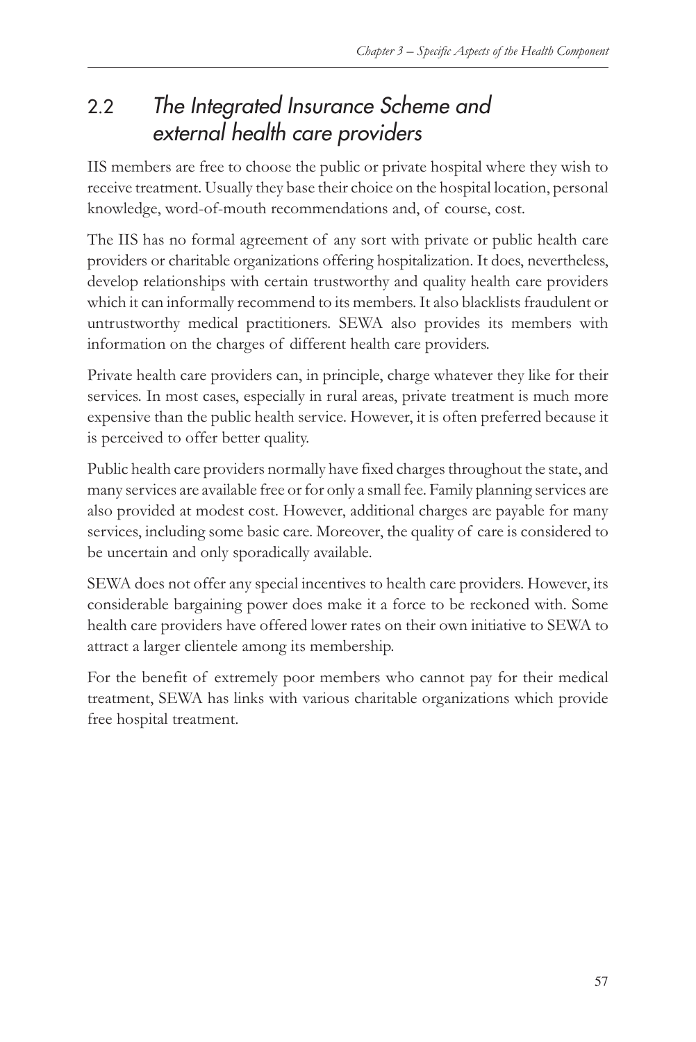## 2.2 *The Integrated Insurance Scheme and external health care providers*

IIS members are free to choose the public or private hospital where they wish to receive treatment. Usually they base their choice on the hospital location, personal knowledge, word-of-mouth recommendations and, of course, cost.

The IIS has no formal agreement of any sort with private or public health care providers or charitable organizations offering hospitalization. It does, nevertheless, develop relationships with certain trustworthy and quality health care providers which it can informally recommend to its members. It also blacklists fraudulent or untrustworthy medical practitioners. SEWA also provides its members with information on the charges of different health care providers.

Private health care providers can, in principle, charge whatever they like for their services. In most cases, especially in rural areas, private treatment is much more expensive than the public health service. However, it is often preferred because it is perceived to offer better quality.

Public health care providers normally have fixed charges throughout the state, and many services are available free or for only a small fee. Family planning services are also provided at modest cost. However, additional charges are payable for many services, including some basic care. Moreover, the quality of care is considered to be uncertain and only sporadically available.

SEWA does not offer any special incentives to health care providers. However, its considerable bargaining power does make it a force to be reckoned with. Some health care providers have offered lower rates on their own initiative to SEWA to attract a larger clientele among its membership.

For the benefit of extremely poor members who cannot pay for their medical treatment, SEWA has links with various charitable organizations which provide free hospital treatment.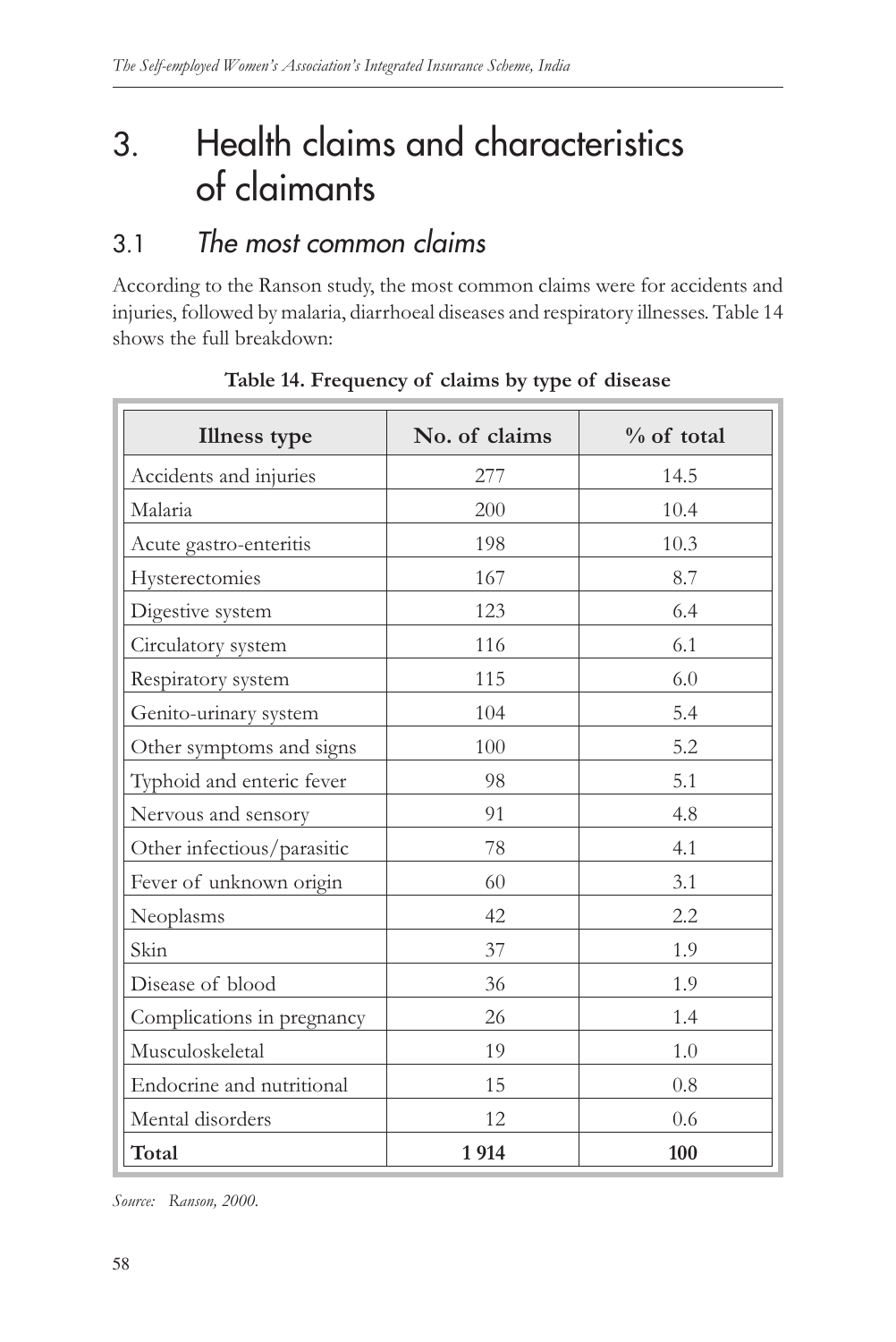# 3. Health claims and characteristics of claimants

## 3.1 *The most common claims*

According to the Ranson study, the most common claims were for accidents and injuries, followed by malaria, diarrhoeal diseases and respiratory illnesses. Table 14 shows the full breakdown:

**Table 14. Frequency of claims by type of disease**

| Illness type | No. of claims | % of total |
|---|---|---|
| Accidents and injuries | 277 | 14.5 |
| Malaria | 200 | 10.4 |
| Acute gastro-enteritis | 198 | 10.3 |
| Hysterectomies | 167 | 8.7 |
| Digestive system | 123 | 6.4 |
| Circulatory system | 116 | 6.1 |
| Respiratory system | 115 | 6.0 |
| Genito-urinary system | 104 | 5.4 |
| Other symptoms and signs | 100 | 5.2 |
| Typhoid and enteric fever | 98 | 5.1 |
| Nervous and sensory | 91 | 4.8 |
| Other infectious/parasitic | 78 | 4.1 |
| Fever of unknown origin | 60 | 3.1 |
| Neoplasms | 42 | 2.2 |
| Skin | 37 | 1.9 |
| Disease of blood | 36 | 1.9 |
| Complications in pregnancy | 26 | 1.4 |
| Musculoskeletal | 19 | 1.0 |
| Endocrine and nutritional | 15 | 0.8 |
| Mental disorders | 12 | 0.6 |
| **Total** | **1 914** | **100** |

*Source: Ranson, 2000.*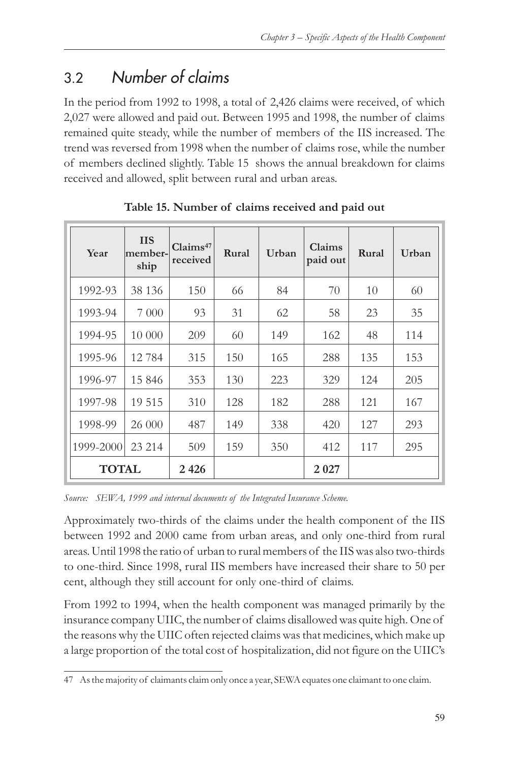## 3.2 *Number of claims*

In the period from 1992 to 1998, a total of 2,426 claims were received, of which 2,027 were allowed and paid out. Between 1995 and 1998, the number of claims remained quite steady, while the number of members of the IIS increased. The trend was reversed from 1998 when the number of claims rose, while the number of members declined slightly. Table 15 shows the annual breakdown for claims received and allowed, split between rural and urban areas.

**Table 15. Number of claims received and paid out**

| Year | IIS membership | Claims[47] received | Rural | Urban | Claims paid out | Rural | Urban |
|---|---|---|---|---|---|---|---|
| 1992-93 | 38 136 | 150 | 66 | 84 | 70 | 10 | 60 |
| 1993-94 | 7 000 | 93 | 31 | 62 | 58 | 23 | 35 |
| 1994-95 | 10 000 | 209 | 60 | 149 | 162 | 48 | 114 |
| 1995-96 | 12 784 | 315 | 150 | 165 | 288 | 135 | 153 |
| 1996-97 | 15 846 | 353 | 130 | 223 | 329 | 124 | 205 |
| 1997-98 | 19 515 | 310 | 128 | 182 | 288 | 121 | 167 |
| 1998-99 | 26 000 | 487 | 149 | 338 | 420 | 127 | 293 |
| 1999-2000 | 23 214 | 509 | 159 | 350 | 412 | 117 | 295 |
| **TOTAL** | | **2 426** | | | **2 027** | | |

*Source: SEWA, 1999 and internal documents of the Integrated Insurance Scheme.*

Approximately two-thirds of the claims under the health component of the IIS between 1992 and 2000 came from urban areas, and only one-third from rural areas. Until 1998 the ratio of urban to rural members of the IIS was also two-thirds to one-third. Since 1998, rural IIS members have increased their share to 50 per cent, although they still account for only one-third of claims.

From 1992 to 1994, when the health component was managed primarily by the insurance company UIIC, the number of claims disallowed was quite high. One of the reasons why the UIIC often rejected claims was that medicines, which make up a large proportion of the total cost of hospitalization, did not figure on the UIIC's

[47] As the majority of claimants claim only once a year, SEWA equates one claimant to one claim.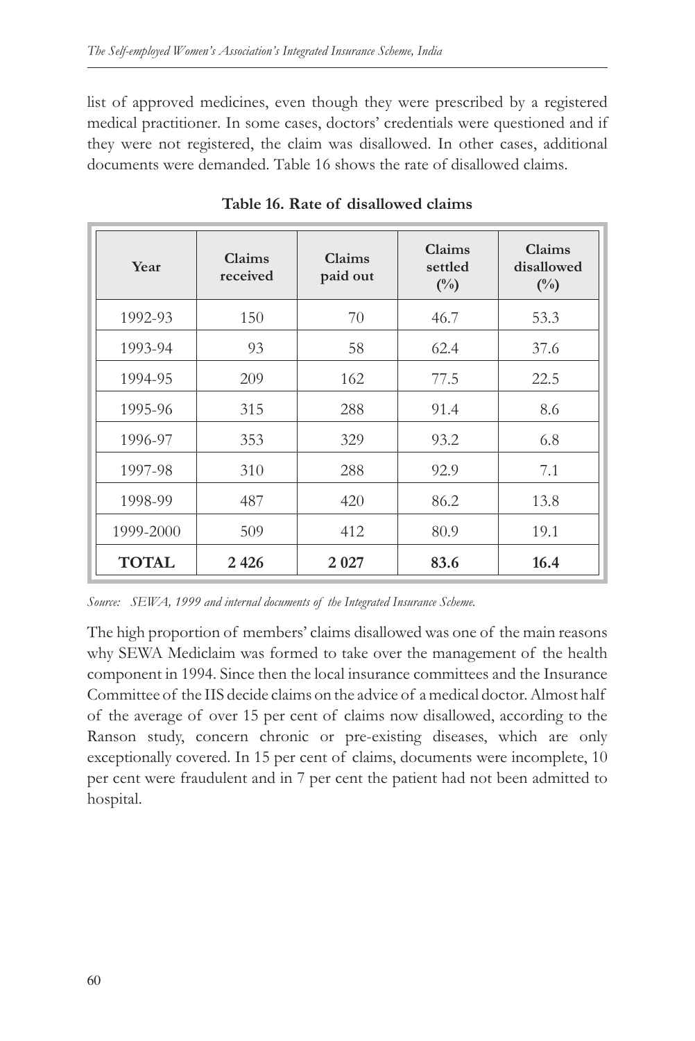list of approved medicines, even though they were prescribed by a registered medical practitioner. In some cases, doctors' credentials were questioned and if they were not registered, the claim was disallowed. In other cases, additional documents were demanded. Table 16 shows the rate of disallowed claims.

**Table 16. Rate of disallowed claims**

| Year | Claims received | Claims paid out | Claims settled (%) | Claims disallowed (%) |
|---|---|---|---|---|
| 1992-93 | 150 | 70 | 46.7 | 53.3 |
| 1993-94 | 93 | 58 | 62.4 | 37.6 |
| 1994-95 | 209 | 162 | 77.5 | 22.5 |
| 1995-96 | 315 | 288 | 91.4 | 8.6 |
| 1996-97 | 353 | 329 | 93.2 | 6.8 |
| 1997-98 | 310 | 288 | 92.9 | 7.1 |
| 1998-99 | 487 | 420 | 86.2 | 13.8 |
| 1999-2000 | 509 | 412 | 80.9 | 19.1 |
| **TOTAL** | **2 426** | **2 027** | **83.6** | **16.4** |

*Source: SEWA, 1999 and internal documents of the Integrated Insurance Scheme.*

The high proportion of members' claims disallowed was one of the main reasons why SEWA Mediclaim was formed to take over the management of the health component in 1994. Since then the local insurance committees and the Insurance Committee of the IIS decide claims on the advice of a medical doctor. Almost half of the average of over 15 per cent of claims now disallowed, according to the Ranson study, concern chronic or pre-existing diseases, which are only exceptionally covered. In 15 per cent of claims, documents were incomplete, 10 per cent were fraudulent and in 7 per cent the patient had not been admitted to hospital.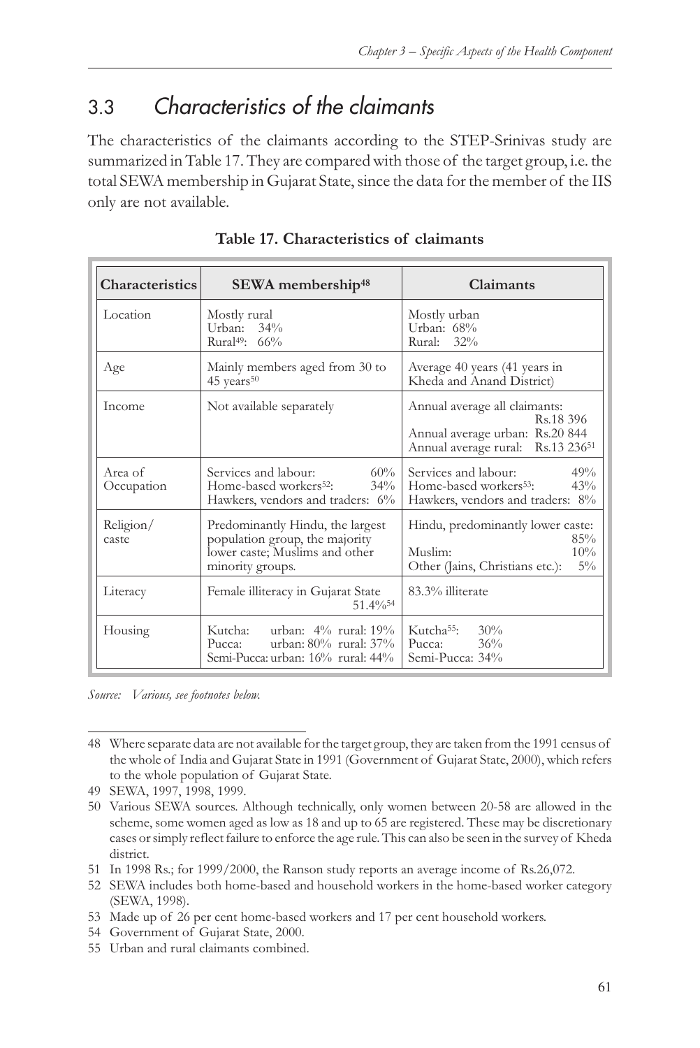## 3.3 *Characteristics of the claimants*

The characteristics of the claimants according to the STEP-Srinivas study are summarized in Table 17. They are compared with those of the target group, i.e. the total SEWA membership in Gujarat State, since the data for the member of the IIS only are not available.

**Table 17. Characteristics of claimants**

| Characteristics | SEWA membership[48] | Claimants |
|---|---|---|
| Location | Mostly rural<br>Urban: 34%<br>Rural[49]: 66% | Mostly urban<br>Urban: 68%<br>Rural: 32% |
| Age | Mainly members aged from 30 to 45 years[50] | Average 40 years (41 years in Kheda and Anand District) |
| Income | Not available separately | Annual average all claimants: Rs.18 396<br>Annual average urban: Rs.20 844<br>Annual average rural: Rs.13 236[51] |
| Area of Occupation | Services and labour: 60%<br>Home-based workers[52]: 34%<br>Hawkers, vendors and traders: 6% | Services and labour: 49%<br>Home-based workers[53]: 43%<br>Hawkers, vendors and traders: 8% |
| Religion/ caste | Predominantly Hindu, the largest population group, the majority lower caste; Muslims and other minority groups. | Hindu, predominantly lower caste: 85%<br>Muslim: 10%<br>Other (Jains, Christians etc.): 5% |
| Literacy | Female illiteracy in Gujarat State 51.4%[54] | 83.3% illiterate |
| Housing | Kutcha: urban: 4% rural: 19%<br>Pucca: urban: 80% rural: 37%<br>Semi-Pucca: urban: 16% rural: 44% | Kutcha[55]: 30%<br>Pucca: 36%<br>Semi-Pucca: 34% |

*Source: Various, see footnotes below.*

---

48 Where separate data are not available for the target group, they are taken from the 1991 census of the whole of India and Gujarat State in 1991 (Government of Gujarat State, 2000), which refers to the whole population of Gujarat State.

49 SEWA, 1997, 1998, 1999.

50 Various SEWA sources. Although technically, only women between 20-58 are allowed in the scheme, some women aged as low as 18 and up to 65 are registered. These may be discretionary cases or simply reflect failure to enforce the age rule. This can also be seen in the survey of Kheda district.

51 In 1998 Rs.; for 1999/2000, the Ranson study reports an average income of Rs.26,072.

52 SEWA includes both home-based and household workers in the home-based worker category (SEWA, 1998).

53 Made up of 26 per cent home-based workers and 17 per cent household workers.

54 Government of Gujarat State, 2000.

55 Urban and rural claimants combined.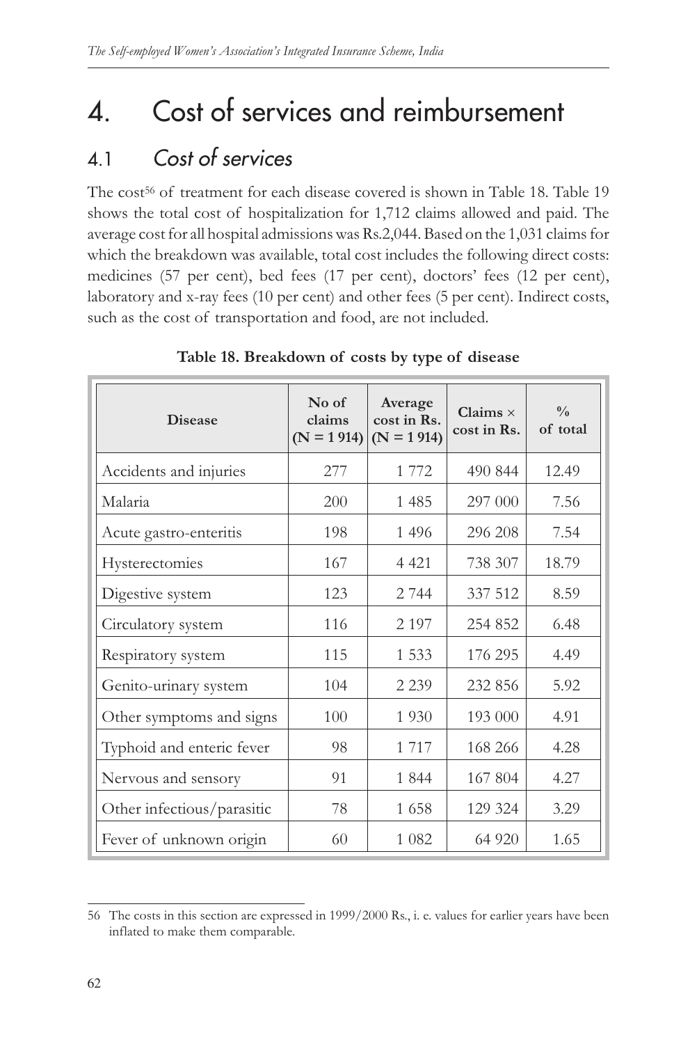# 4. Cost of services and reimbursement

## 4.1 *Cost of services*

The cost[56] of treatment for each disease covered is shown in Table 18. Table 19 shows the total cost of hospitalization for 1,712 claims allowed and paid. The average cost for all hospital admissions was Rs.2,044. Based on the 1,031 claims for which the breakdown was available, total cost includes the following direct costs: medicines (57 per cent), bed fees (17 per cent), doctors' fees (12 per cent), laboratory and x-ray fees (10 per cent) and other fees (5 per cent). Indirect costs, such as the cost of transportation and food, are not included.

**Table 18. Breakdown of costs by type of disease**

| Disease | No of claims (N = 1 914) | Average cost in Rs. (N = 1 914) | Claims × cost in Rs. | % of total |
|---|---|---|---|---|
| Accidents and injuries | 277 | 1 772 | 490 844 | 12.49 |
| Malaria | 200 | 1 485 | 297 000 | 7.56 |
| Acute gastro-enteritis | 198 | 1 496 | 296 208 | 7.54 |
| Hysterectomies | 167 | 4 421 | 738 307 | 18.79 |
| Digestive system | 123 | 2 744 | 337 512 | 8.59 |
| Circulatory system | 116 | 2 197 | 254 852 | 6.48 |
| Respiratory system | 115 | 1 533 | 176 295 | 4.49 |
| Genito-urinary system | 104 | 2 239 | 232 856 | 5.92 |
| Other symptoms and signs | 100 | 1 930 | 193 000 | 4.91 |
| Typhoid and enteric fever | 98 | 1 717 | 168 266 | 4.28 |
| Nervous and sensory | 91 | 1 844 | 167 804 | 4.27 |
| Other infectious/parasitic | 78 | 1 658 | 129 324 | 3.29 |
| Fever of unknown origin | 60 | 1 082 | 64 920 | 1.65 |

56 The costs in this section are expressed in 1999/2000 Rs., i. e. values for earlier years have been inflated to make them comparable.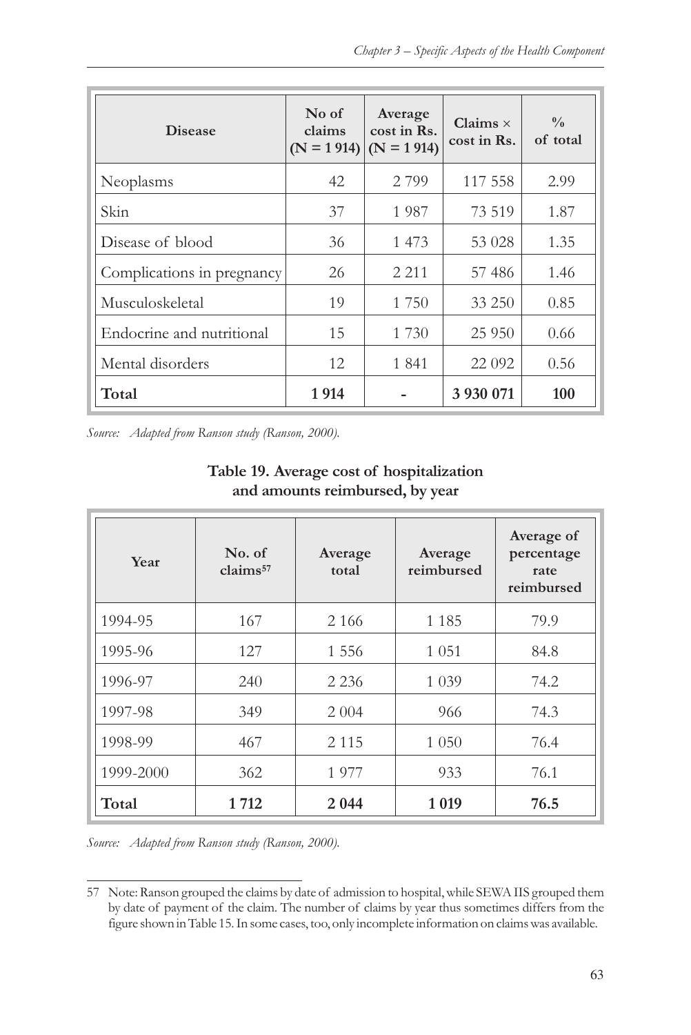| Disease | No of claims (N = 1 914) | Average cost in Rs. (N = 1 914) | Claims × cost in Rs. | % of total |
|---|---|---|---|---|
| Neoplasms | 42 | 2 799 | 117 558 | 2.99 |
| Skin | 37 | 1 987 | 73 519 | 1.87 |
| Disease of blood | 36 | 1 473 | 53 028 | 1.35 |
| Complications in pregnancy | 26 | 2 211 | 57 486 | 1.46 |
| Musculoskeletal | 19 | 1 750 | 33 250 | 0.85 |
| Endocrine and nutritional | 15 | 1 730 | 25 950 | 0.66 |
| Mental disorders | 12 | 1 841 | 22 092 | 0.56 |
| **Total** | **1 914** | **-** | **3 930 071** | **100** |

*Source: Adapted from Ranson study (Ranson, 2000).*

**Table 19. Average cost of hospitalization and amounts reimbursed, by year**

| Year | No. of claims[57] | Average total | Average reimbursed | Average of percentage rate reimbursed |
|---|---|---|---|---|
| 1994-95 | 167 | 2 166 | 1 185 | 79.9 |
| 1995-96 | 127 | 1 556 | 1 051 | 84.8 |
| 1996-97 | 240 | 2 236 | 1 039 | 74.2 |
| 1997-98 | 349 | 2 004 | 966 | 74.3 |
| 1998-99 | 467 | 2 115 | 1 050 | 76.4 |
| 1999-2000 | 362 | 1 977 | 933 | 76.1 |
| **Total** | **1 712** | **2 044** | **1 019** | **76.5** |

*Source: Adapted from Ranson study (Ranson, 2000).*

57 Note: Ranson grouped the claims by date of admission to hospital, while SEWA IIS grouped them by date of payment of the claim. The number of claims by year thus sometimes differs from the figure shown in Table 15. In some cases, too, only incomplete information on claims was available.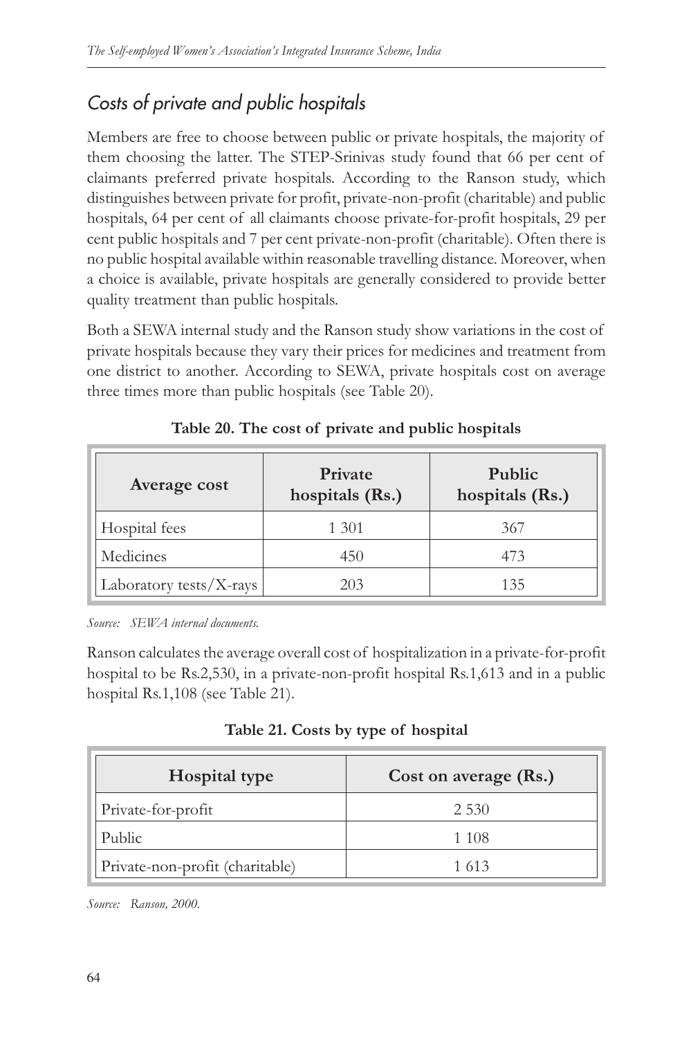## *Costs of private and public hospitals*

Members are free to choose between public or private hospitals, the majority of them choosing the latter. The STEP-Srinivas study found that 66 per cent of claimants preferred private hospitals. According to the Ranson study, which distinguishes between private for profit, private-non-profit (charitable) and public hospitals, 64 per cent of all claimants choose private-for-profit hospitals, 29 per cent public hospitals and 7 per cent private-non-profit (charitable). Often there is no public hospital available within reasonable travelling distance. Moreover, when a choice is available, private hospitals are generally considered to provide better quality treatment than public hospitals.

Both a SEWA internal study and the Ranson study show variations in the cost of private hospitals because they vary their prices for medicines and treatment from one district to another. According to SEWA, private hospitals cost on average three times more than public hospitals (see Table 20).

**Table 20. The cost of private and public hospitals**

| Average cost | Private hospitals (Rs.) | Public hospitals (Rs.) |
|---|---|---|
| Hospital fees | 1 301 | 367 |
| Medicines | 450 | 473 |
| Laboratory tests/X-rays | 203 | 135 |

*Source: SEWA internal documents.*

Ranson calculates the average overall cost of hospitalization in a private-for-profit hospital to be Rs.2,530, in a private-non-profit hospital Rs.1,613 and in a public hospital Rs.1,108 (see Table 21).

**Table 21. Costs by type of hospital**

| Hospital type | Cost on average (Rs.) |
|---|---|
| Private-for-profit | 2 530 |
| Public | 1 108 |
| Private-non-profit (charitable) | 1 613 |

*Source: Ranson, 2000.*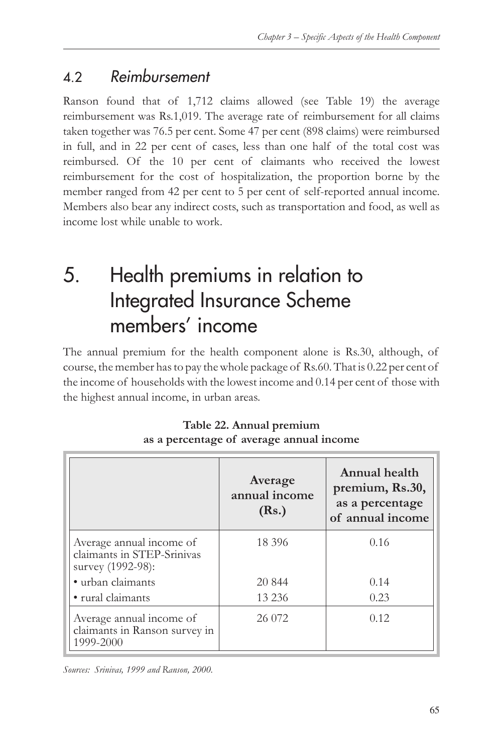## 4.2 *Reimbursement*

Ranson found that of 1,712 claims allowed (see Table 19) the average reimbursement was Rs.1,019. The average rate of reimbursement for all claims taken together was 76.5 per cent. Some 47 per cent (898 claims) were reimbursed in full, and in 22 per cent of cases, less than one half of the total cost was reimbursed. Of the 10 per cent of claimants who received the lowest reimbursement for the cost of hospitalization, the proportion borne by the member ranged from 42 per cent to 5 per cent of self-reported annual income. Members also bear any indirect costs, such as transportation and food, as well as income lost while unable to work.

# 5. Health premiums in relation to Integrated Insurance Scheme members' income

The annual premium for the health component alone is Rs.30, although, of course, the member has to pay the whole package of Rs.60. That is 0.22 per cent of the income of households with the lowest income and 0.14 per cent of those with the highest annual income, in urban areas.

**Table 22. Annual premium as a percentage of average annual income**

| | Average annual income (Rs.) | Annual health premium, Rs.30, as a percentage of annual income |
|---|---|---|
| Average annual income of claimants in STEP-Srinivas survey (1992-98): | 18 396 | 0.16 |
| • urban claimants | 20 844 | 0.14 |
| • rural claimants | 13 236 | 0.23 |
| Average annual income of claimants in Ranson survey in 1999-2000 | 26 072 | 0.12 |

*Sources: Srinivas, 1999 and Ranson, 2000.*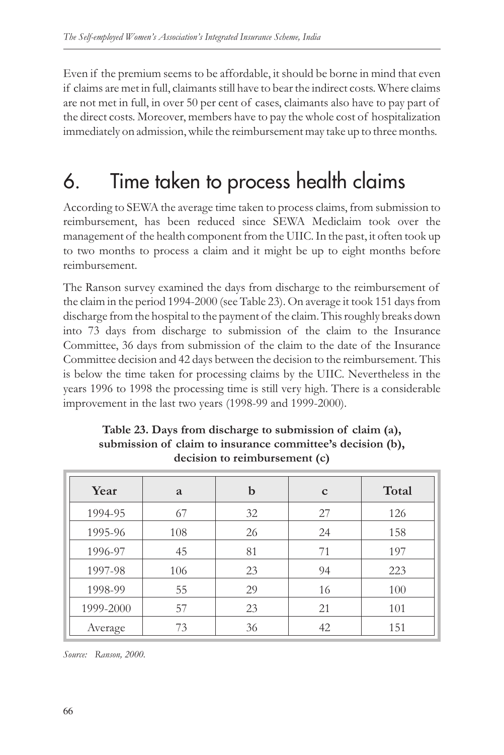Even if the premium seems to be affordable, it should be borne in mind that even if claims are met in full, claimants still have to bear the indirect costs. Where claims are not met in full, in over 50 per cent of cases, claimants also have to pay part of the direct costs. Moreover, members have to pay the whole cost of hospitalization immediately on admission, while the reimbursement may take up to three months.

# 6. Time taken to process health claims

According to SEWA the average time taken to process claims, from submission to reimbursement, has been reduced since SEWA Mediclaim took over the management of the health component from the UIIC. In the past, it often took up to two months to process a claim and it might be up to eight months before reimbursement.

The Ranson survey examined the days from discharge to the reimbursement of the claim in the period 1994-2000 (see Table 23). On average it took 151 days from discharge from the hospital to the payment of the claim. This roughly breaks down into 73 days from discharge to submission of the claim to the Insurance Committee, 36 days from submission of the claim to the date of the Insurance Committee decision and 42 days between the decision to the reimbursement. This is below the time taken for processing claims by the UIIC. Nevertheless in the years 1996 to 1998 the processing time is still very high. There is a considerable improvement in the last two years (1998-99 and 1999-2000).

**Table 23. Days from discharge to submission of claim (a), submission of claim to insurance committee's decision (b), decision to reimbursement (c)**

| Year | a | b | c | Total |
|---|---|---|---|---|
| 1994-95 | 67 | 32 | 27 | 126 |
| 1995-96 | 108 | 26 | 24 | 158 |
| 1996-97 | 45 | 81 | 71 | 197 |
| 1997-98 | 106 | 23 | 94 | 223 |
| 1998-99 | 55 | 29 | 16 | 100 |
| 1999-2000 | 57 | 23 | 21 | 101 |
| Average | 73 | 36 | 42 | 151 |

*Source: Ranson, 2000.*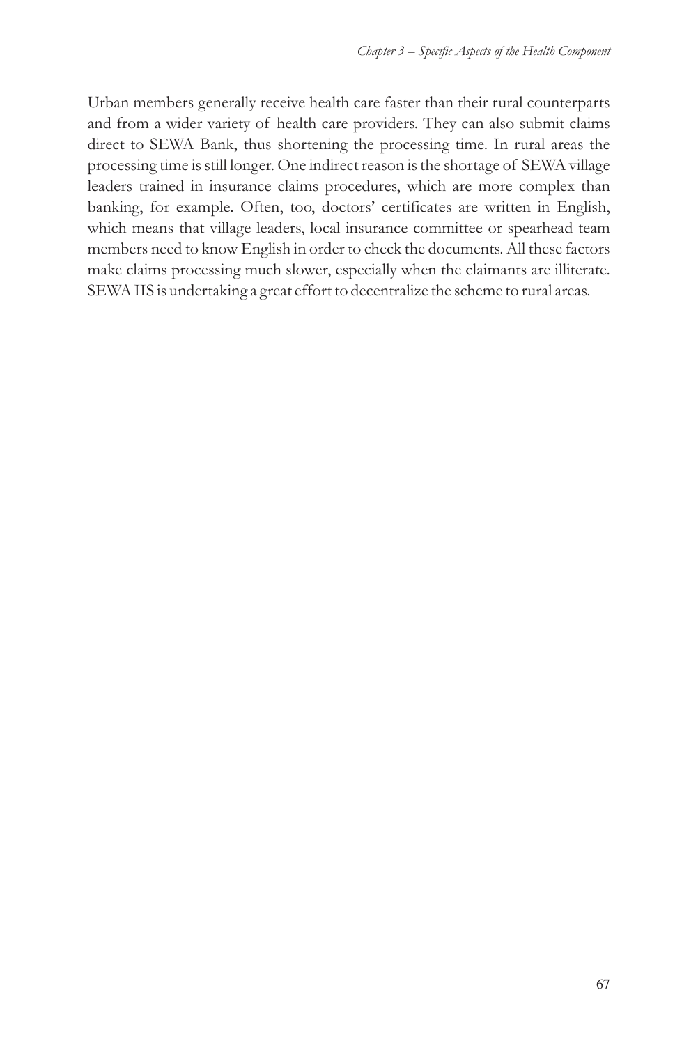Urban members generally receive health care faster than their rural counterparts and from a wider variety of health care providers. They can also submit claims direct to SEWA Bank, thus shortening the processing time. In rural areas the processing time is still longer. One indirect reason is the shortage of SEWA village leaders trained in insurance claims procedures, which are more complex than banking, for example. Often, too, doctors' certificates are written in English, which means that village leaders, local insurance committee or spearhead team members need to know English in order to check the documents. All these factors make claims processing much slower, especially when the claimants are illiterate. SEWA IIS is undertaking a great effort to decentralize the scheme to rural areas.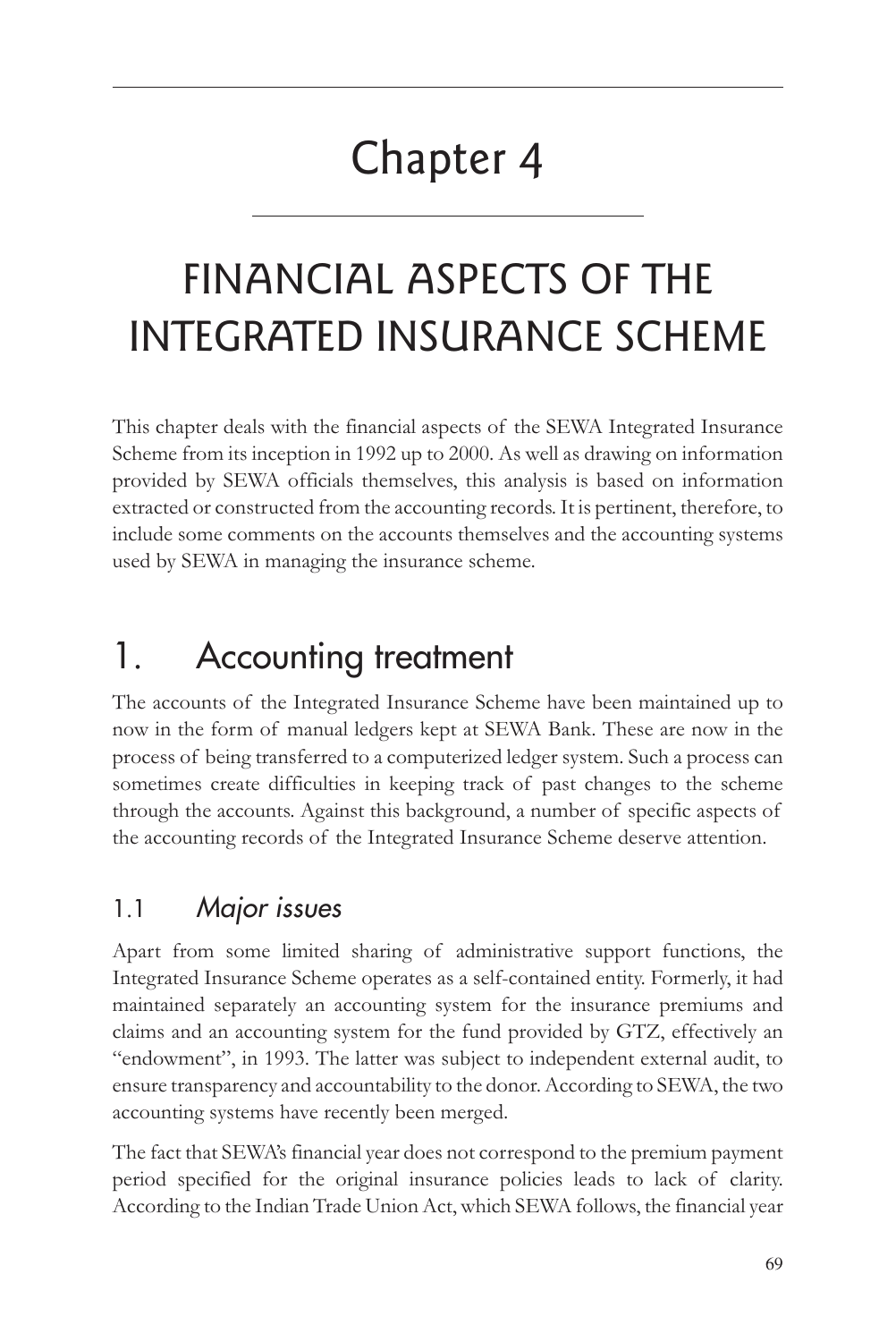# Chapter 4

# FINANCIAL ASPECTS OF THE INTEGRATED INSURANCE SCHEME

This chapter deals with the financial aspects of the SEWA Integrated Insurance Scheme from its inception in 1992 up to 2000. As well as drawing on information provided by SEWA officials themselves, this analysis is based on information extracted or constructed from the accounting records. It is pertinent, therefore, to include some comments on the accounts themselves and the accounting systems used by SEWA in managing the insurance scheme.

## 1. Accounting treatment

The accounts of the Integrated Insurance Scheme have been maintained up to now in the form of manual ledgers kept at SEWA Bank. These are now in the process of being transferred to a computerized ledger system. Such a process can sometimes create difficulties in keeping track of past changes to the scheme through the accounts. Against this background, a number of specific aspects of the accounting records of the Integrated Insurance Scheme deserve attention.

### 1.1 *Major issues*

Apart from some limited sharing of administrative support functions, the Integrated Insurance Scheme operates as a self-contained entity. Formerly, it had maintained separately an accounting system for the insurance premiums and claims and an accounting system for the fund provided by GTZ, effectively an "endowment", in 1993. The latter was subject to independent external audit, to ensure transparency and accountability to the donor. According to SEWA, the two accounting systems have recently been merged.

The fact that SEWA's financial year does not correspond to the premium payment period specified for the original insurance policies leads to lack of clarity. According to the Indian Trade Union Act, which SEWA follows, the financial year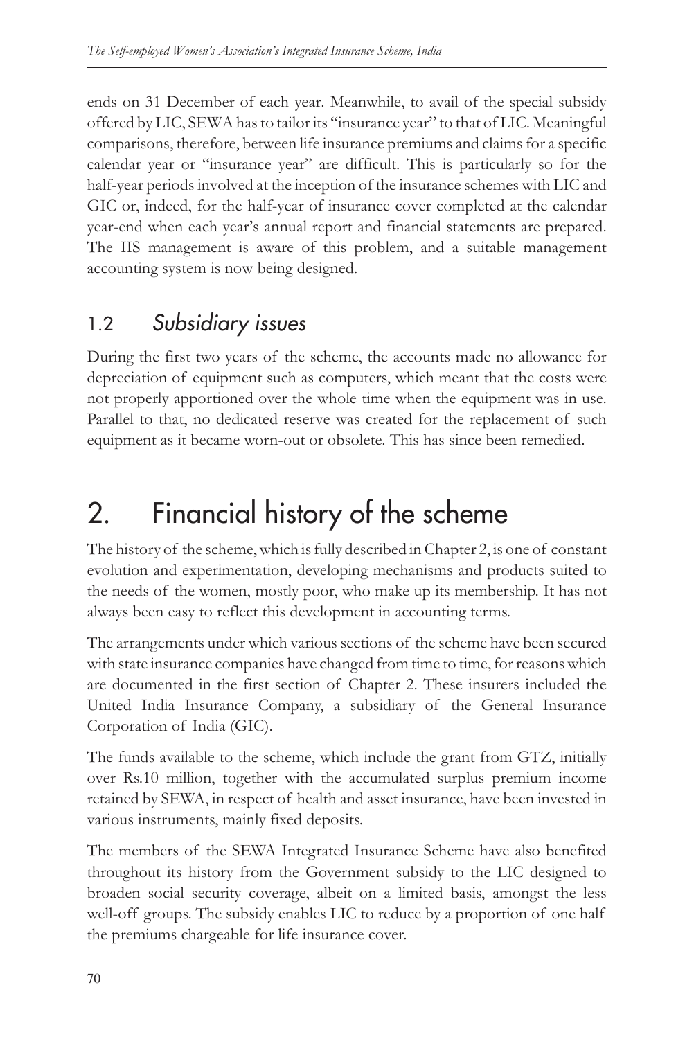ends on 31 December of each year. Meanwhile, to avail of the special subsidy offered by LIC, SEWA has to tailor its "insurance year" to that of LIC. Meaningful comparisons, therefore, between life insurance premiums and claims for a specific calendar year or "insurance year" are difficult. This is particularly so for the half-year periods involved at the inception of the insurance schemes with LIC and GIC or, indeed, for the half-year of insurance cover completed at the calendar year-end when each year's annual report and financial statements are prepared. The IIS management is aware of this problem, and a suitable management accounting system is now being designed.

### 1.2 *Subsidiary issues*

During the first two years of the scheme, the accounts made no allowance for depreciation of equipment such as computers, which meant that the costs were not properly apportioned over the whole time when the equipment was in use. Parallel to that, no dedicated reserve was created for the replacement of such equipment as it became worn-out or obsolete. This has since been remedied.

## 2. Financial history of the scheme

The history of the scheme, which is fully described in Chapter 2, is one of constant evolution and experimentation, developing mechanisms and products suited to the needs of the women, mostly poor, who make up its membership. It has not always been easy to reflect this development in accounting terms.

The arrangements under which various sections of the scheme have been secured with state insurance companies have changed from time to time, for reasons which are documented in the first section of Chapter 2. These insurers included the United India Insurance Company, a subsidiary of the General Insurance Corporation of India (GIC).

The funds available to the scheme, which include the grant from GTZ, initially over Rs.10 million, together with the accumulated surplus premium income retained by SEWA, in respect of health and asset insurance, have been invested in various instruments, mainly fixed deposits.

The members of the SEWA Integrated Insurance Scheme have also benefited throughout its history from the Government subsidy to the LIC designed to broaden social security coverage, albeit on a limited basis, amongst the less well-off groups. The subsidy enables LIC to reduce by a proportion of one half the premiums chargeable for life insurance cover.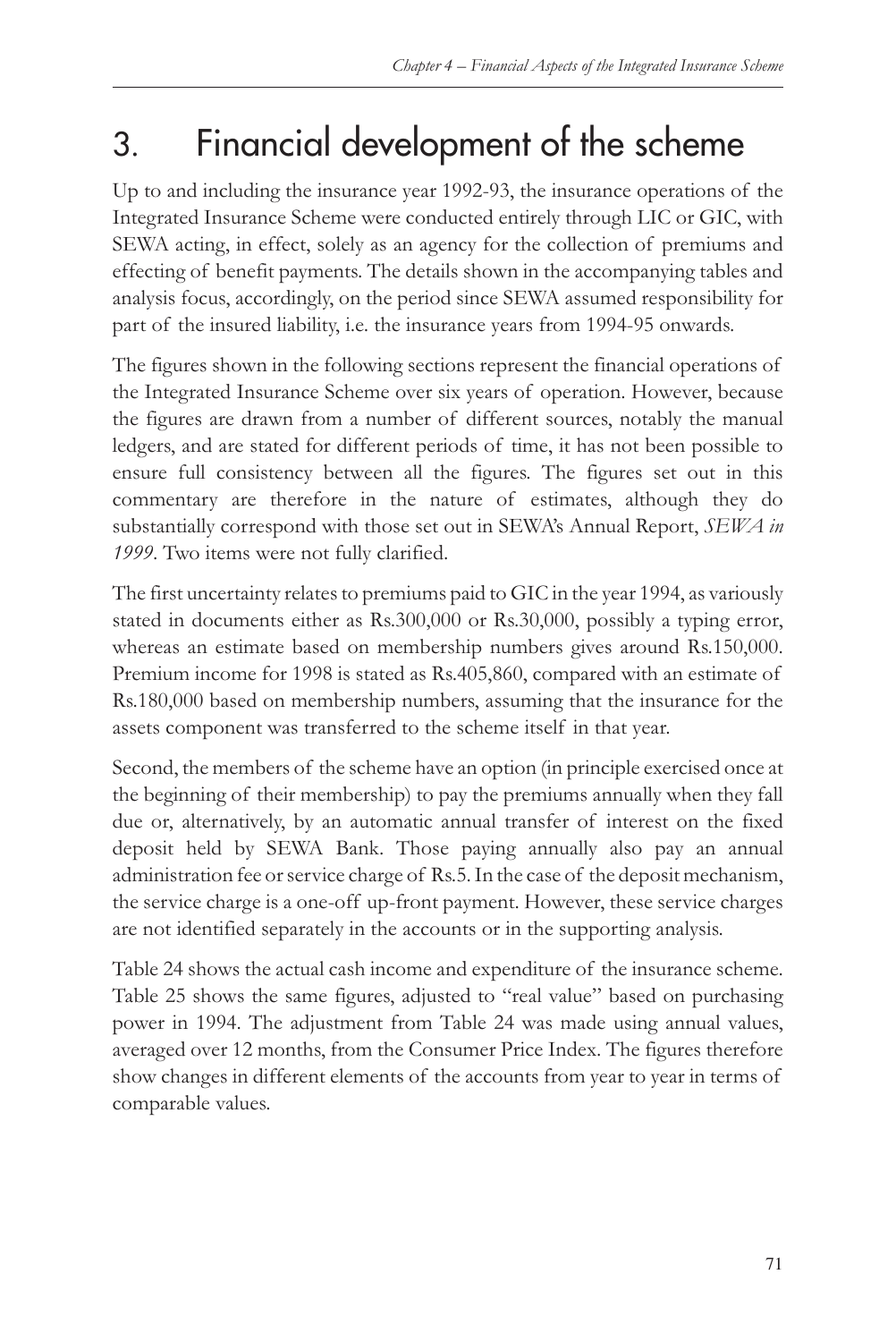# 3. Financial development of the scheme

Up to and including the insurance year 1992-93, the insurance operations of the Integrated Insurance Scheme were conducted entirely through LIC or GIC, with SEWA acting, in effect, solely as an agency for the collection of premiums and effecting of benefit payments. The details shown in the accompanying tables and analysis focus, accordingly, on the period since SEWA assumed responsibility for part of the insured liability, i.e. the insurance years from 1994-95 onwards.

The figures shown in the following sections represent the financial operations of the Integrated Insurance Scheme over six years of operation. However, because the figures are drawn from a number of different sources, notably the manual ledgers, and are stated for different periods of time, it has not been possible to ensure full consistency between all the figures. The figures set out in this commentary are therefore in the nature of estimates, although they do substantially correspond with those set out in SEWA's Annual Report, *SEWA in 1999*. Two items were not fully clarified.

The first uncertainty relates to premiums paid to GIC in the year 1994, as variously stated in documents either as Rs.300,000 or Rs.30,000, possibly a typing error, whereas an estimate based on membership numbers gives around Rs.150,000. Premium income for 1998 is stated as Rs.405,860, compared with an estimate of Rs.180,000 based on membership numbers, assuming that the insurance for the assets component was transferred to the scheme itself in that year.

Second, the members of the scheme have an option (in principle exercised once at the beginning of their membership) to pay the premiums annually when they fall due or, alternatively, by an automatic annual transfer of interest on the fixed deposit held by SEWA Bank. Those paying annually also pay an annual administration fee or service charge of Rs.5. In the case of the deposit mechanism, the service charge is a one-off up-front payment. However, these service charges are not identified separately in the accounts or in the supporting analysis.

Table 24 shows the actual cash income and expenditure of the insurance scheme. Table 25 shows the same figures, adjusted to "real value" based on purchasing power in 1994. The adjustment from Table 24 was made using annual values, averaged over 12 months, from the Consumer Price Index. The figures therefore show changes in different elements of the accounts from year to year in terms of comparable values.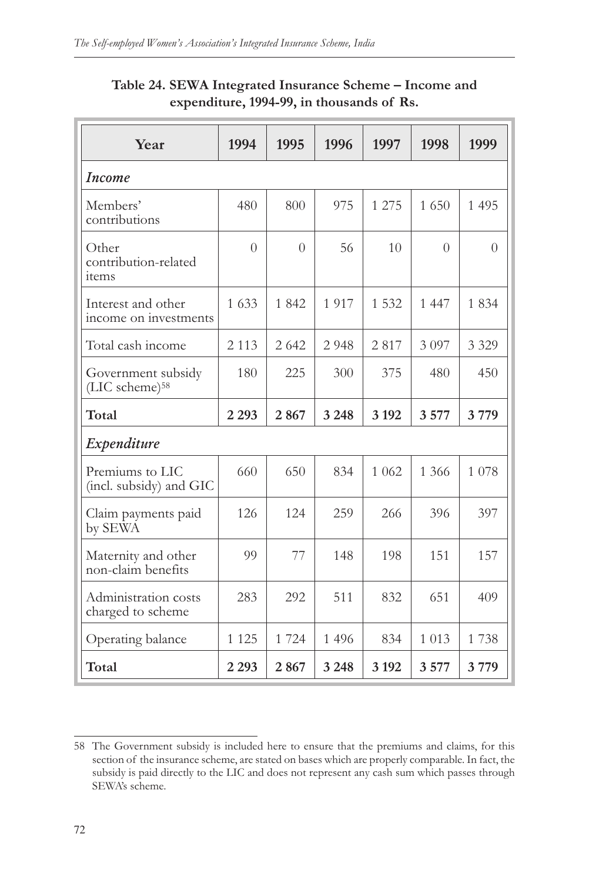**Table 24. SEWA Integrated Insurance Scheme – Income and expenditure, 1994-99, in thousands of Rs.**

| Year | 1994 | 1995 | 1996 | 1997 | 1998 | 1999 |
|---|---|---|---|---|---|---|
| *Income* | | | | | | |
| Members' contributions | 480 | 800 | 975 | 1 275 | 1 650 | 1 495 |
| Other contribution-related items | 0 | 0 | 56 | 10 | 0 | 0 |
| Interest and other income on investments | 1 633 | 1 842 | 1 917 | 1 532 | 1 447 | 1 834 |
| Total cash income | 2 113 | 2 642 | 2 948 | 2 817 | 3 097 | 3 329 |
| Government subsidy (LIC scheme)[58] | 180 | 225 | 300 | 375 | 480 | 450 |
| **Total** | **2 293** | **2 867** | **3 248** | **3 192** | **3 577** | **3 779** |
| ***Expenditure*** | | | | | | |
| Premiums to LIC (incl. subsidy) and GIC | 660 | 650 | 834 | 1 062 | 1 366 | 1 078 |
| Claim payments paid by SEWA | 126 | 124 | 259 | 266 | 396 | 397 |
| Maternity and other non-claim benefits | 99 | 77 | 148 | 198 | 151 | 157 |
| Administration costs charged to scheme | 283 | 292 | 511 | 832 | 651 | 409 |
| Operating balance | 1 125 | 1 724 | 1 496 | 834 | 1 013 | 1 738 |
| **Total** | **2 293** | **2 867** | **3 248** | **3 192** | **3 577** | **3 779** |

58 The Government subsidy is included here to ensure that the premiums and claims, for this section of the insurance scheme, are stated on bases which are properly comparable. In fact, the subsidy is paid directly to the LIC and does not represent any cash sum which passes through SEWA's scheme.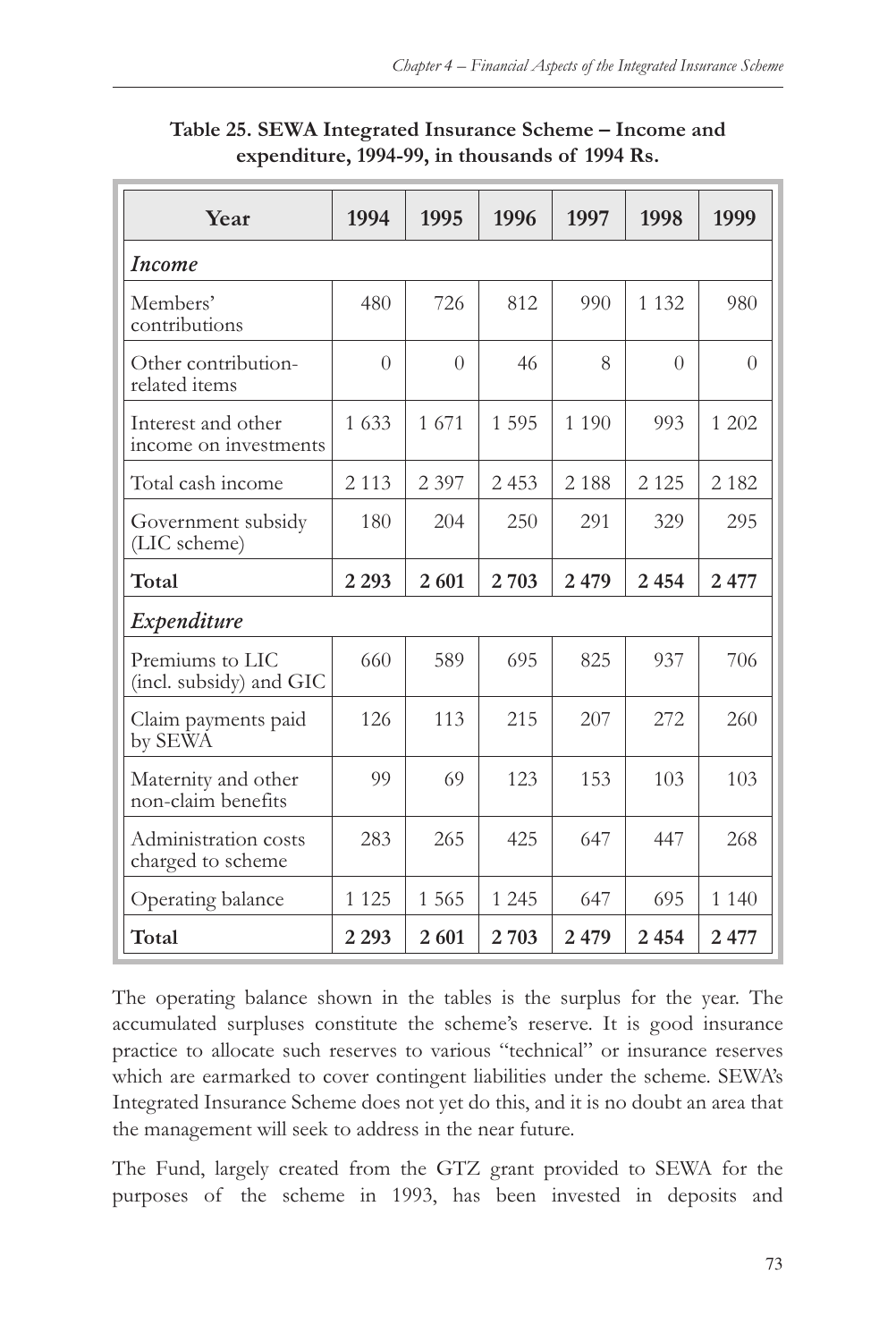**Table 25. SEWA Integrated Insurance Scheme – Income and expenditure, 1994-99, in thousands of 1994 Rs.**

| Year | 1994 | 1995 | 1996 | 1997 | 1998 | 1999 |
|---|---|---|---|---|---|---|
| *Income* | | | | | | |
| Members' contributions | 480 | 726 | 812 | 990 | 1 132 | 980 |
| Other contribution-related items | 0 | 0 | 46 | 8 | 0 | 0 |
| Interest and other income on investments | 1 633 | 1 671 | 1 595 | 1 190 | 993 | 1 202 |
| Total cash income | 2 113 | 2 397 | 2 453 | 2 188 | 2 125 | 2 182 |
| Government subsidy (LIC scheme) | 180 | 204 | 250 | 291 | 329 | 295 |
| **Total** | **2 293** | **2 601** | **2 703** | **2 479** | **2 454** | **2 477** |
| *Expenditure* | | | | | | |
| Premiums to LIC (incl. subsidy) and GIC | 660 | 589 | 695 | 825 | 937 | 706 |
| Claim payments paid by SEWA | 126 | 113 | 215 | 207 | 272 | 260 |
| Maternity and other non-claim benefits | 99 | 69 | 123 | 153 | 103 | 103 |
| Administration costs charged to scheme | 283 | 265 | 425 | 647 | 447 | 268 |
| Operating balance | 1 125 | 1 565 | 1 245 | 647 | 695 | 1 140 |
| **Total** | **2 293** | **2 601** | **2 703** | **2 479** | **2 454** | **2 477** |

The operating balance shown in the tables is the surplus for the year. The accumulated surpluses constitute the scheme's reserve. It is good insurance practice to allocate such reserves to various "technical" or insurance reserves which are earmarked to cover contingent liabilities under the scheme. SEWA's Integrated Insurance Scheme does not yet do this, and it is no doubt an area that the management will seek to address in the near future.

The Fund, largely created from the GTZ grant provided to SEWA for the purposes of the scheme in 1993, has been invested in deposits and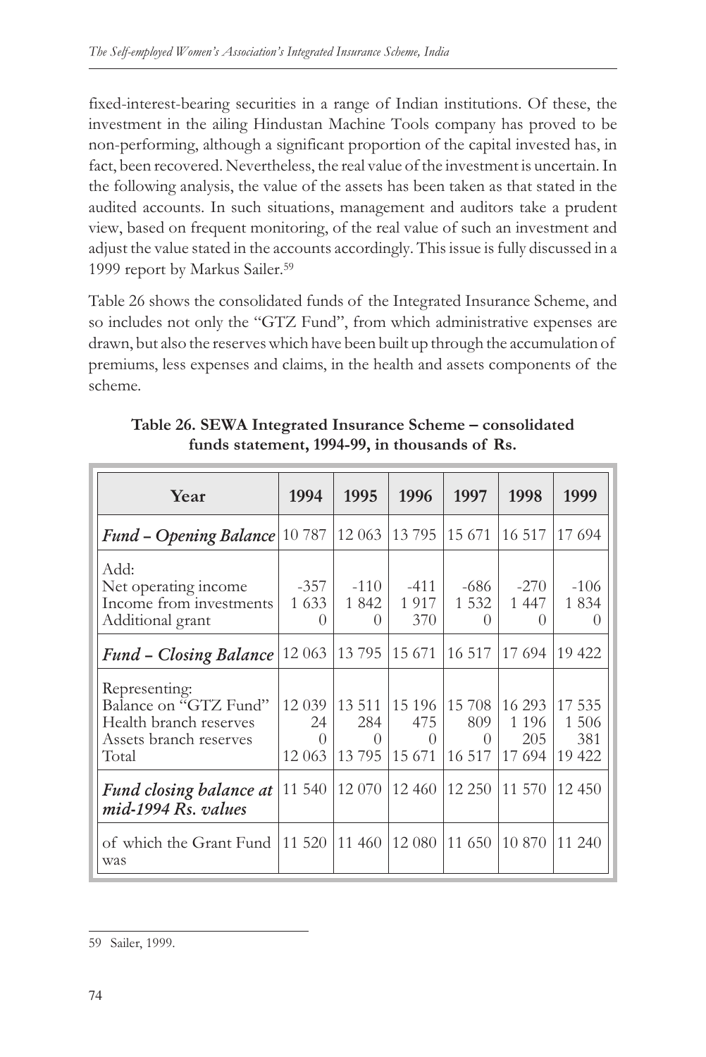fixed-interest-bearing securities in a range of Indian institutions. Of these, the investment in the ailing Hindustan Machine Tools company has proved to be non-performing, although a significant proportion of the capital invested has, in fact, been recovered. Nevertheless, the real value of the investment is uncertain. In the following analysis, the value of the assets has been taken as that stated in the audited accounts. In such situations, management and auditors take a prudent view, based on frequent monitoring, of the real value of such an investment and adjust the value stated in the accounts accordingly. This issue is fully discussed in a 1999 report by Markus Sailer.[59]

Table 26 shows the consolidated funds of the Integrated Insurance Scheme, and so includes not only the "GTZ Fund", from which administrative expenses are drawn, but also the reserves which have been built up through the accumulation of premiums, less expenses and claims, in the health and assets components of the scheme.

**Table 26. SEWA Integrated Insurance Scheme – consolidated funds statement, 1994-99, in thousands of Rs.**

| Year | 1994 | 1995 | 1996 | 1997 | 1998 | 1999 |
|---|---|---|---|---|---|---|
| ***Fund – Opening Balance*** | 10 787 | 12 063 | 13 795 | 15 671 | 16 517 | 17 694 |
| Add: | | | | | | |
| Net operating income | -357 | -110 | -411 | -686 | -270 | -106 |
| Income from investments | 1 633 | 1 842 | 1 917 | 1 532 | 1 447 | 1 834 |
| Additional grant | 0 | 0 | 370 | 0 | 0 | 0 |
| ***Fund – Closing Balance*** | 12 063 | 13 795 | 15 671 | 16 517 | 17 694 | 19 422 |
| Representing: | | | | | | |
| Balance on "GTZ Fund" | 12 039 | 13 511 | 15 196 | 15 708 | 16 293 | 17 535 |
| Health branch reserves | 24 | 284 | 475 | 809 | 1 196 | 1 506 |
| Assets branch reserves | 0 | 0 | 0 | 0 | 205 | 381 |
| Total | 12 063 | 13 795 | 15 671 | 16 517 | 17 694 | 19 422 |
| ***Fund closing balance at mid-1994 Rs. values*** | 11 540 | 12 070 | 12 460 | 12 250 | 11 570 | 12 450 |
| of which the Grant Fund was | 11 520 | 11 460 | 12 080 | 11 650 | 10 870 | 11 240 |

---

59 Sailer, 1999.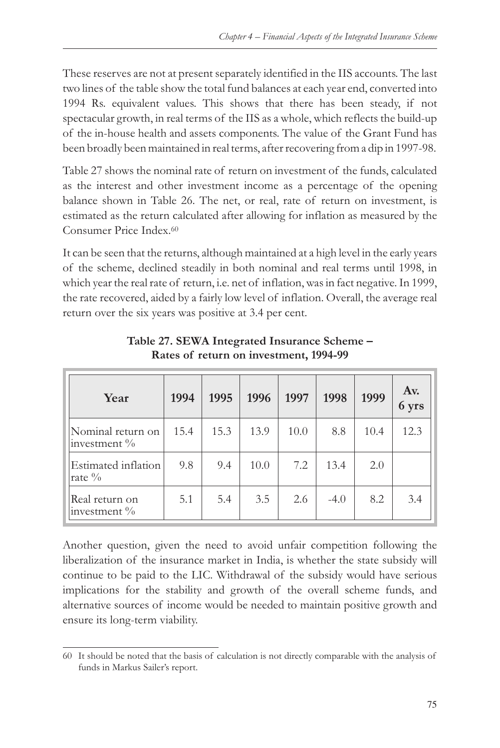These reserves are not at present separately identified in the IIS accounts. The last two lines of the table show the total fund balances at each year end, converted into 1994 Rs. equivalent values. This shows that there has been steady, if not spectacular growth, in real terms of the IIS as a whole, which reflects the build-up of the in-house health and assets components. The value of the Grant Fund has been broadly been maintained in real terms, after recovering from a dip in 1997-98.

Table 27 shows the nominal rate of return on investment of the funds, calculated as the interest and other investment income as a percentage of the opening balance shown in Table 26. The net, or real, rate of return on investment, is estimated as the return calculated after allowing for inflation as measured by the Consumer Price Index.[60]

It can be seen that the returns, although maintained at a high level in the early years of the scheme, declined steadily in both nominal and real terms until 1998, in which year the real rate of return, i.e. net of inflation, was in fact negative. In 1999, the rate recovered, aided by a fairly low level of inflation. Overall, the average real return over the six years was positive at 3.4 per cent.

**Table 27. SEWA Integrated Insurance Scheme – Rates of return on investment, 1994-99**

| Year | 1994 | 1995 | 1996 | 1997 | 1998 | 1999 | Av. 6 yrs |
|---|---|---|---|---|---|---|---|
| Nominal return on investment % | 15.4 | 15.3 | 13.9 | 10.0 | 8.8 | 10.4 | 12.3 |
| Estimated inflation rate % | 9.8 | 9.4 | 10.0 | 7.2 | 13.4 | 2.0 | |
| Real return on investment % | 5.1 | 5.4 | 3.5 | 2.6 | -4.0 | 8.2 | 3.4 |

Another question, given the need to avoid unfair competition following the liberalization of the insurance market in India, is whether the state subsidy will continue to be paid to the LIC. Withdrawal of the subsidy would have serious implications for the stability and growth of the overall scheme funds, and alternative sources of income would be needed to maintain positive growth and ensure its long-term viability.

60 It should be noted that the basis of calculation is not directly comparable with the analysis of funds in Markus Sailer's report.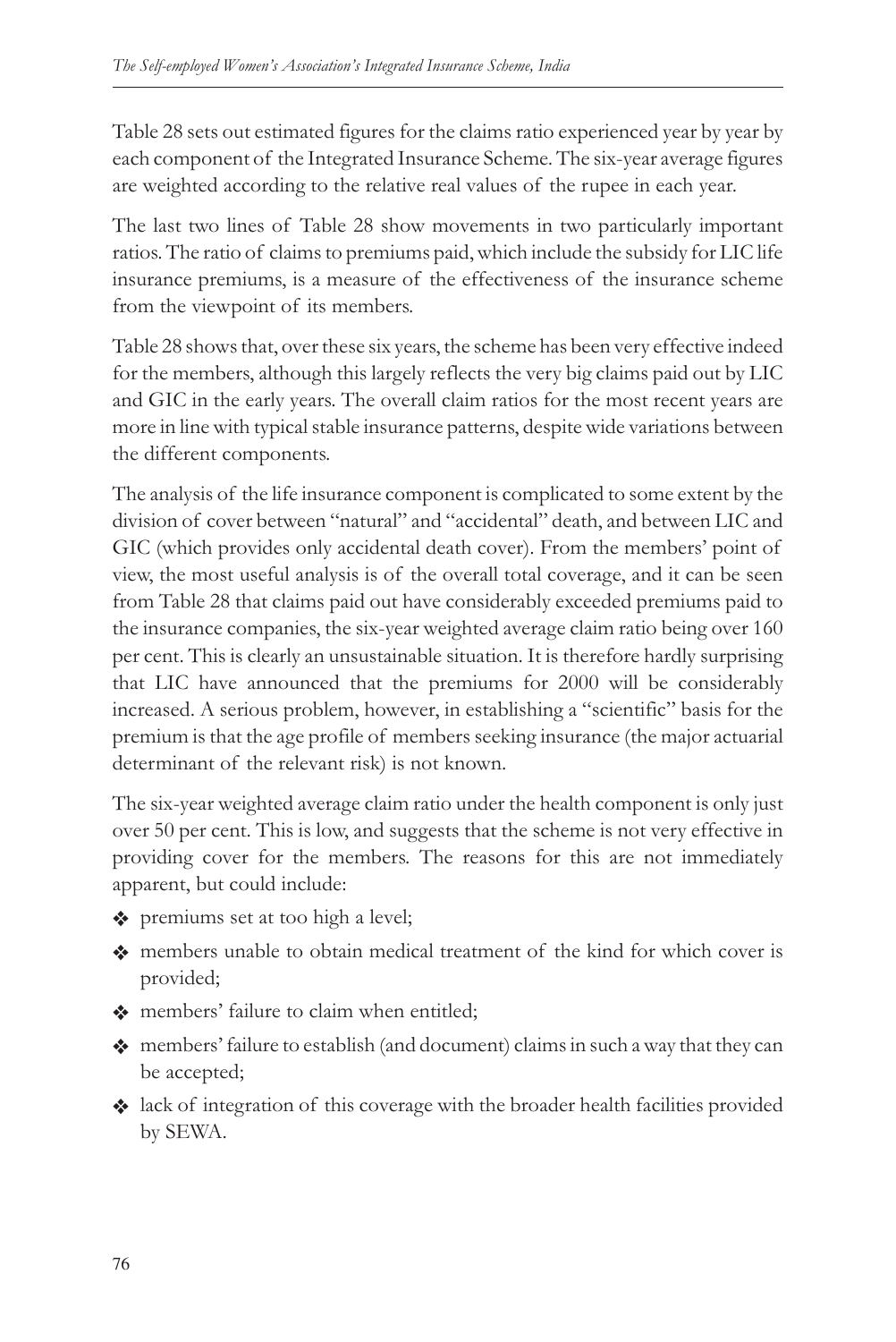Table 28 sets out estimated figures for the claims ratio experienced year by year by each component of the Integrated Insurance Scheme. The six-year average figures are weighted according to the relative real values of the rupee in each year.

The last two lines of Table 28 show movements in two particularly important ratios. The ratio of claims to premiums paid, which include the subsidy for LIC life insurance premiums, is a measure of the effectiveness of the insurance scheme from the viewpoint of its members.

Table 28 shows that, over these six years, the scheme has been very effective indeed for the members, although this largely reflects the very big claims paid out by LIC and GIC in the early years. The overall claim ratios for the most recent years are more in line with typical stable insurance patterns, despite wide variations between the different components.

The analysis of the life insurance component is complicated to some extent by the division of cover between "natural" and "accidental" death, and between LIC and GIC (which provides only accidental death cover). From the members' point of view, the most useful analysis is of the overall total coverage, and it can be seen from Table 28 that claims paid out have considerably exceeded premiums paid to the insurance companies, the six-year weighted average claim ratio being over 160 per cent. This is clearly an unsustainable situation. It is therefore hardly surprising that LIC have announced that the premiums for 2000 will be considerably increased. A serious problem, however, in establishing a "scientific" basis for the premium is that the age profile of members seeking insurance (the major actuarial determinant of the relevant risk) is not known.

The six-year weighted average claim ratio under the health component is only just over 50 per cent. This is low, and suggests that the scheme is not very effective in providing cover for the members. The reasons for this are not immediately apparent, but could include:

- premiums set at too high a level;
- members unable to obtain medical treatment of the kind for which cover is provided;
- members' failure to claim when entitled;
- members' failure to establish (and document) claims in such a way that they can be accepted;
- lack of integration of this coverage with the broader health facilities provided by SEWA.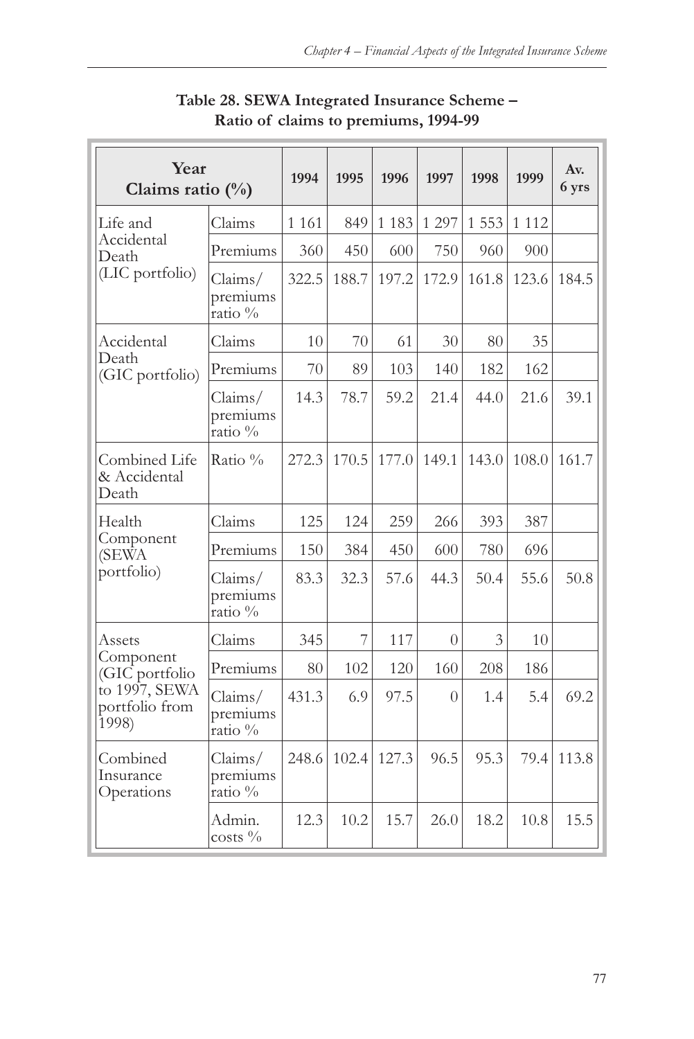**Table 28. SEWA Integrated Insurance Scheme – Ratio of claims to premiums, 1994-99**

| Year Claims ratio (%) | | 1994 | 1995 | 1996 | 1997 | 1998 | 1999 | Av. 6 yrs |
|---|---|---|---|---|---|---|---|---|
| Life and Accidental Death (LIC portfolio) | Claims | 1 161 | 849 | 1 183 | 1 297 | 1 553 | 1 112 | |
| | Premiums | 360 | 450 | 600 | 750 | 960 | 900 | |
| | Claims/ premiums ratio % | 322.5 | 188.7 | 197.2 | 172.9 | 161.8 | 123.6 | 184.5 |
| Accidental Death (GIC portfolio) | Claims | 10 | 70 | 61 | 30 | 80 | 35 | |
| | Premiums | 70 | 89 | 103 | 140 | 182 | 162 | |
| | Claims/ premiums ratio % | 14.3 | 78.7 | 59.2 | 21.4 | 44.0 | 21.6 | 39.1 |
| Combined Life & Accidental Death | Ratio % | 272.3 | 170.5 | 177.0 | 149.1 | 143.0 | 108.0 | 161.7 |
| Health Component (SEWA portfolio) | Claims | 125 | 124 | 259 | 266 | 393 | 387 | |
| | Premiums | 150 | 384 | 450 | 600 | 780 | 696 | |
| | Claims/ premiums ratio % | 83.3 | 32.3 | 57.6 | 44.3 | 50.4 | 55.6 | 50.8 |
| Assets Component (GIC portfolio to 1997, SEWA portfolio from 1998) | Claims | 345 | 7 | 117 | 0 | 3 | 10 | |
| | Premiums | 80 | 102 | 120 | 160 | 208 | 186 | |
| | Claims/ premiums ratio % | 431.3 | 6.9 | 97.5 | 0 | 1.4 | 5.4 | 69.2 |
| Combined Insurance Operations | Claims/ premiums ratio % | 248.6 | 102.4 | 127.3 | 96.5 | 95.3 | 79.4 | 113.8 |
| | Admin. costs % | 12.3 | 10.2 | 15.7 | 26.0 | 18.2 | 10.8 | 15.5 |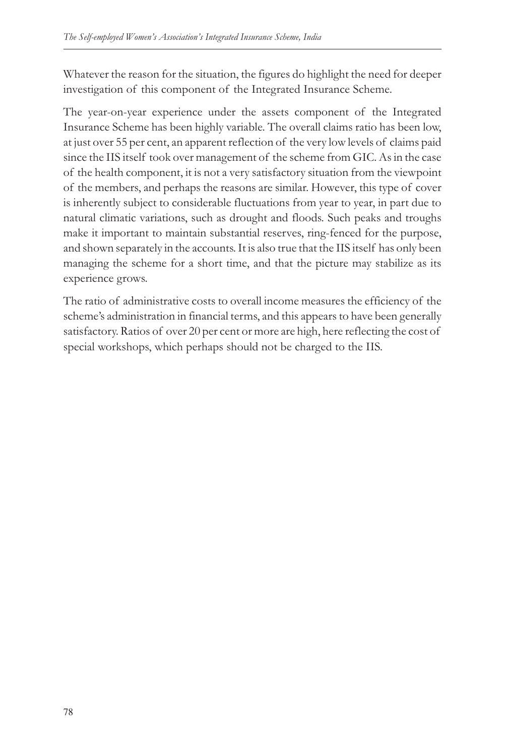Whatever the reason for the situation, the figures do highlight the need for deeper investigation of this component of the Integrated Insurance Scheme.

The year-on-year experience under the assets component of the Integrated Insurance Scheme has been highly variable. The overall claims ratio has been low, at just over 55 per cent, an apparent reflection of the very low levels of claims paid since the IIS itself took over management of the scheme from GIC. As in the case of the health component, it is not a very satisfactory situation from the viewpoint of the members, and perhaps the reasons are similar. However, this type of cover is inherently subject to considerable fluctuations from year to year, in part due to natural climatic variations, such as drought and floods. Such peaks and troughs make it important to maintain substantial reserves, ring-fenced for the purpose, and shown separately in the accounts. It is also true that the IIS itself has only been managing the scheme for a short time, and that the picture may stabilize as its experience grows.

The ratio of administrative costs to overall income measures the efficiency of the scheme's administration in financial terms, and this appears to have been generally satisfactory. Ratios of over 20 per cent or more are high, here reflecting the cost of special workshops, which perhaps should not be charged to the IIS.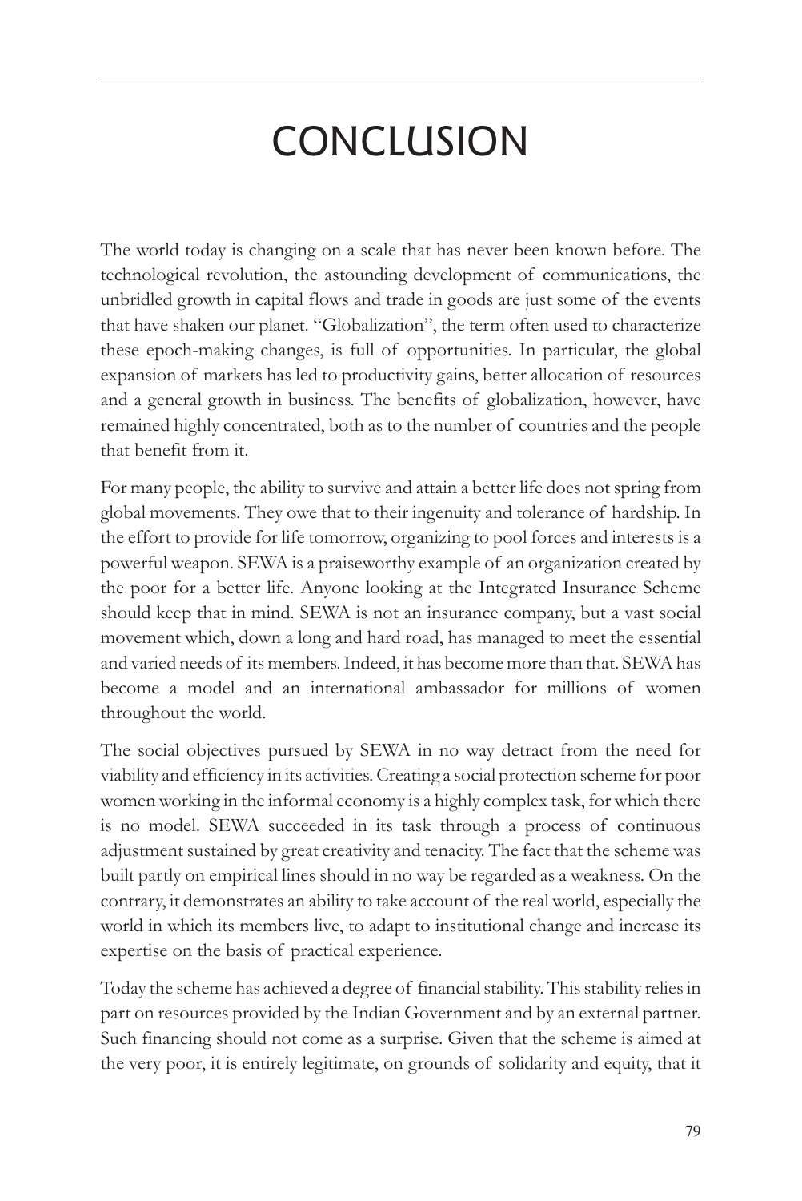# CONCLUSION

The world today is changing on a scale that has never been known before. The technological revolution, the astounding development of communications, the unbridled growth in capital flows and trade in goods are just some of the events that have shaken our planet. "Globalization", the term often used to characterize these epoch-making changes, is full of opportunities. In particular, the global expansion of markets has led to productivity gains, better allocation of resources and a general growth in business. The benefits of globalization, however, have remained highly concentrated, both as to the number of countries and the people that benefit from it.

For many people, the ability to survive and attain a better life does not spring from global movements. They owe that to their ingenuity and tolerance of hardship. In the effort to provide for life tomorrow, organizing to pool forces and interests is a powerful weapon. SEWA is a praiseworthy example of an organization created by the poor for a better life. Anyone looking at the Integrated Insurance Scheme should keep that in mind. SEWA is not an insurance company, but a vast social movement which, down a long and hard road, has managed to meet the essential and varied needs of its members. Indeed, it has become more than that. SEWA has become a model and an international ambassador for millions of women throughout the world.

The social objectives pursued by SEWA in no way detract from the need for viability and efficiency in its activities. Creating a social protection scheme for poor women working in the informal economy is a highly complex task, for which there is no model. SEWA succeeded in its task through a process of continuous adjustment sustained by great creativity and tenacity. The fact that the scheme was built partly on empirical lines should in no way be regarded as a weakness. On the contrary, it demonstrates an ability to take account of the real world, especially the world in which its members live, to adapt to institutional change and increase its expertise on the basis of practical experience.

Today the scheme has achieved a degree of financial stability. This stability relies in part on resources provided by the Indian Government and by an external partner. Such financing should not come as a surprise. Given that the scheme is aimed at the very poor, it is entirely legitimate, on grounds of solidarity and equity, that it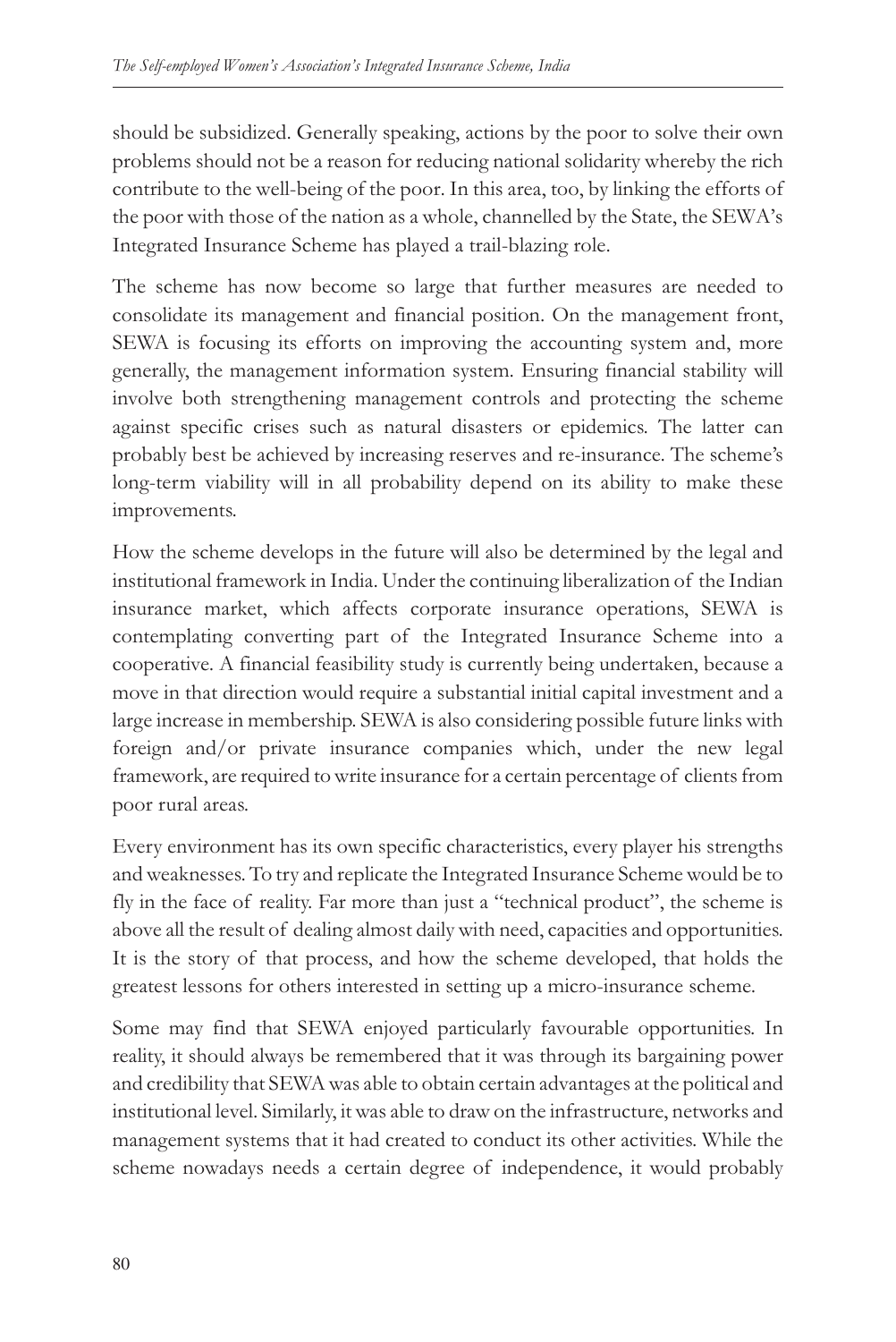should be subsidized. Generally speaking, actions by the poor to solve their own problems should not be a reason for reducing national solidarity whereby the rich contribute to the well-being of the poor. In this area, too, by linking the efforts of the poor with those of the nation as a whole, channelled by the State, the SEWA's Integrated Insurance Scheme has played a trail-blazing role.

The scheme has now become so large that further measures are needed to consolidate its management and financial position. On the management front, SEWA is focusing its efforts on improving the accounting system and, more generally, the management information system. Ensuring financial stability will involve both strengthening management controls and protecting the scheme against specific crises such as natural disasters or epidemics. The latter can probably best be achieved by increasing reserves and re-insurance. The scheme's long-term viability will in all probability depend on its ability to make these improvements.

How the scheme develops in the future will also be determined by the legal and institutional framework in India. Under the continuing liberalization of the Indian insurance market, which affects corporate insurance operations, SEWA is contemplating converting part of the Integrated Insurance Scheme into a cooperative. A financial feasibility study is currently being undertaken, because a move in that direction would require a substantial initial capital investment and a large increase in membership. SEWA is also considering possible future links with foreign and/or private insurance companies which, under the new legal framework, are required to write insurance for a certain percentage of clients from poor rural areas.

Every environment has its own specific characteristics, every player his strengths and weaknesses. To try and replicate the Integrated Insurance Scheme would be to fly in the face of reality. Far more than just a "technical product", the scheme is above all the result of dealing almost daily with need, capacities and opportunities. It is the story of that process, and how the scheme developed, that holds the greatest lessons for others interested in setting up a micro-insurance scheme.

Some may find that SEWA enjoyed particularly favourable opportunities. In reality, it should always be remembered that it was through its bargaining power and credibility that SEWA was able to obtain certain advantages at the political and institutional level. Similarly, it was able to draw on the infrastructure, networks and management systems that it had created to conduct its other activities. While the scheme nowadays needs a certain degree of independence, it would probably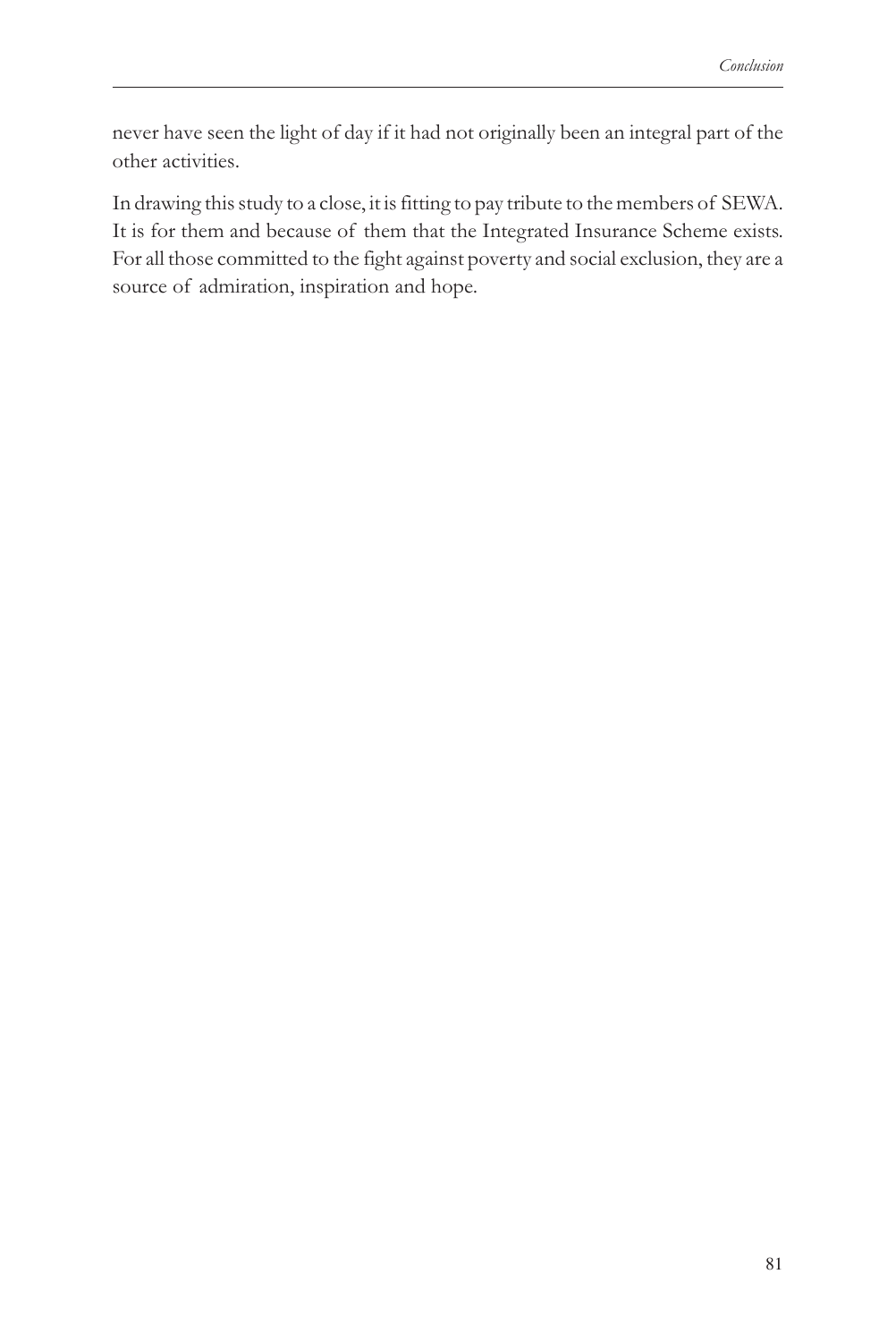never have seen the light of day if it had not originally been an integral part of the other activities.

In drawing this study to a close, it is fitting to pay tribute to the members of SEWA. It is for them and because of them that the Integrated Insurance Scheme exists. For all those committed to the fight against poverty and social exclusion, they are a source of admiration, inspiration and hope.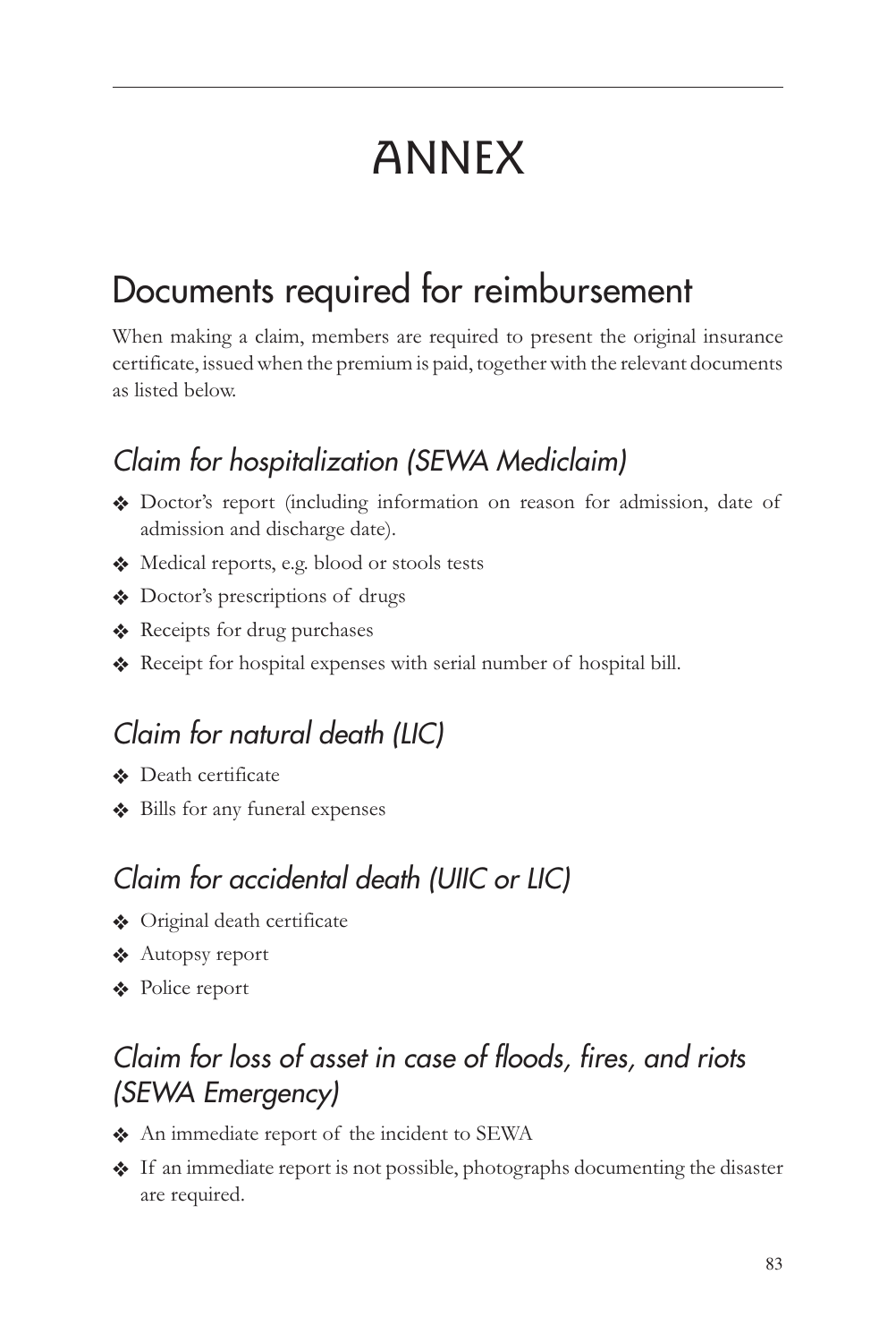# ANNEX

## Documents required for reimbursement

When making a claim, members are required to present the original insurance certificate, issued when the premium is paid, together with the relevant documents as listed below.

### *Claim for hospitalization (SEWA Mediclaim)*

- Doctor's report (including information on reason for admission, date of admission and discharge date).
- Medical reports, e.g. blood or stools tests
- Doctor's prescriptions of drugs
- Receipts for drug purchases
- Receipt for hospital expenses with serial number of hospital bill.

### *Claim for natural death (LIC)*

- Death certificate
- Bills for any funeral expenses

### *Claim for accidental death (UIIC or LIC)*

- Original death certificate
- Autopsy report
- Police report

### *Claim for loss of asset in case of floods, fires, and riots (SEWA Emergency)*

- An immediate report of the incident to SEWA
- If an immediate report is not possible, photographs documenting the disaster are required.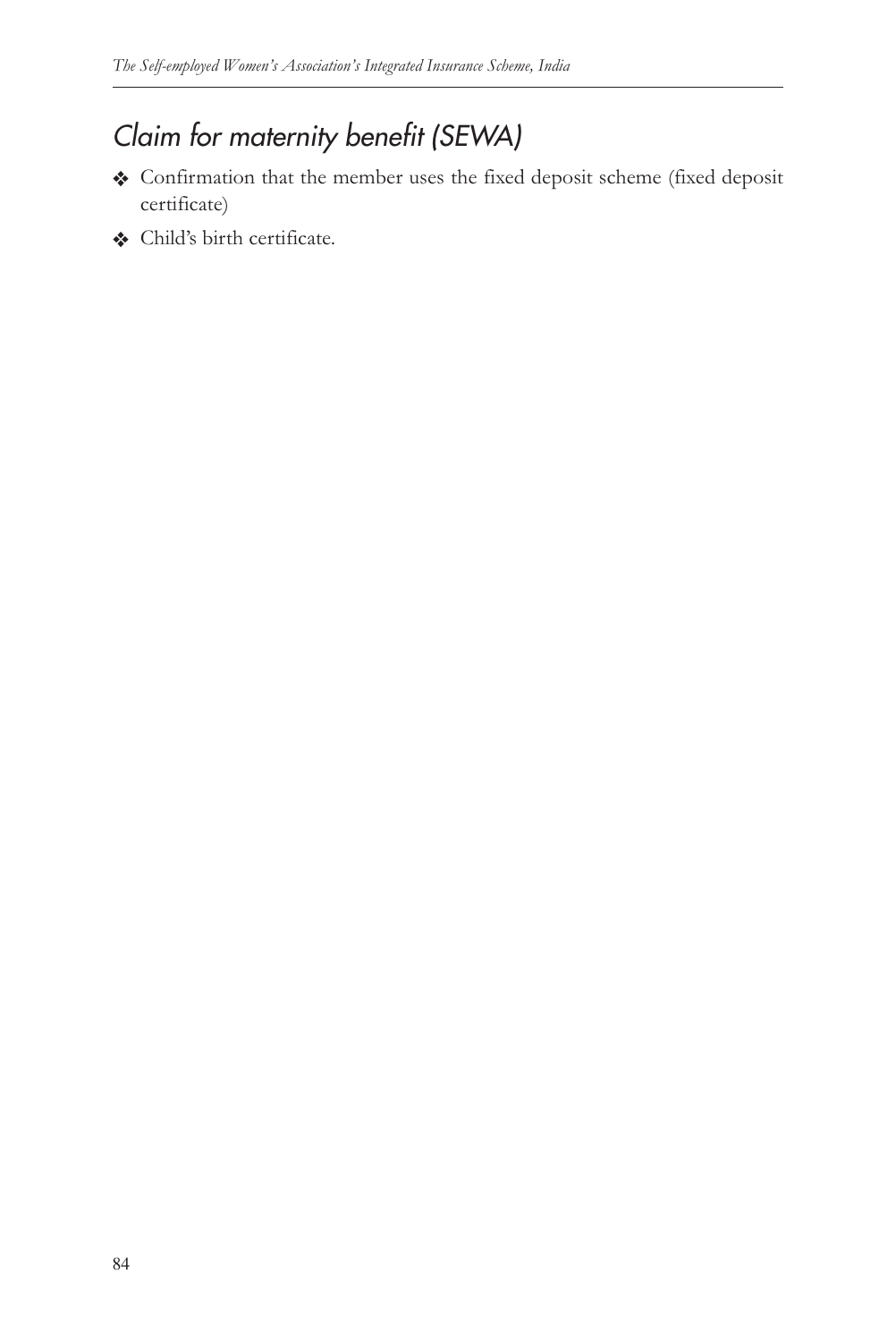## Claim for maternity benefit (SEWA)

- Confirmation that the member uses the fixed deposit scheme (fixed deposit certificate)
- Child's birth certificate.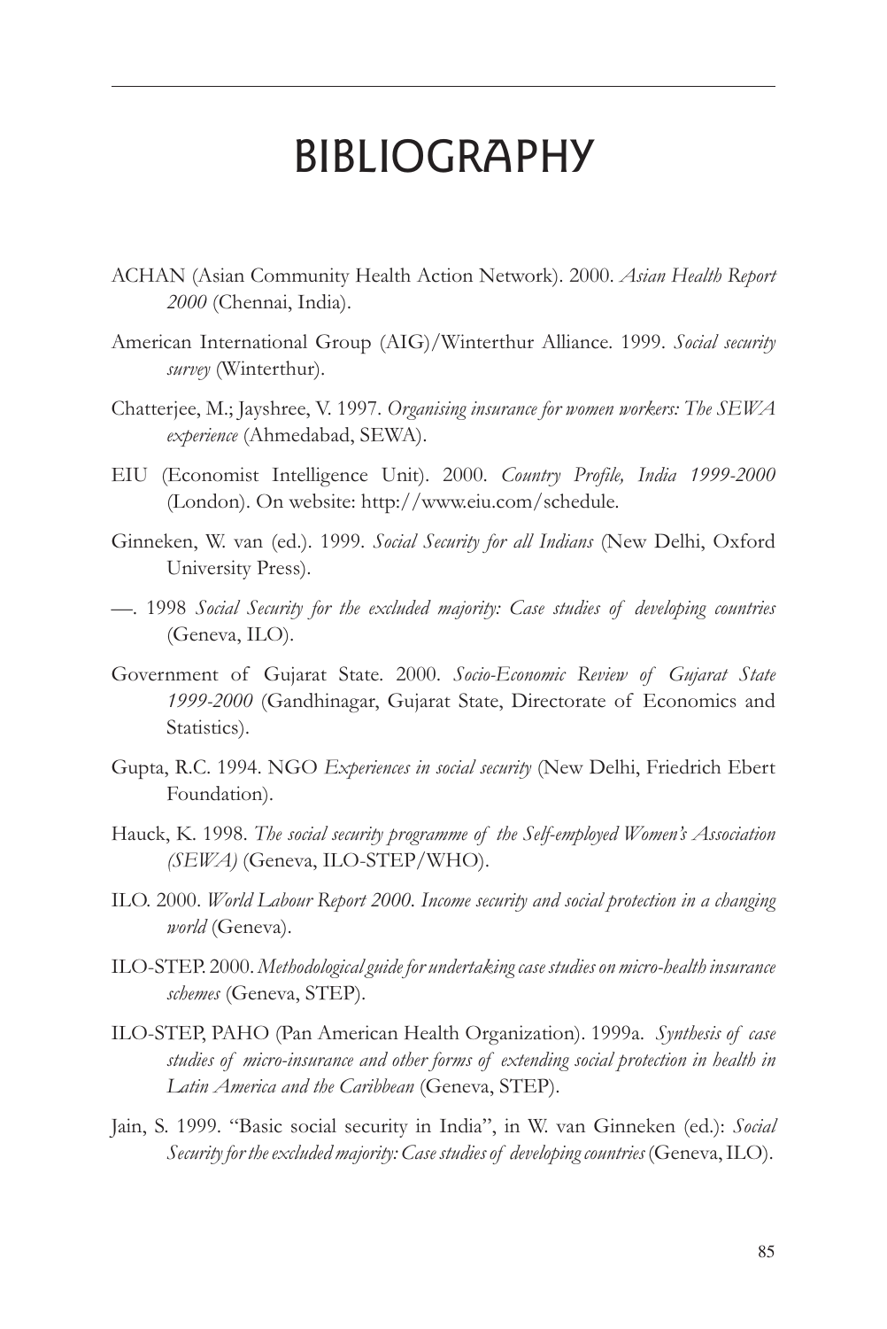# BIBLIOGRAPHY

ACHAN (Asian Community Health Action Network). 2000. *Asian Health Report 2000* (Chennai, India).

American International Group (AIG)/Winterthur Alliance. 1999. *Social security survey* (Winterthur).

Chatterjee, M.; Jayshree, V. 1997. *Organising insurance for women workers: The SEWA experience* (Ahmedabad, SEWA).

EIU (Economist Intelligence Unit). 2000. *Country Profile, India 1999-2000* (London). On website: http://www.eiu.com/schedule.

Ginneken, W. van (ed.). 1999. *Social Security for all Indians* (New Delhi, Oxford University Press).

—. 1998 *Social Security for the excluded majority: Case studies of developing countries* (Geneva, ILO).

Government of Gujarat State. 2000. *Socio-Economic Review of Gujarat State 1999-2000* (Gandhinagar, Gujarat State, Directorate of Economics and Statistics).

Gupta, R.C. 1994. NGO *Experiences in social security* (New Delhi, Friedrich Ebert Foundation).

Hauck, K. 1998. *The social security programme of the Self-employed Women's Association (SEWA)* (Geneva, ILO-STEP/WHO).

ILO. 2000. *World Labour Report 2000. Income security and social protection in a changing world* (Geneva).

ILO-STEP. 2000. *Methodological guide for undertaking case studies on micro-health insurance schemes* (Geneva, STEP).

ILO-STEP, PAHO (Pan American Health Organization). 1999a. *Synthesis of case studies of micro-insurance and other forms of extending social protection in health in Latin America and the Caribbean* (Geneva, STEP).

Jain, S. 1999. "Basic social security in India", in W. van Ginneken (ed.): *Social Security for the excluded majority: Case studies of developing countries* (Geneva, ILO).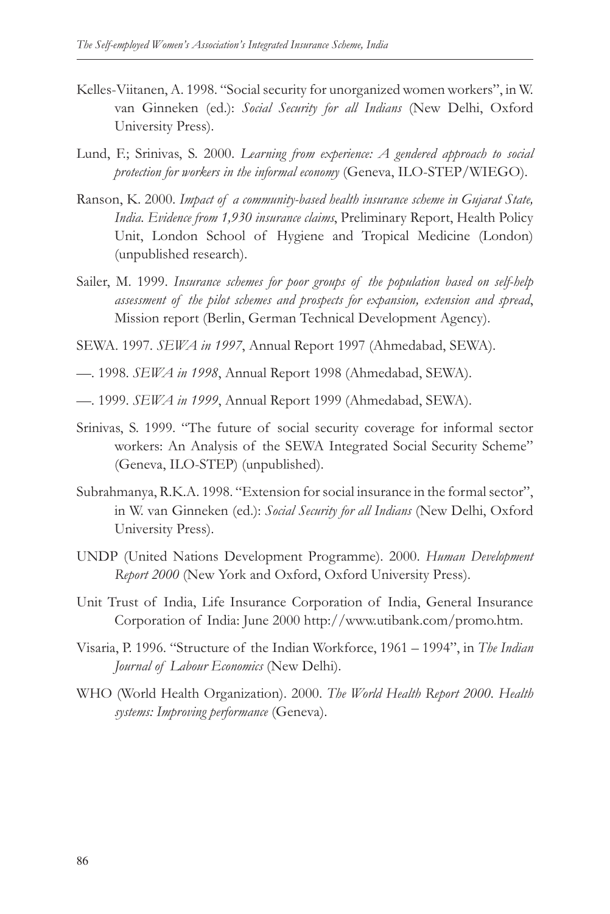Kelles-Viitanen, A. 1998. "Social security for unorganized women workers", in W. van Ginneken (ed.): *Social Security for all Indians* (New Delhi, Oxford University Press).

Lund, F.; Srinivas, S. 2000. *Learning from experience: A gendered approach to social protection for workers in the informal economy* (Geneva, ILO-STEP/WIEGO).

Ranson, K. 2000. *Impact of a community-based health insurance scheme in Gujarat State, India. Evidence from 1,930 insurance claims*, Preliminary Report, Health Policy Unit, London School of Hygiene and Tropical Medicine (London) (unpublished research).

Sailer, M. 1999. *Insurance schemes for poor groups of the population based on self-help assessment of the pilot schemes and prospects for expansion, extension and spread*, Mission report (Berlin, German Technical Development Agency).

SEWA. 1997. *SEWA in 1997*, Annual Report 1997 (Ahmedabad, SEWA).

—. 1998. *SEWA in 1998*, Annual Report 1998 (Ahmedabad, SEWA).

—. 1999. *SEWA in 1999*, Annual Report 1999 (Ahmedabad, SEWA).

Srinivas, S. 1999. "The future of social security coverage for informal sector workers: An Analysis of the SEWA Integrated Social Security Scheme" (Geneva, ILO-STEP) (unpublished).

Subrahmanya, R.K.A. 1998. "Extension for social insurance in the formal sector", in W. van Ginneken (ed.): *Social Security for all Indians* (New Delhi, Oxford University Press).

UNDP (United Nations Development Programme). 2000. *Human Development Report 2000* (New York and Oxford, Oxford University Press).

Unit Trust of India, Life Insurance Corporation of India, General Insurance Corporation of India: June 2000 http://www.utibank.com/promo.htm.

Visaria, P. 1996. "Structure of the Indian Workforce, 1961 – 1994", in *The Indian Journal of Labour Economics* (New Delhi).

WHO (World Health Organization). 2000. *The World Health Report 2000. Health systems: Improving performance* (Geneva).